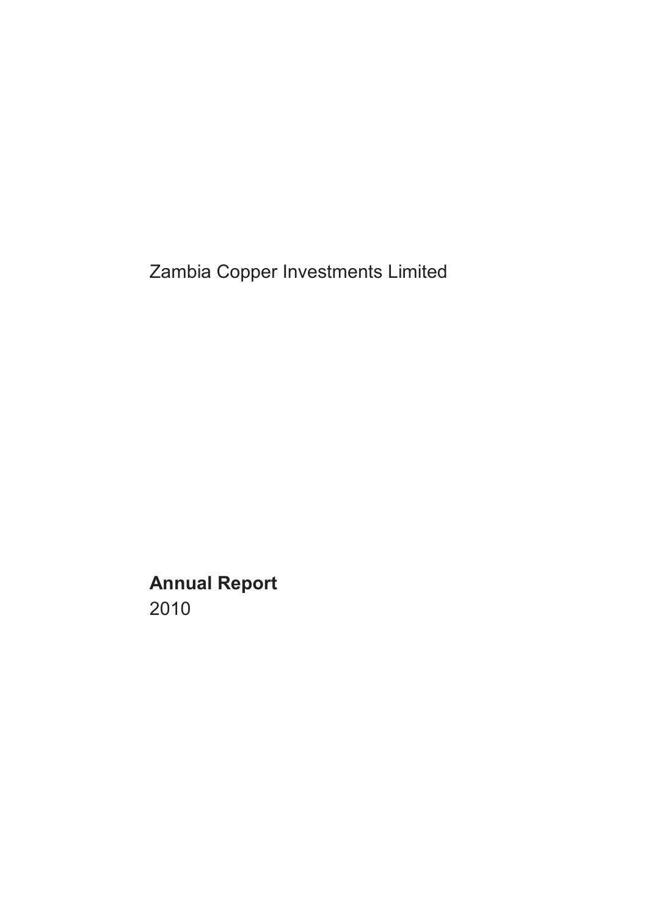Zambia Copper Investments Limited

**Annual Report**

2010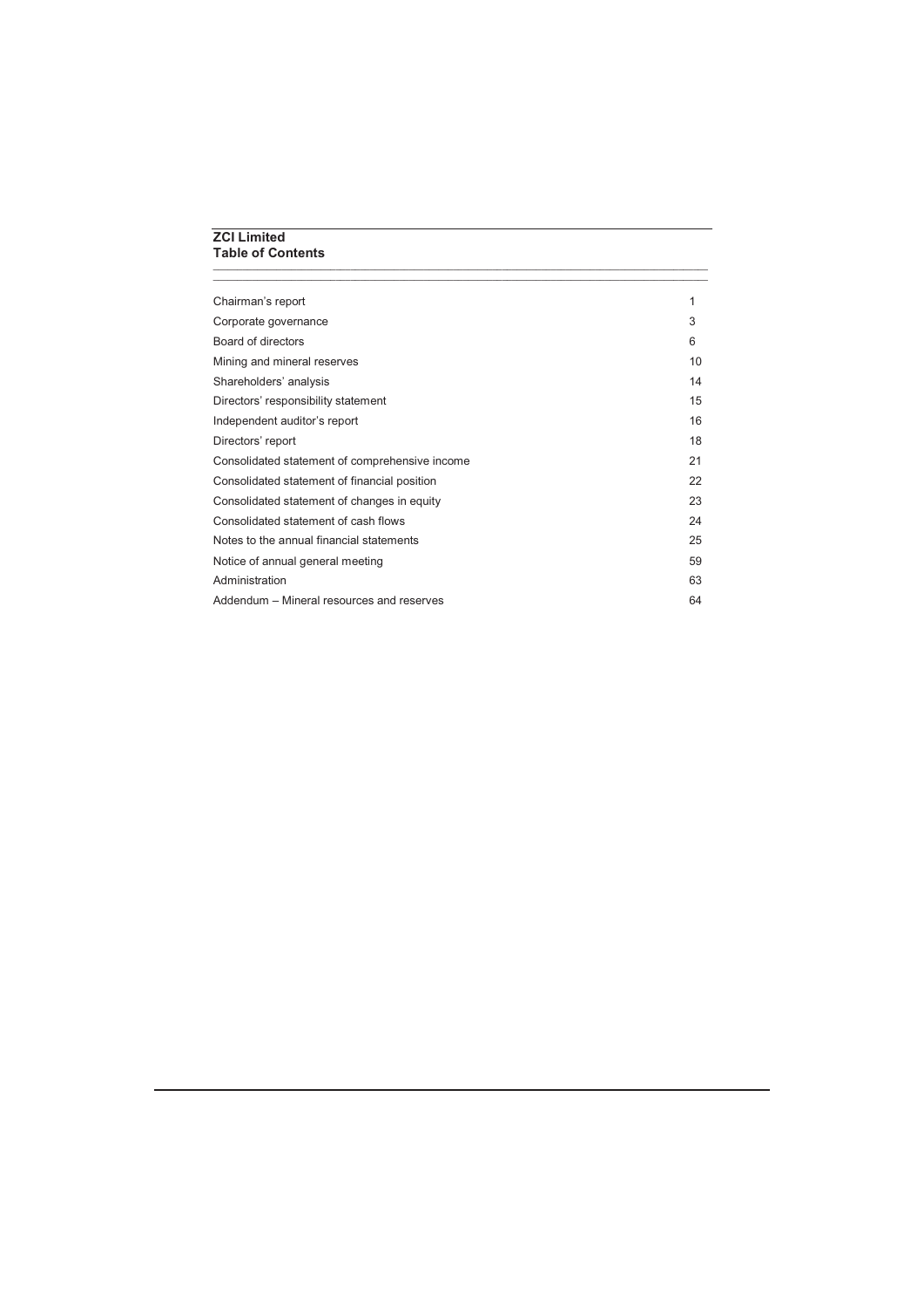# ZCI Limited
## Table of Contents

| | |
|---|---|
| Chairman's report | 1 |
| Corporate governance | 3 |
| Board of directors | 6 |
| Mining and mineral reserves | 10 |
| Shareholders' analysis | 14 |
| Directors' responsibility statement | 15 |
| Independent auditor's report | 16 |
| Directors' report | 18 |
| Consolidated statement of comprehensive income | 21 |
| Consolidated statement of financial position | 22 |
| Consolidated statement of changes in equity | 23 |
| Consolidated statement of cash flows | 24 |
| Notes to the annual financial statements | 25 |
| Notice of annual general meeting | 59 |
| Administration | 63 |
| Addendum – Mineral resources and reserves | 64 |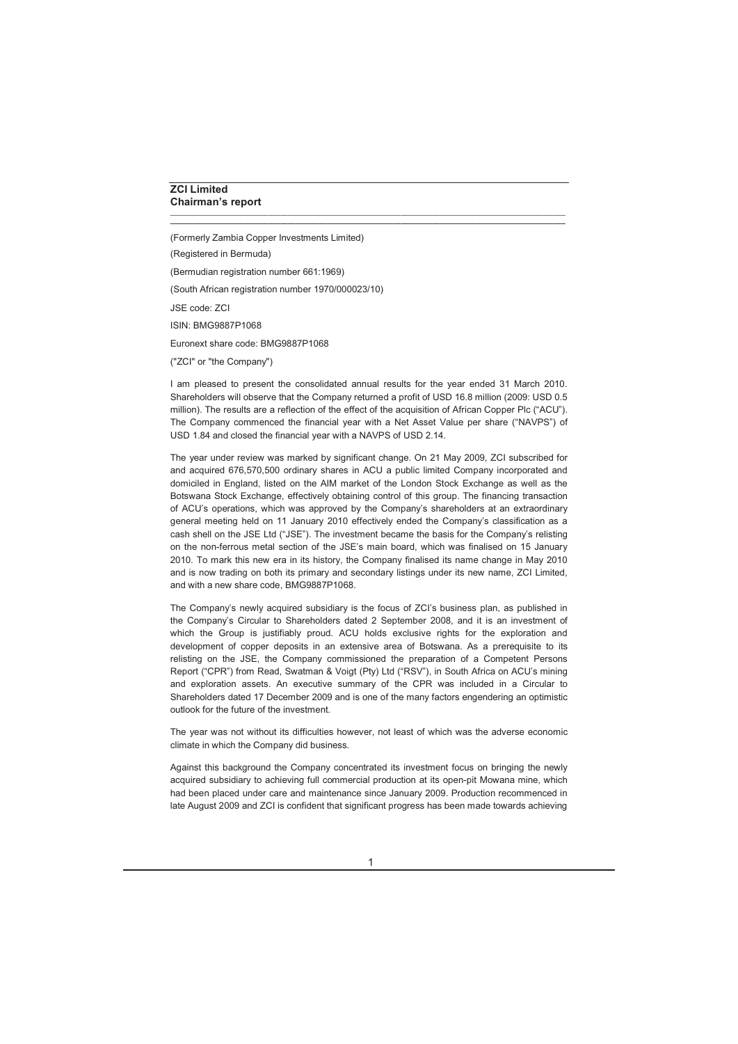**ZCI Limited**
**Chairman's report**

(Formerly Zambia Copper Investments Limited)

(Registered in Bermuda)

(Bermudian registration number 661:1969)

(South African registration number 1970/000023/10)

JSE code: ZCI

ISIN: BMG9887P1068

Euronext share code: BMG9887P1068

("ZCI" or "the Company")

I am pleased to present the consolidated annual results for the year ended 31 March 2010. Shareholders will observe that the Company returned a profit of USD 16.8 million (2009: USD 0.5 million). The results are a reflection of the effect of the acquisition of African Copper Plc ("ACU"). The Company commenced the financial year with a Net Asset Value per share ("NAVPS") of USD 1.84 and closed the financial year with a NAVPS of USD 2.14.

The year under review was marked by significant change. On 21 May 2009, ZCI subscribed for and acquired 676,570,500 ordinary shares in ACU a public limited Company incorporated and domiciled in England, listed on the AIM market of the London Stock Exchange as well as the Botswana Stock Exchange, effectively obtaining control of this group. The financing transaction of ACU's operations, which was approved by the Company's shareholders at an extraordinary general meeting held on 11 January 2010 effectively ended the Company's classification as a cash shell on the JSE Ltd ("JSE"). The investment became the basis for the Company's relisting on the non-ferrous metal section of the JSE's main board, which was finalised on 15 January 2010. To mark this new era in its history, the Company finalised its name change in May 2010 and is now trading on both its primary and secondary listings under its new name, ZCI Limited, and with a new share code, BMG9887P1068.

The Company's newly acquired subsidiary is the focus of ZCI's business plan, as published in the Company's Circular to Shareholders dated 2 September 2008, and it is an investment of which the Group is justifiably proud. ACU holds exclusive rights for the exploration and development of copper deposits in an extensive area of Botswana. As a prerequisite to its relisting on the JSE, the Company commissioned the preparation of a Competent Persons Report ("CPR") from Read, Swatman & Voigt (Pty) Ltd ("RSV"), in South Africa on ACU's mining and exploration assets. An executive summary of the CPR was included in a Circular to Shareholders dated 17 December 2009 and is one of the many factors engendering an optimistic outlook for the future of the investment.

The year was not without its difficulties however, not least of which was the adverse economic climate in which the Company did business.

Against this background the Company concentrated its investment focus on bringing the newly acquired subsidiary to achieving full commercial production at its open-pit Mowana mine, which had been placed under care and maintenance since January 2009. Production recommenced in late August 2009 and ZCI is confident that significant progress has been made towards achieving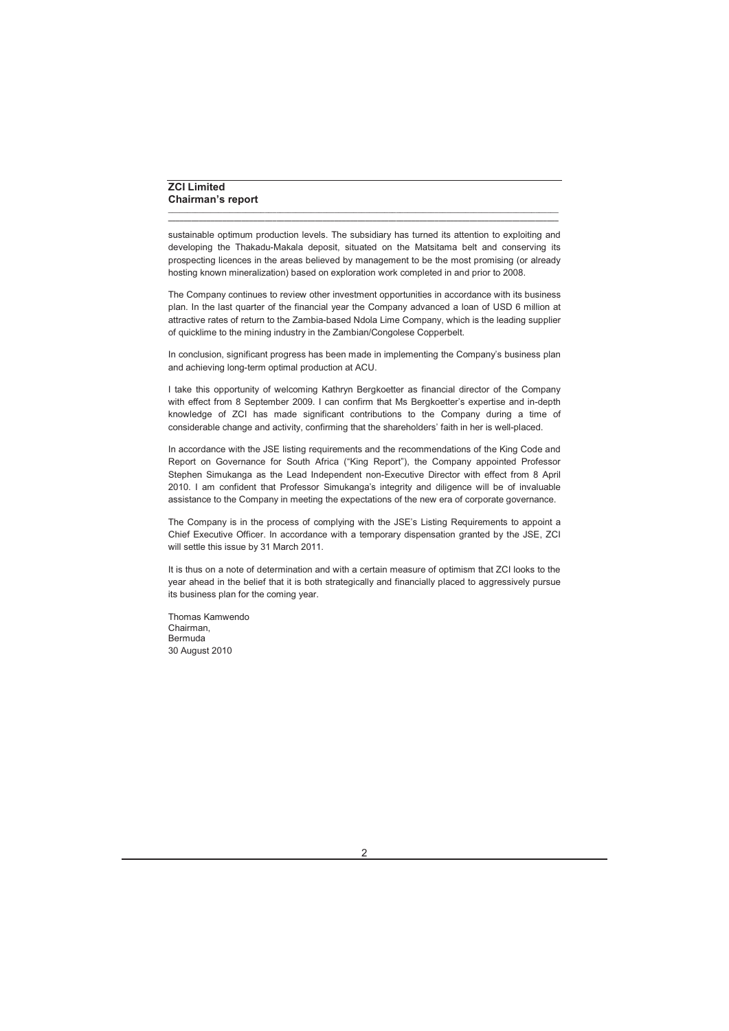sustainable optimum production levels. The subsidiary has turned its attention to exploiting and developing the Thakadu-Makala deposit, situated on the Matsitama belt and conserving its prospecting licences in the areas believed by management to be the most promising (or already hosting known mineralization) based on exploration work completed in and prior to 2008.

The Company continues to review other investment opportunities in accordance with its business plan. In the last quarter of the financial year the Company advanced a loan of USD 6 million at attractive rates of return to the Zambia-based Ndola Lime Company, which is the leading supplier of quicklime to the mining industry in the Zambian/Congolese Copperbelt.

In conclusion, significant progress has been made in implementing the Company's business plan and achieving long-term optimal production at ACU.

I take this opportunity of welcoming Kathryn Bergkoetter as financial director of the Company with effect from 8 September 2009. I can confirm that Ms Bergkoetter's expertise and in-depth knowledge of ZCI has made significant contributions to the Company during a time of considerable change and activity, confirming that the shareholders' faith in her is well-placed.

In accordance with the JSE listing requirements and the recommendations of the King Code and Report on Governance for South Africa ("King Report"), the Company appointed Professor Stephen Simukanga as the Lead Independent non-Executive Director with effect from 8 April 2010. I am confident that Professor Simukanga's integrity and diligence will be of invaluable assistance to the Company in meeting the expectations of the new era of corporate governance.

The Company is in the process of complying with the JSE's Listing Requirements to appoint a Chief Executive Officer. In accordance with a temporary dispensation granted by the JSE, ZCI will settle this issue by 31 March 2011.

It is thus on a note of determination and with a certain measure of optimism that ZCI looks to the year ahead in the belief that it is both strategically and financially placed to aggressively pursue its business plan for the coming year.

Thomas Kamwendo
Chairman,
Bermuda
30 August 2010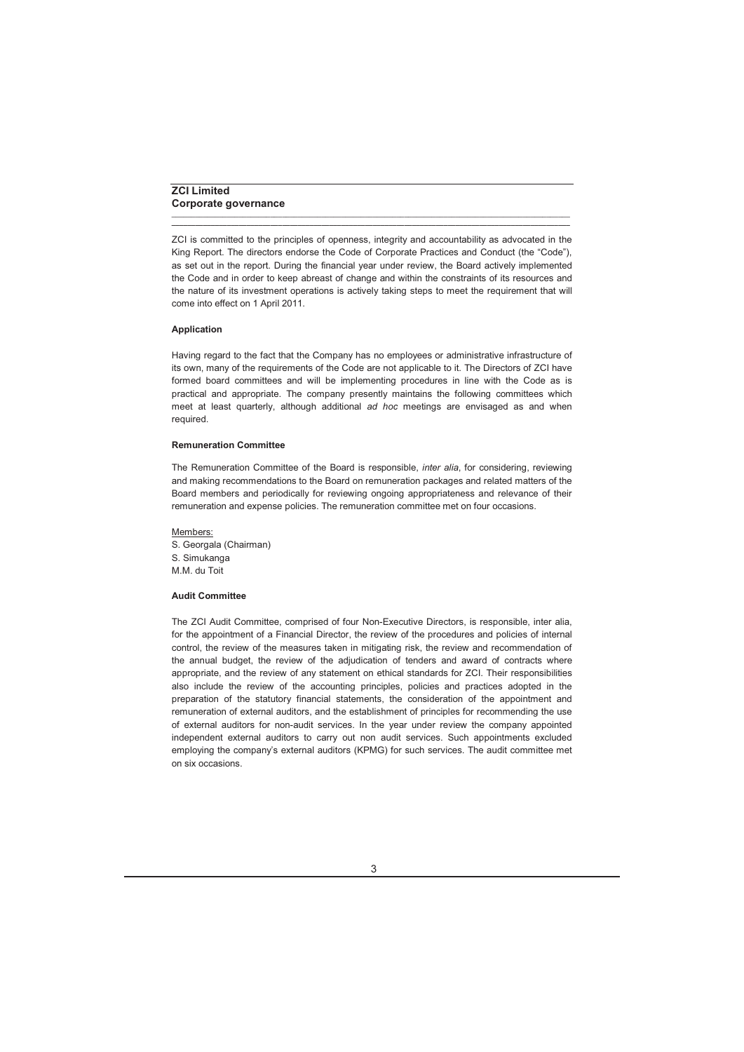# ZCI Limited
## Corporate governance

ZCI is committed to the principles of openness, integrity and accountability as advocated in the King Report. The directors endorse the Code of Corporate Practices and Conduct (the "Code"), as set out in the report. During the financial year under review, the Board actively implemented the Code and in order to keep abreast of change and within the constraints of its resources and the nature of its investment operations is actively taking steps to meet the requirement that will come into effect on 1 April 2011.

### Application

Having regard to the fact that the Company has no employees or administrative infrastructure of its own, many of the requirements of the Code are not applicable to it. The Directors of ZCI have formed board committees and will be implementing procedures in line with the Code as is practical and appropriate. The company presently maintains the following committees which meet at least quarterly, although additional *ad hoc* meetings are envisaged as and when required.

### Remuneration Committee

The Remuneration Committee of the Board is responsible, *inter alia*, for considering, reviewing and making recommendations to the Board on remuneration packages and related matters of the Board members and periodically for reviewing ongoing appropriateness and relevance of their remuneration and expense policies. The remuneration committee met on four occasions.

Members:
S. Georgala (Chairman)
S. Simukanga
M.M. du Toit

### Audit Committee

The ZCI Audit Committee, comprised of four Non-Executive Directors, is responsible, inter alia, for the appointment of a Financial Director, the review of the procedures and policies of internal control, the review of the measures taken in mitigating risk, the review and recommendation of the annual budget, the review of the adjudication of tenders and award of contracts where appropriate, and the review of any statement on ethical standards for ZCI. Their responsibilities also include the review of the accounting principles, policies and practices adopted in the preparation of the statutory financial statements, the consideration of the appointment and remuneration of external auditors, and the establishment of principles for recommending the use of external auditors for non-audit services. In the year under review the company appointed independent external auditors to carry out non audit services. Such appointments excluded employing the company's external auditors (KPMG) for such services. The audit committee met on six occasions.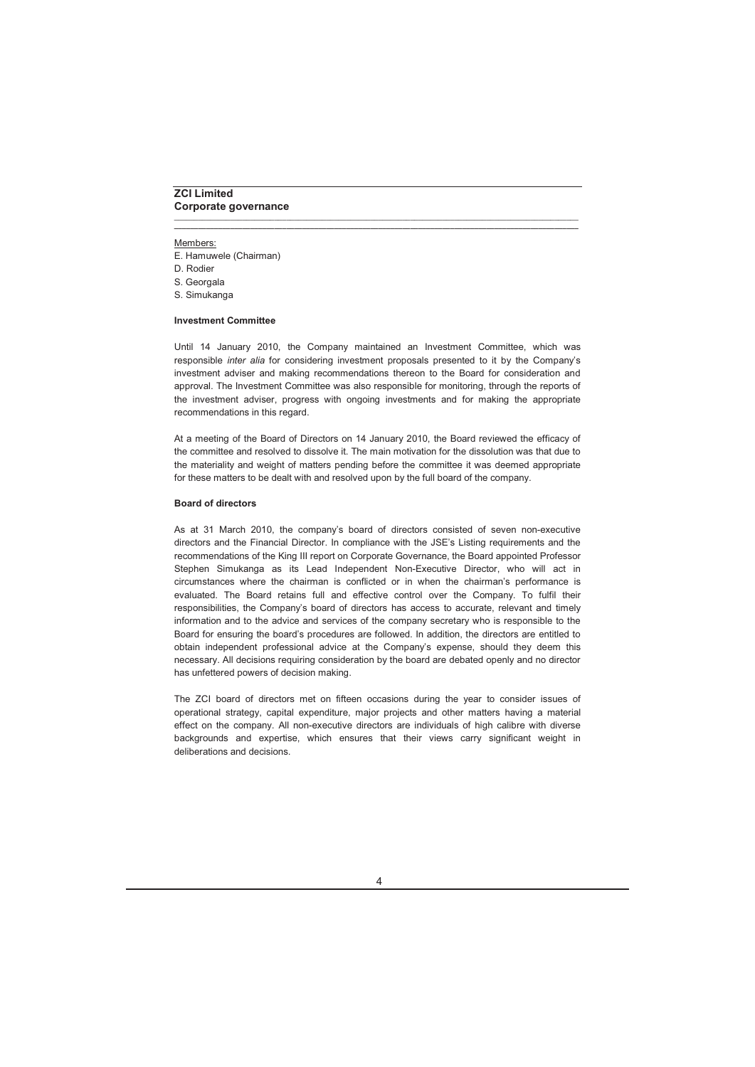Members:

E. Hamuwele (Chairman)
D. Rodier
S. Georgala
S. Simukanga

**Investment Committee**

Until 14 January 2010, the Company maintained an Investment Committee, which was responsible *inter alia* for considering investment proposals presented to it by the Company's investment adviser and making recommendations thereon to the Board for consideration and approval. The Investment Committee was also responsible for monitoring, through the reports of the investment adviser, progress with ongoing investments and for making the appropriate recommendations in this regard.

At a meeting of the Board of Directors on 14 January 2010, the Board reviewed the efficacy of the committee and resolved to dissolve it. The main motivation for the dissolution was that due to the materiality and weight of matters pending before the committee it was deemed appropriate for these matters to be dealt with and resolved upon by the full board of the company.

**Board of directors**

As at 31 March 2010, the company's board of directors consisted of seven non-executive directors and the Financial Director. In compliance with the JSE's Listing requirements and the recommendations of the King III report on Corporate Governance, the Board appointed Professor Stephen Simukanga as its Lead Independent Non-Executive Director, who will act in circumstances where the chairman is conflicted or in when the chairman's performance is evaluated. The Board retains full and effective control over the Company. To fulfil their responsibilities, the Company's board of directors has access to accurate, relevant and timely information and to the advice and services of the company secretary who is responsible to the Board for ensuring the board's procedures are followed. In addition, the directors are entitled to obtain independent professional advice at the Company's expense, should they deem this necessary. All decisions requiring consideration by the board are debated openly and no director has unfettered powers of decision making.

The ZCI board of directors met on fifteen occasions during the year to consider issues of operational strategy, capital expenditure, major projects and other matters having a material effect on the company. All non-executive directors are individuals of high calibre with diverse backgrounds and expertise, which ensures that their views carry significant weight in deliberations and decisions.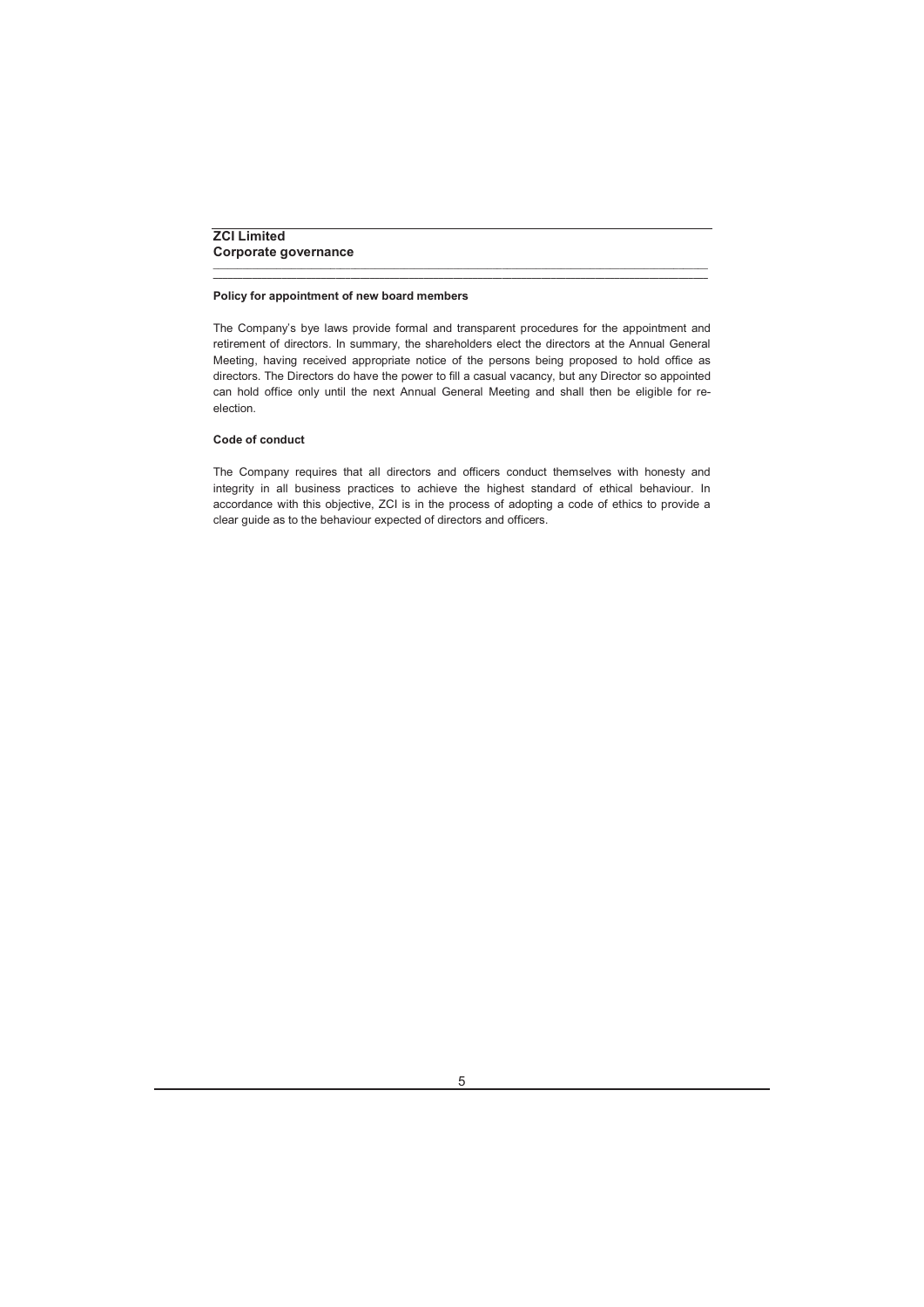## ZCI Limited
## Corporate governance

### Policy for appointment of new board members

The Company's bye laws provide formal and transparent procedures for the appointment and retirement of directors. In summary, the shareholders elect the directors at the Annual General Meeting, having received appropriate notice of the persons being proposed to hold office as directors. The Directors do have the power to fill a casual vacancy, but any Director so appointed can hold office only until the next Annual General Meeting and shall then be eligible for re-election.

### Code of conduct

The Company requires that all directors and officers conduct themselves with honesty and integrity in all business practices to achieve the highest standard of ethical behaviour. In accordance with this objective, ZCI is in the process of adopting a code of ethics to provide a clear guide as to the behaviour expected of directors and officers.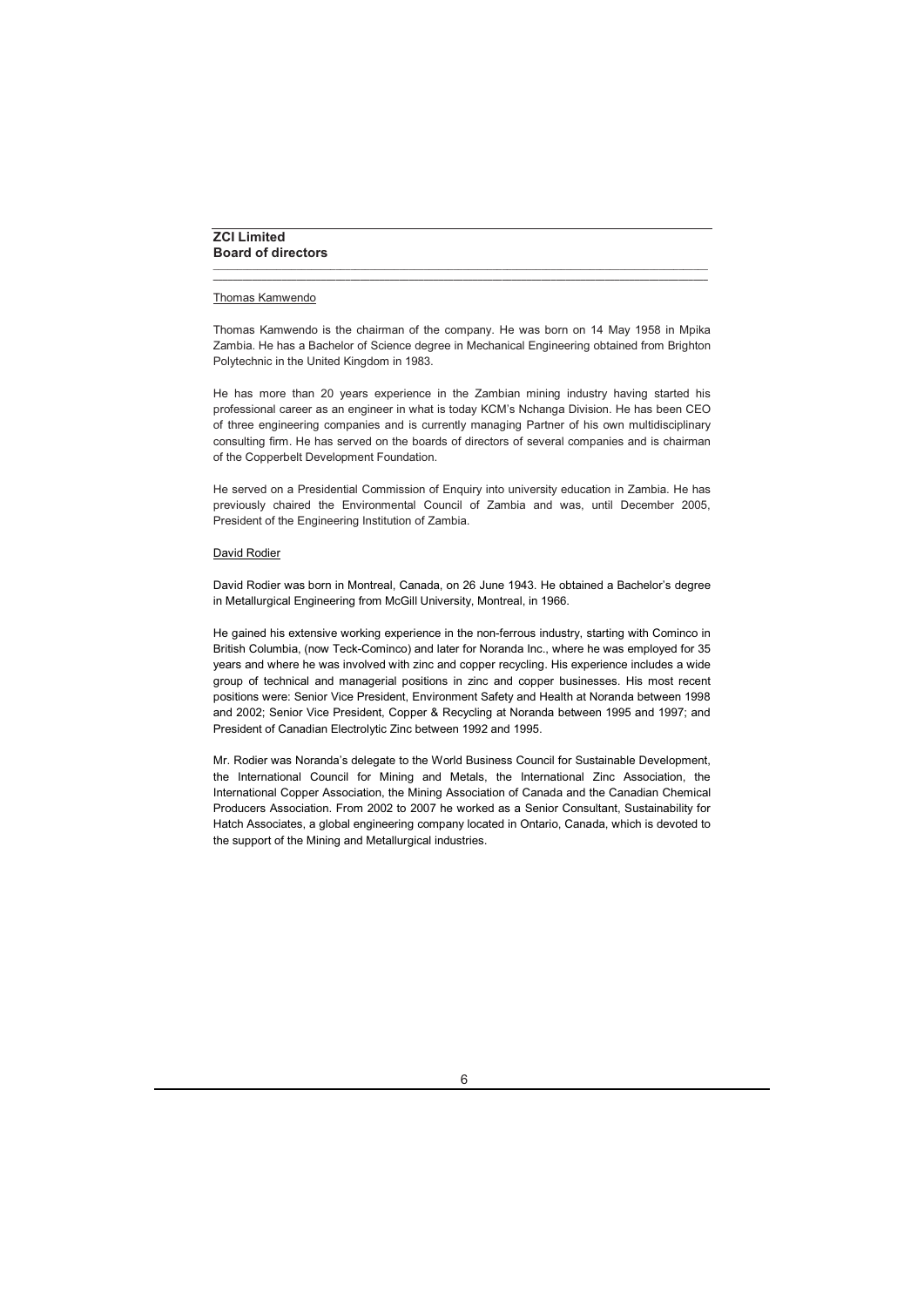# ZCI Limited
## Board of directors

Thomas Kamwendo

Thomas Kamwendo is the chairman of the company. He was born on 14 May 1958 in Mpika Zambia. He has a Bachelor of Science degree in Mechanical Engineering obtained from Brighton Polytechnic in the United Kingdom in 1983.

He has more than 20 years experience in the Zambian mining industry having started his professional career as an engineer in what is today KCM's Nchanga Division. He has been CEO of three engineering companies and is currently managing Partner of his own multidisciplinary consulting firm. He has served on the boards of directors of several companies and is chairman of the Copperbelt Development Foundation.

He served on a Presidential Commission of Enquiry into university education in Zambia. He has previously chaired the Environmental Council of Zambia and was, until December 2005, President of the Engineering Institution of Zambia.

David Rodier

David Rodier was born in Montreal, Canada, on 26 June 1943. He obtained a Bachelor's degree in Metallurgical Engineering from McGill University, Montreal, in 1966.

He gained his extensive working experience in the non-ferrous industry, starting with Cominco in British Columbia, (now Teck-Cominco) and later for Noranda Inc., where he was employed for 35 years and where he was involved with zinc and copper recycling. His experience includes a wide group of technical and managerial positions in zinc and copper businesses. His most recent positions were: Senior Vice President, Environment Safety and Health at Noranda between 1998 and 2002; Senior Vice President, Copper & Recycling at Noranda between 1995 and 1997; and President of Canadian Electrolytic Zinc between 1992 and 1995.

Mr. Rodier was Noranda's delegate to the World Business Council for Sustainable Development, the International Council for Mining and Metals, the International Zinc Association, the International Copper Association, the Mining Association of Canada and the Canadian Chemical Producers Association. From 2002 to 2007 he worked as a Senior Consultant, Sustainability for Hatch Associates, a global engineering company located in Ontario, Canada, which is devoted to the support of the Mining and Metallurgical industries.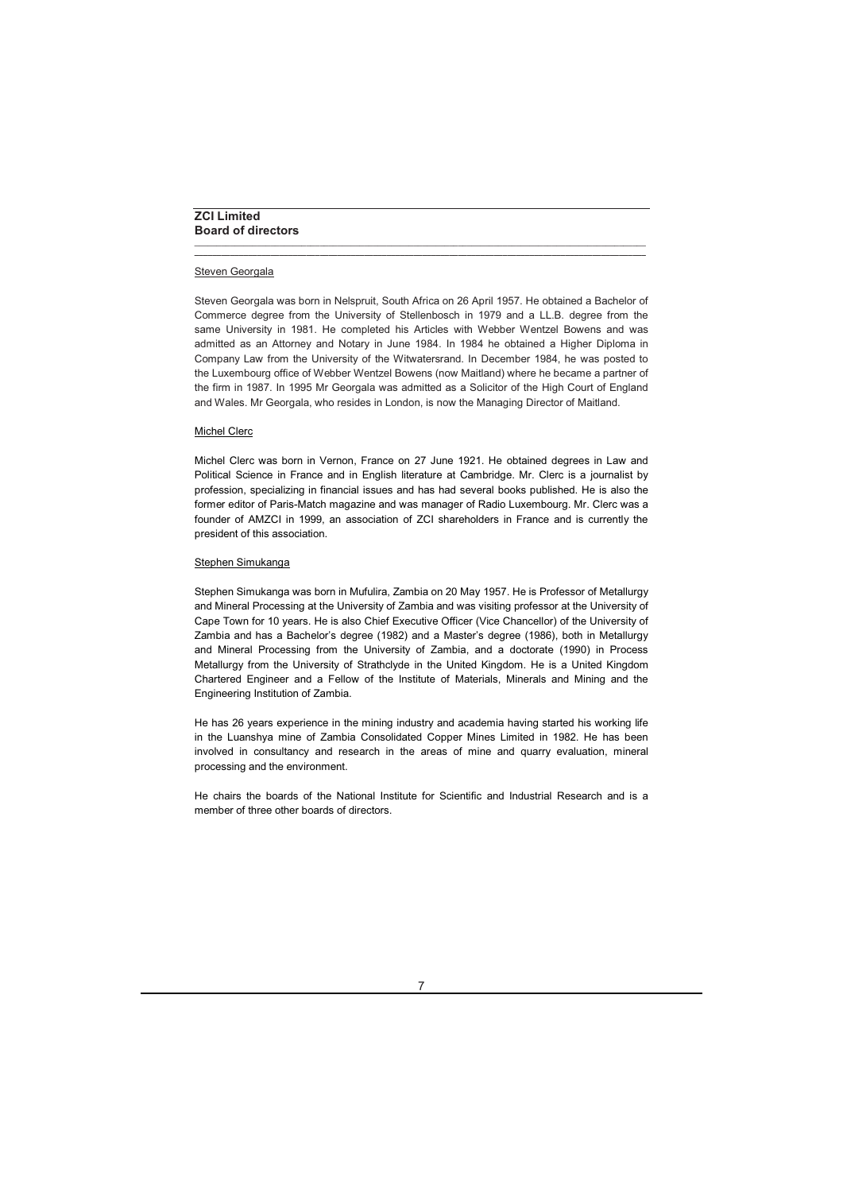**ZCI Limited**
**Board of directors**

Steven Georgala

Steven Georgala was born in Nelspruit, South Africa on 26 April 1957. He obtained a Bachelor of Commerce degree from the University of Stellenbosch in 1979 and a LL.B. degree from the same University in 1981. He completed his Articles with Webber Wentzel Bowens and was admitted as an Attorney and Notary in June 1984. In 1984 he obtained a Higher Diploma in Company Law from the University of the Witwatersrand. In December 1984, he was posted to the Luxembourg office of Webber Wentzel Bowens (now Maitland) where he became a partner of the firm in 1987. In 1995 Mr Georgala was admitted as a Solicitor of the High Court of England and Wales. Mr Georgala, who resides in London, is now the Managing Director of Maitland.

Michel Clerc

Michel Clerc was born in Vernon, France on 27 June 1921. He obtained degrees in Law and Political Science in France and in English literature at Cambridge. Mr. Clerc is a journalist by profession, specializing in financial issues and has had several books published. He is also the former editor of Paris-Match magazine and was manager of Radio Luxembourg. Mr. Clerc was a founder of AMZCI in 1999, an association of ZCI shareholders in France and is currently the president of this association.

Stephen Simukanga

Stephen Simukanga was born in Mufulira, Zambia on 20 May 1957. He is Professor of Metallurgy and Mineral Processing at the University of Zambia and was visiting professor at the University of Cape Town for 10 years. He is also Chief Executive Officer (Vice Chancellor) of the University of Zambia and has a Bachelor's degree (1982) and a Master's degree (1986), both in Metallurgy and Mineral Processing from the University of Zambia, and a doctorate (1990) in Process Metallurgy from the University of Strathclyde in the United Kingdom. He is a United Kingdom Chartered Engineer and a Fellow of the Institute of Materials, Minerals and Mining and the Engineering Institution of Zambia.

He has 26 years experience in the mining industry and academia having started his working life in the Luanshya mine of Zambia Consolidated Copper Mines Limited in 1982. He has been involved in consultancy and research in the areas of mine and quarry evaluation, mineral processing and the environment.

He chairs the boards of the National Institute for Scientific and Industrial Research and is a member of three other boards of directors.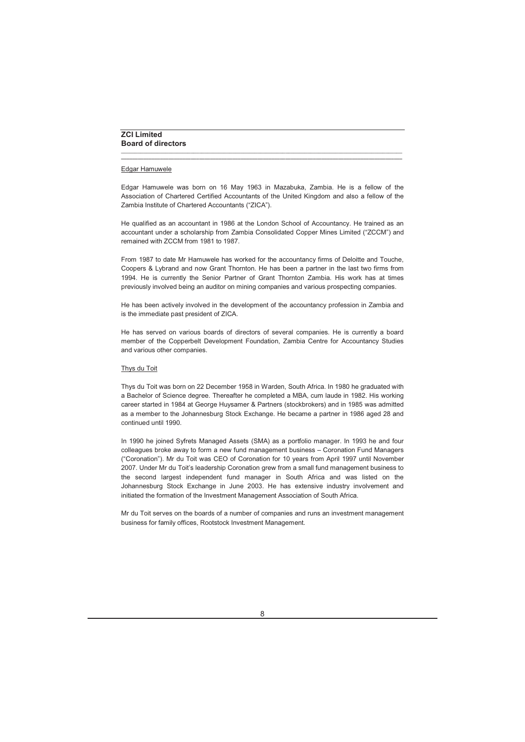**ZCI Limited**
**Board of directors**

Edgar Hamuwele

Edgar Hamuwele was born on 16 May 1963 in Mazabuka, Zambia. He is a fellow of the Association of Chartered Certified Accountants of the United Kingdom and also a fellow of the Zambia Institute of Chartered Accountants ("ZICA").

He qualified as an accountant in 1986 at the London School of Accountancy. He trained as an accountant under a scholarship from Zambia Consolidated Copper Mines Limited ("ZCCM") and remained with ZCCM from 1981 to 1987.

From 1987 to date Mr Hamuwele has worked for the accountancy firms of Deloitte and Touche, Coopers & Lybrand and now Grant Thornton. He has been a partner in the last two firms from 1994. He is currently the Senior Partner of Grant Thornton Zambia. His work has at times previously involved being an auditor on mining companies and various prospecting companies.

He has been actively involved in the development of the accountancy profession in Zambia and is the immediate past president of ZICA.

He has served on various boards of directors of several companies. He is currently a board member of the Copperbelt Development Foundation, Zambia Centre for Accountancy Studies and various other companies.

Thys du Toit

Thys du Toit was born on 22 December 1958 in Warden, South Africa. In 1980 he graduated with a Bachelor of Science degree. Thereafter he completed a MBA, cum laude in 1982. His working career started in 1984 at George Huysamer & Partners (stockbrokers) and in 1985 was admitted as a member to the Johannesburg Stock Exchange. He became a partner in 1986 aged 28 and continued until 1990.

In 1990 he joined Syfrets Managed Assets (SMA) as a portfolio manager. In 1993 he and four colleagues broke away to form a new fund management business – Coronation Fund Managers ("Coronation"). Mr du Toit was CEO of Coronation for 10 years from April 1997 until November 2007. Under Mr du Toit's leadership Coronation grew from a small fund management business to the second largest independent fund manager in South Africa and was listed on the Johannesburg Stock Exchange in June 2003. He has extensive industry involvement and initiated the formation of the Investment Management Association of South Africa.

Mr du Toit serves on the boards of a number of companies and runs an investment management business for family offices, Rootstock Investment Management.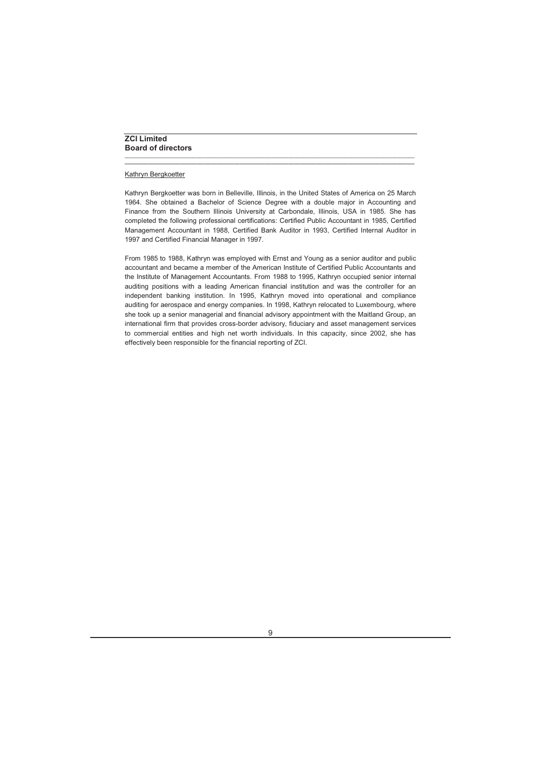## ZCI Limited
## Board of directors

<u>Kathryn Bergkoetter</u>

Kathryn Bergkoetter was born in Belleville, Illinois, in the United States of America on 25 March 1964. She obtained a Bachelor of Science Degree with a double major in Accounting and Finance from the Southern Illinois University at Carbondale, Illinois, USA in 1985. She has completed the following professional certifications: Certified Public Accountant in 1985, Certified Management Accountant in 1988, Certified Bank Auditor in 1993, Certified Internal Auditor in 1997 and Certified Financial Manager in 1997.

From 1985 to 1988, Kathryn was employed with Ernst and Young as a senior auditor and public accountant and became a member of the American Institute of Certified Public Accountants and the Institute of Management Accountants. From 1988 to 1995, Kathryn occupied senior internal auditing positions with a leading American financial institution and was the controller for an independent banking institution. In 1995, Kathryn moved into operational and compliance auditing for aerospace and energy companies. In 1998, Kathryn relocated to Luxembourg, where she took up a senior managerial and financial advisory appointment with the Maitland Group, an international firm that provides cross-border advisory, fiduciary and asset management services to commercial entities and high net worth individuals. In this capacity, since 2002, she has effectively been responsible for the financial reporting of ZCI.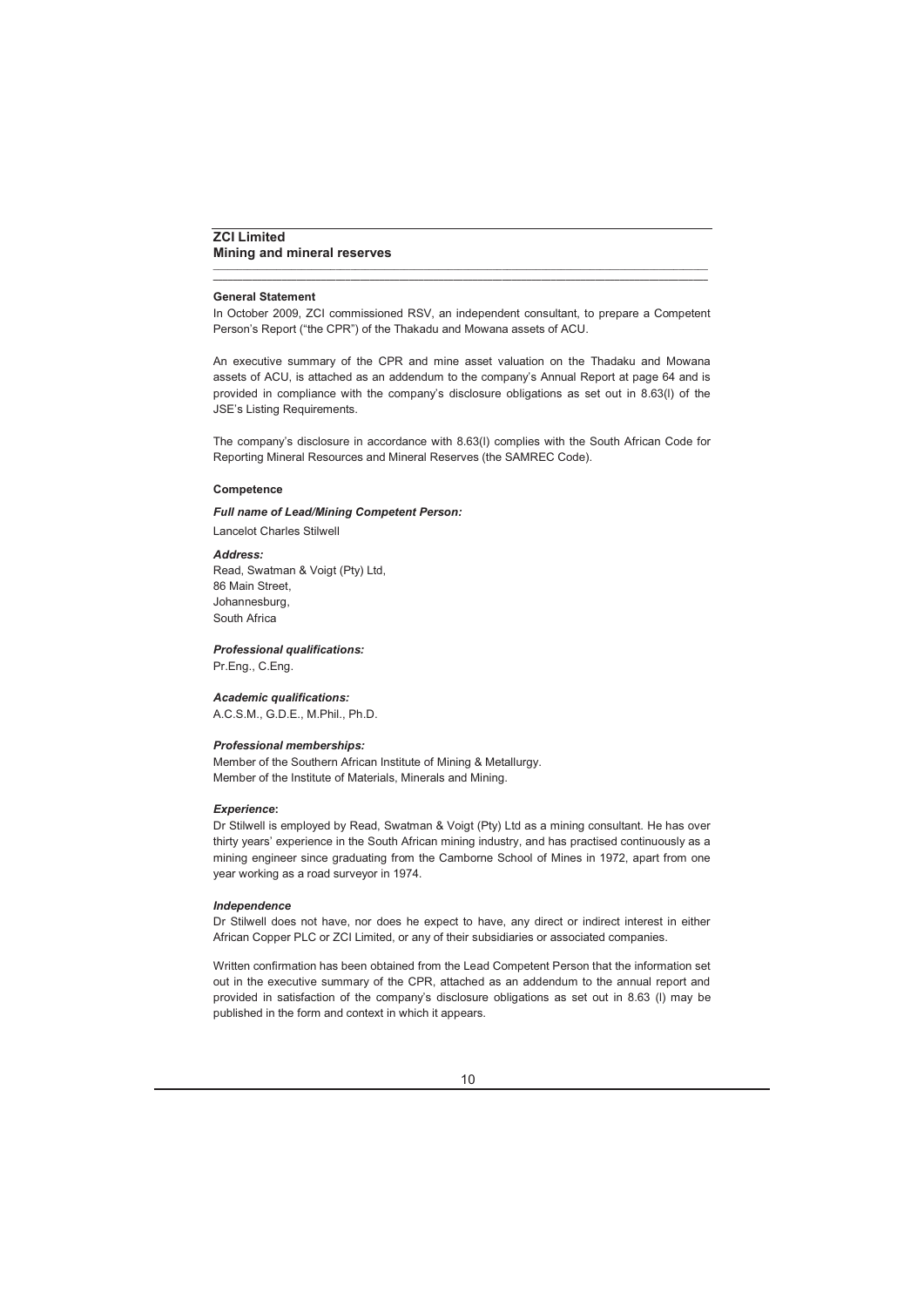**ZCI Limited**
**Mining and mineral reserves**

**General Statement**

In October 2009, ZCI commissioned RSV, an independent consultant, to prepare a Competent Person's Report ("the CPR") of the Thakadu and Mowana assets of ACU.

An executive summary of the CPR and mine asset valuation on the Thadaku and Mowana assets of ACU, is attached as an addendum to the company's Annual Report at page 64 and is provided in compliance with the company's disclosure obligations as set out in 8.63(l) of the JSE's Listing Requirements.

The company's disclosure in accordance with 8.63(l) complies with the South African Code for Reporting Mineral Resources and Mineral Reserves (the SAMREC Code).

**Competence**

***Full name of Lead/Mining Competent Person:***

Lancelot Charles Stilwell

***Address:***

Read, Swatman & Voigt (Pty) Ltd,
86 Main Street,
Johannesburg,
South Africa

***Professional qualifications:***

Pr.Eng., C.Eng.

***Academic qualifications:***

A.C.S.M., G.D.E., M.Phil., Ph.D.

***Professional memberships:***

Member of the Southern African Institute of Mining & Metallurgy.
Member of the Institute of Materials, Minerals and Mining.

***Experience*:**

Dr Stilwell is employed by Read, Swatman & Voigt (Pty) Ltd as a mining consultant. He has over thirty years' experience in the South African mining industry, and has practised continuously as a mining engineer since graduating from the Camborne School of Mines in 1972, apart from one year working as a road surveyor in 1974.

***Independence***

Dr Stilwell does not have, nor does he expect to have, any direct or indirect interest in either African Copper PLC or ZCI Limited, or any of their subsidiaries or associated companies.

Written confirmation has been obtained from the Lead Competent Person that the information set out in the executive summary of the CPR, attached as an addendum to the annual report and provided in satisfaction of the company's disclosure obligations as set out in 8.63 (l) may be published in the form and context in which it appears.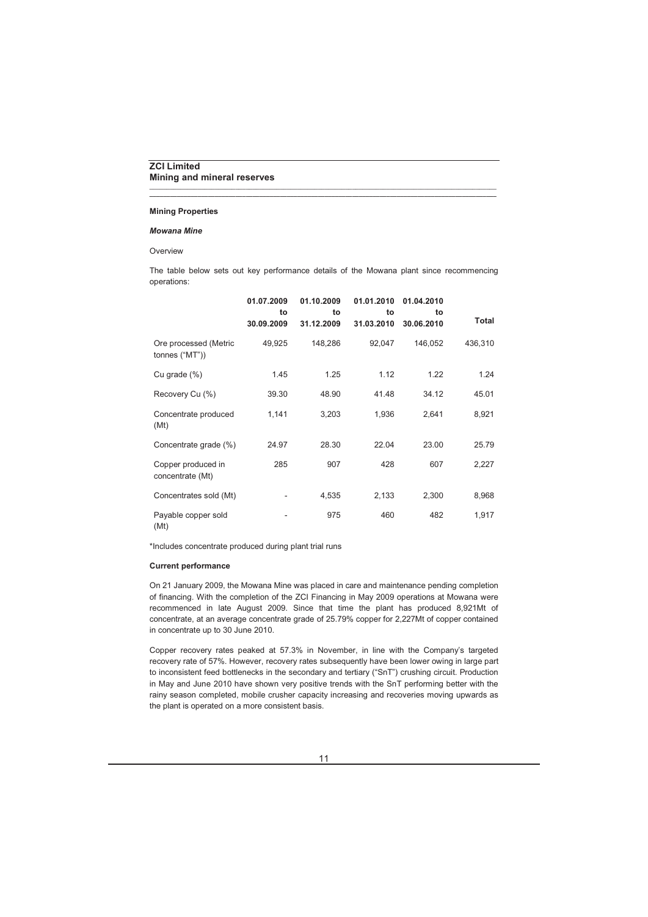## ZCI Limited
## Mining and mineral reserves

**Mining Properties**

***Mowana Mine***

Overview

The table below sets out key performance details of the Mowana plant since recommencing operations:

| | 01.07.2009 to 30.09.2009 | 01.10.2009 to 31.12.2009 | 01.01.2010 to 31.03.2010 | 01.04.2010 to 30.06.2010 | Total |
|---|---|---|---|---|---|
| Ore processed (Metric tonnes ("MT")) | 49,925 | 148,286 | 92,047 | 146,052 | 436,310 |
| Cu grade (%) | 1.45 | 1.25 | 1.12 | 1.22 | 1.24 |
| Recovery Cu (%) | 39.30 | 48.90 | 41.48 | 34.12 | 45.01 |
| Concentrate produced (Mt) | 1,141 | 3,203 | 1,936 | 2,641 | 8,921 |
| Concentrate grade (%) | 24.97 | 28.30 | 22.04 | 23.00 | 25.79 |
| Copper produced in concentrate (Mt) | 285 | 907 | 428 | 607 | 2,227 |
| Concentrates sold (Mt) | - | 4,535 | 2,133 | 2,300 | 8,968 |
| Payable copper sold (Mt) | - | 975 | 460 | 482 | 1,917 |

*Includes concentrate produced during plant trial runs

**Current performance**

On 21 January 2009, the Mowana Mine was placed in care and maintenance pending completion of financing. With the completion of the ZCI Financing in May 2009 operations at Mowana were recommenced in late August 2009. Since that time the plant has produced 8,921Mt of concentrate, at an average concentrate grade of 25.79% copper for 2,227Mt of copper contained in concentrate up to 30 June 2010.

Copper recovery rates peaked at 57.3% in November, in line with the Company's targeted recovery rate of 57%. However, recovery rates subsequently have been lower owing in large part to inconsistent feed bottlenecks in the secondary and tertiary ("SnT") crushing circuit. Production in May and June 2010 have shown very positive trends with the SnT performing better with the rainy season completed, mobile crusher capacity increasing and recoveries moving upwards as the plant is operated on a more consistent basis.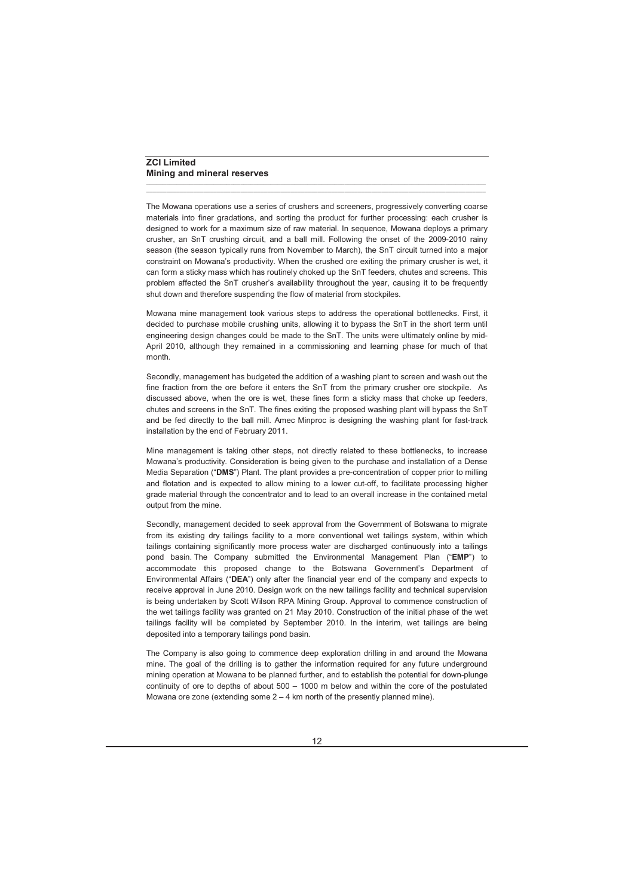The Mowana operations use a series of crushers and screeners, progressively converting coarse materials into finer gradations, and sorting the product for further processing: each crusher is designed to work for a maximum size of raw material. In sequence, Mowana deploys a primary crusher, an SnT crushing circuit, and a ball mill. Following the onset of the 2009-2010 rainy season (the season typically runs from November to March), the SnT circuit turned into a major constraint on Mowana's productivity. When the crushed ore exiting the primary crusher is wet, it can form a sticky mass which has routinely choked up the SnT feeders, chutes and screens. This problem affected the SnT crusher's availability throughout the year, causing it to be frequently shut down and therefore suspending the flow of material from stockpiles.

Mowana mine management took various steps to address the operational bottlenecks. First, it decided to purchase mobile crushing units, allowing it to bypass the SnT in the short term until engineering design changes could be made to the SnT. The units were ultimately online by mid-April 2010, although they remained in a commissioning and learning phase for much of that month.

Secondly, management has budgeted the addition of a washing plant to screen and wash out the fine fraction from the ore before it enters the SnT from the primary crusher ore stockpile. As discussed above, when the ore is wet, these fines form a sticky mass that choke up feeders, chutes and screens in the SnT. The fines exiting the proposed washing plant will bypass the SnT and be fed directly to the ball mill. Amec Minproc is designing the washing plant for fast-track installation by the end of February 2011.

Mine management is taking other steps, not directly related to these bottlenecks, to increase Mowana's productivity. Consideration is being given to the purchase and installation of a Dense Media Separation ("**DMS**") Plant. The plant provides a pre-concentration of copper prior to milling and flotation and is expected to allow mining to a lower cut-off, to facilitate processing higher grade material through the concentrator and to lead to an overall increase in the contained metal output from the mine.

Secondly, management decided to seek approval from the Government of Botswana to migrate from its existing dry tailings facility to a more conventional wet tailings system, within which tailings containing significantly more process water are discharged continuously into a tailings pond basin. The Company submitted the Environmental Management Plan ("**EMP**") to accommodate this proposed change to the Botswana Government's Department of Environmental Affairs ("**DEA**") only after the financial year end of the company and expects to receive approval in June 2010. Design work on the new tailings facility and technical supervision is being undertaken by Scott Wilson RPA Mining Group. Approval to commence construction of the wet tailings facility was granted on 21 May 2010. Construction of the initial phase of the wet tailings facility will be completed by September 2010. In the interim, wet tailings are being deposited into a temporary tailings pond basin.

The Company is also going to commence deep exploration drilling in and around the Mowana mine. The goal of the drilling is to gather the information required for any future underground mining operation at Mowana to be planned further, and to establish the potential for down-plunge continuity of ore to depths of about 500 – 1000 m below and within the core of the postulated Mowana ore zone (extending some 2 – 4 km north of the presently planned mine).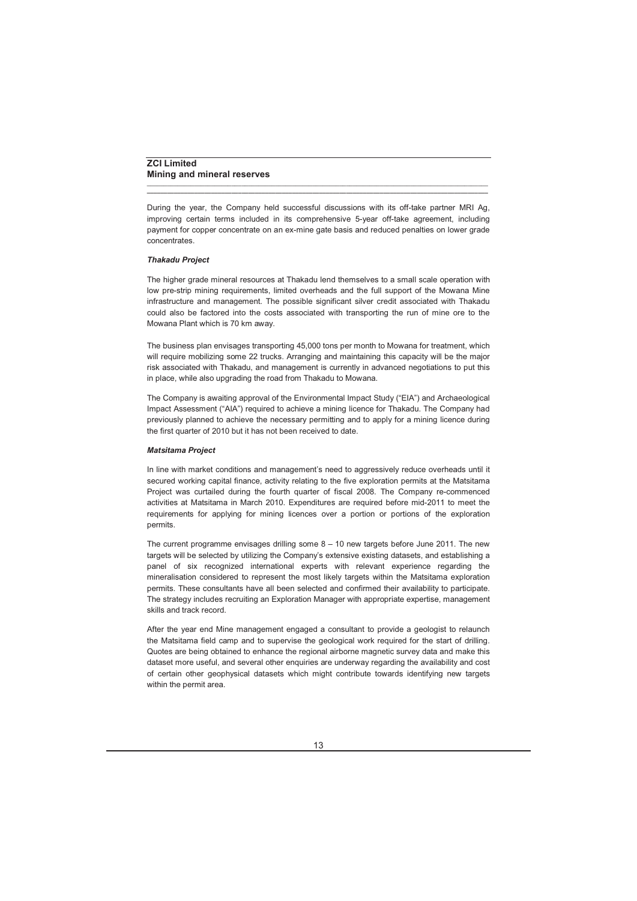During the year, the Company held successful discussions with its off-take partner MRI Ag, improving certain terms included in its comprehensive 5-year off-take agreement, including payment for copper concentrate on an ex-mine gate basis and reduced penalties on lower grade concentrates.

### *Thakadu Project*

The higher grade mineral resources at Thakadu lend themselves to a small scale operation with low pre-strip mining requirements, limited overheads and the full support of the Mowana Mine infrastructure and management. The possible significant silver credit associated with Thakadu could also be factored into the costs associated with transporting the run of mine ore to the Mowana Plant which is 70 km away.

The business plan envisages transporting 45,000 tons per month to Mowana for treatment, which will require mobilizing some 22 trucks. Arranging and maintaining this capacity will be the major risk associated with Thakadu, and management is currently in advanced negotiations to put this in place, while also upgrading the road from Thakadu to Mowana.

The Company is awaiting approval of the Environmental Impact Study ("EIA") and Archaeological Impact Assessment ("AIA") required to achieve a mining licence for Thakadu. The Company had previously planned to achieve the necessary permitting and to apply for a mining licence during the first quarter of 2010 but it has not been received to date.

### *Matsitama Project*

In line with market conditions and management's need to aggressively reduce overheads until it secured working capital finance, activity relating to the five exploration permits at the Matsitama Project was curtailed during the fourth quarter of fiscal 2008. The Company re-commenced activities at Matsitama in March 2010. Expenditures are required before mid-2011 to meet the requirements for applying for mining licences over a portion or portions of the exploration permits.

The current programme envisages drilling some 8 – 10 new targets before June 2011. The new targets will be selected by utilizing the Company's extensive existing datasets, and establishing a panel of six recognized international experts with relevant experience regarding the mineralisation considered to represent the most likely targets within the Matsitama exploration permits. These consultants have all been selected and confirmed their availability to participate. The strategy includes recruiting an Exploration Manager with appropriate expertise, management skills and track record.

After the year end Mine management engaged a consultant to provide a geologist to relaunch the Matsitama field camp and to supervise the geological work required for the start of drilling. Quotes are being obtained to enhance the regional airborne magnetic survey data and make this dataset more useful, and several other enquiries are underway regarding the availability and cost of certain other geophysical datasets which might contribute towards identifying new targets within the permit area.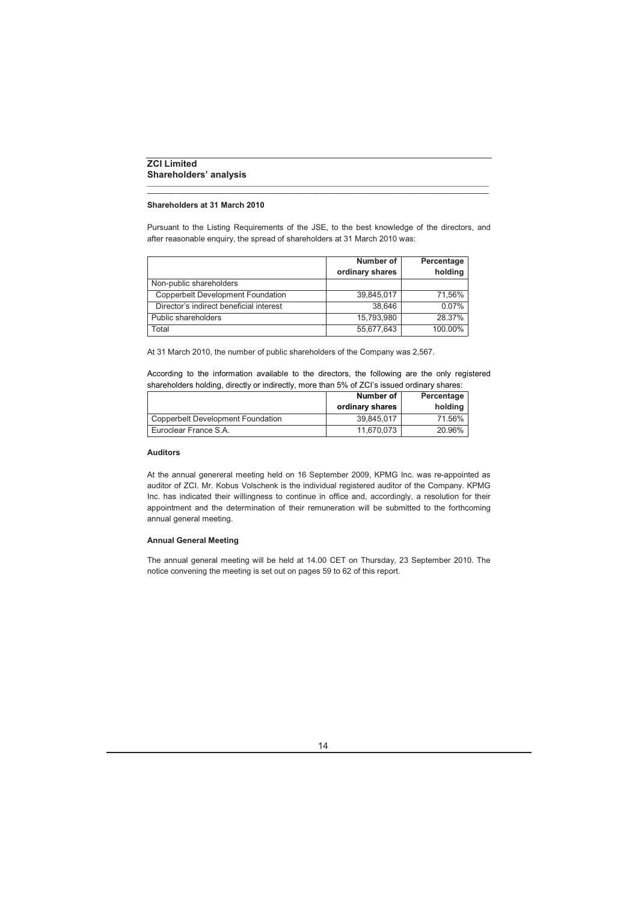# ZCI Limited
## Shareholders' analysis

### Shareholders at 31 March 2010

Pursuant to the Listing Requirements of the JSE, to the best knowledge of the directors, and after reasonable enquiry, the spread of shareholders at 31 March 2010 was:

| | Number of ordinary shares | Percentage holding |
|---|---:|---:|
| Non-public shareholders | | |
| Copperbelt Development Foundation | 39,845,017 | 71,56% |
| Director's indirect beneficial interest | 38,646 | 0.07% |
| Public shareholders | 15,793,980 | 28.37% |
| Total | 55,677,643 | 100.00% |

At 31 March 2010, the number of public shareholders of the Company was 2,567.

According to the information available to the directors, the following are the only registered shareholders holding, directly or indirectly, more than 5% of ZCI's issued ordinary shares:

| | Number of ordinary shares | Percentage holding |
|---|---:|---:|
| Copperbelt Development Foundation | 39,845,017 | 71.56% |
| Euroclear France S.A. | 11,670,073 | 20.96% |

### Auditors

At the annual genereral meeting held on 16 September 2009, KPMG Inc. was re-appointed as auditor of ZCI. Mr. Kobus Volschenk is the individual registered auditor of the Company. KPMG Inc. has indicated their willingness to continue in office and, accordingly, a resolution for their appointment and the determination of their remuneration will be submitted to the forthcoming annual general meeting.

### Annual General Meeting

The annual general meeting will be held at 14.00 CET on Thursday, 23 September 2010. The notice convening the meeting is set out on pages 59 to 62 of this report.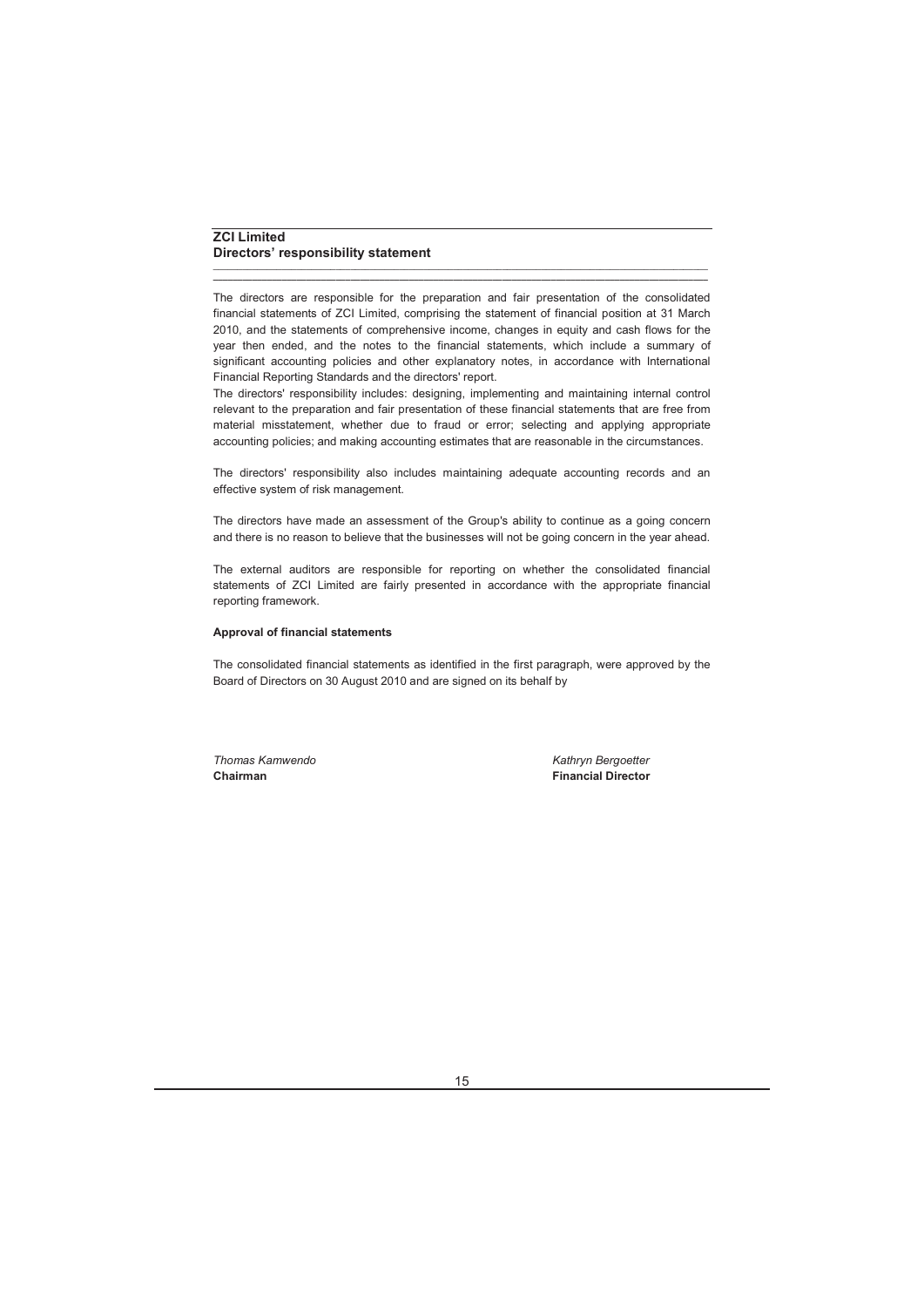## ZCI Limited

## Directors' responsibility statement

The directors are responsible for the preparation and fair presentation of the consolidated financial statements of ZCI Limited, comprising the statement of financial position at 31 March 2010, and the statements of comprehensive income, changes in equity and cash flows for the year then ended, and the notes to the financial statements, which include a summary of significant accounting policies and other explanatory notes, in accordance with International Financial Reporting Standards and the directors' report.

The directors' responsibility includes: designing, implementing and maintaining internal control relevant to the preparation and fair presentation of these financial statements that are free from material misstatement, whether due to fraud or error; selecting and applying appropriate accounting policies; and making accounting estimates that are reasonable in the circumstances.

The directors' responsibility also includes maintaining adequate accounting records and an effective system of risk management.

The directors have made an assessment of the Group's ability to continue as a going concern and there is no reason to believe that the businesses will not be going concern in the year ahead.

The external auditors are responsible for reporting on whether the consolidated financial statements of ZCI Limited are fairly presented in accordance with the appropriate financial reporting framework.

**Approval of financial statements**

The consolidated financial statements as identified in the first paragraph, were approved by the Board of Directors on 30 August 2010 and are signed on its behalf by

*Thomas Kamwendo*
**Chairman**

*Kathryn Bergoetter*
**Financial Director**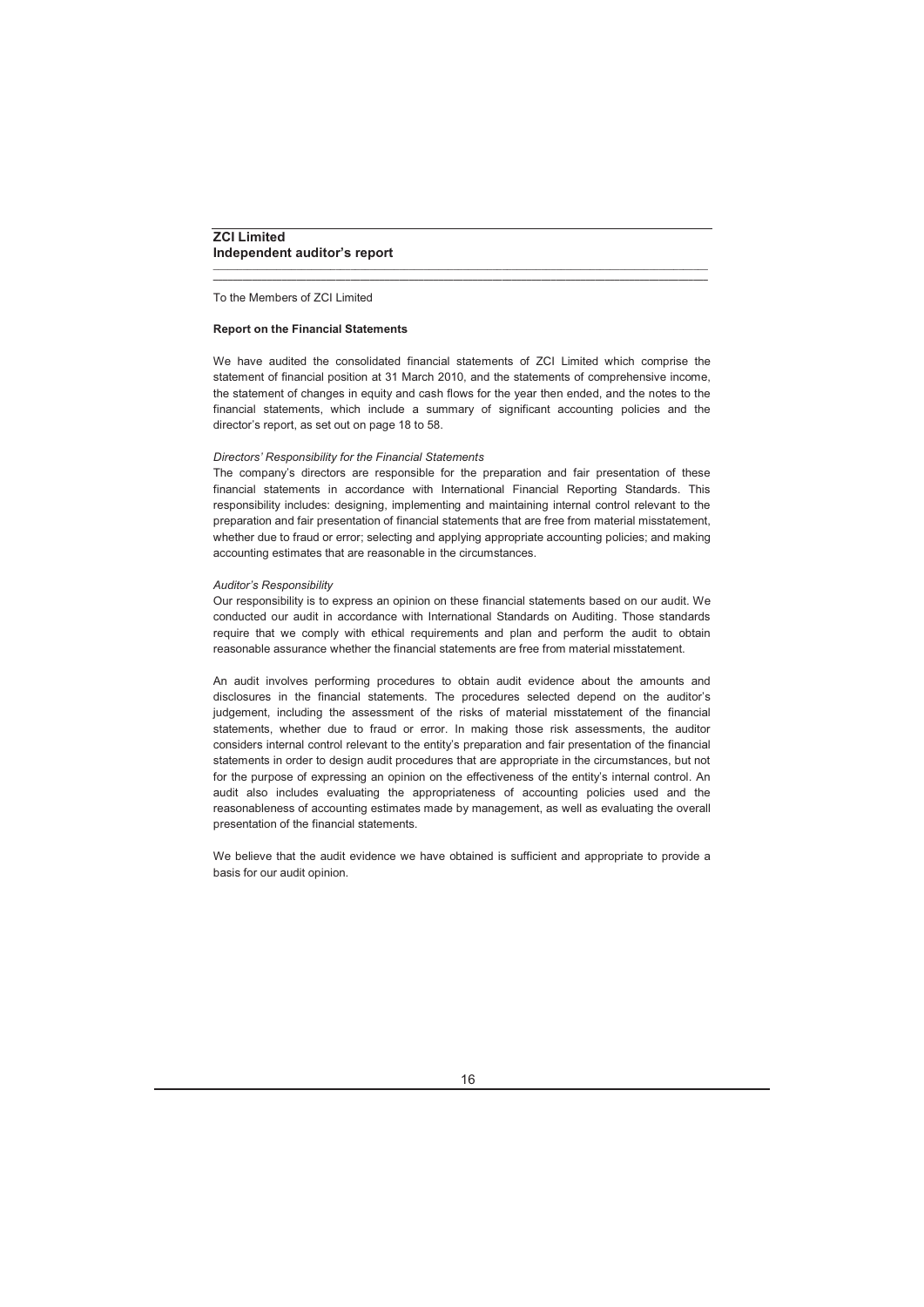## ZCI Limited
## Independent auditor's report

To the Members of ZCI Limited

**Report on the Financial Statements**

We have audited the consolidated financial statements of ZCI Limited which comprise the statement of financial position at 31 March 2010, and the statements of comprehensive income, the statement of changes in equity and cash flows for the year then ended, and the notes to the financial statements, which include a summary of significant accounting policies and the director's report, as set out on page 18 to 58.

*Directors' Responsibility for the Financial Statements*

The company's directors are responsible for the preparation and fair presentation of these financial statements in accordance with International Financial Reporting Standards. This responsibility includes: designing, implementing and maintaining internal control relevant to the preparation and fair presentation of financial statements that are free from material misstatement, whether due to fraud or error; selecting and applying appropriate accounting policies; and making accounting estimates that are reasonable in the circumstances.

*Auditor's Responsibility*

Our responsibility is to express an opinion on these financial statements based on our audit. We conducted our audit in accordance with International Standards on Auditing. Those standards require that we comply with ethical requirements and plan and perform the audit to obtain reasonable assurance whether the financial statements are free from material misstatement.

An audit involves performing procedures to obtain audit evidence about the amounts and disclosures in the financial statements. The procedures selected depend on the auditor's judgement, including the assessment of the risks of material misstatement of the financial statements, whether due to fraud or error. In making those risk assessments, the auditor considers internal control relevant to the entity's preparation and fair presentation of the financial statements in order to design audit procedures that are appropriate in the circumstances, but not for the purpose of expressing an opinion on the effectiveness of the entity's internal control. An audit also includes evaluating the appropriateness of accounting policies used and the reasonableness of accounting estimates made by management, as well as evaluating the overall presentation of the financial statements.

We believe that the audit evidence we have obtained is sufficient and appropriate to provide a basis for our audit opinion.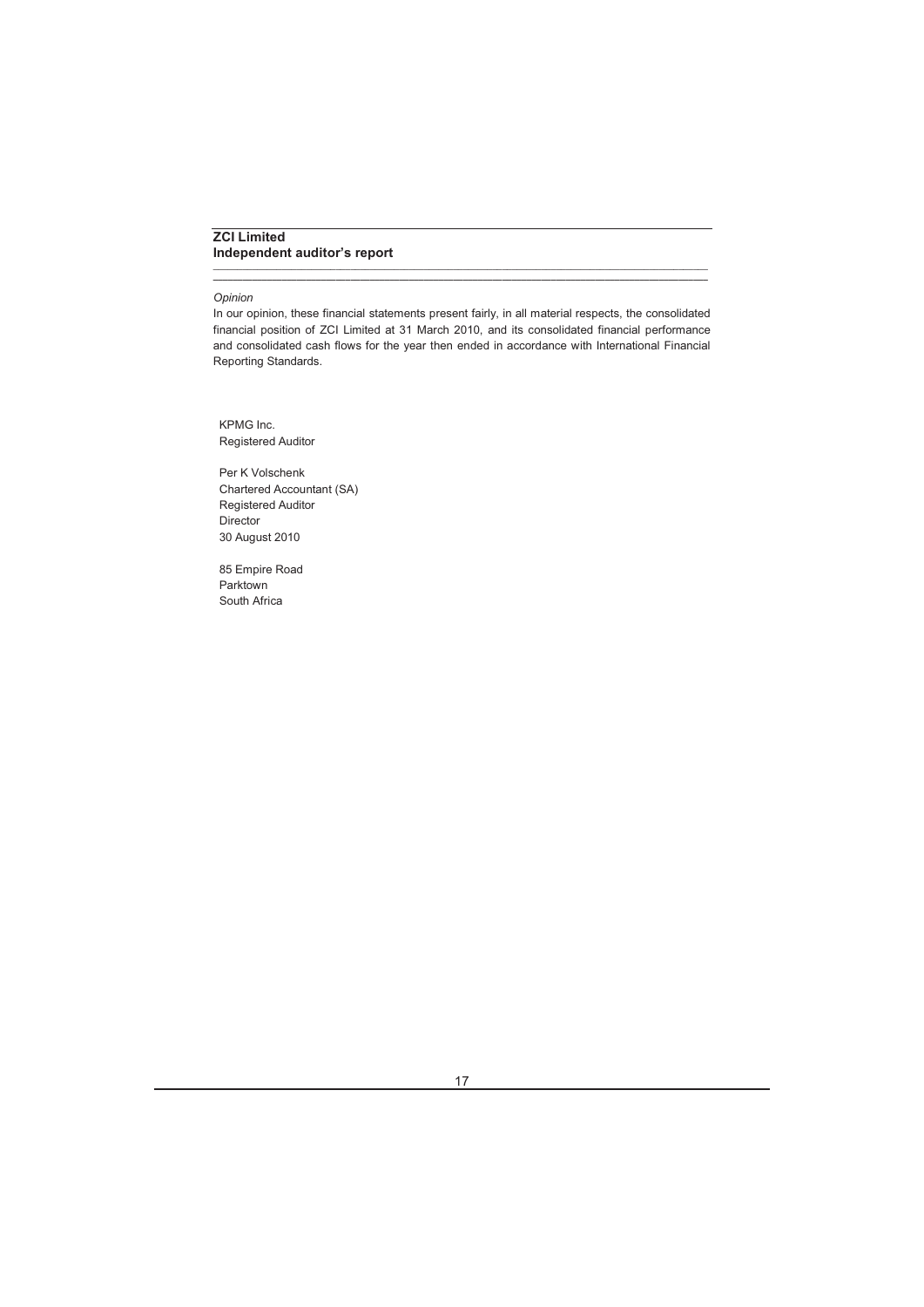**ZCI Limited**
**Independent auditor's report**

*Opinion*

In our opinion, these financial statements present fairly, in all material respects, the consolidated financial position of ZCI Limited at 31 March 2010, and its consolidated financial performance and consolidated cash flows for the year then ended in accordance with International Financial Reporting Standards.

KPMG Inc.
Registered Auditor

Per K Volschenk
Chartered Accountant (SA)
Registered Auditor
Director
30 August 2010

85 Empire Road
Parktown
South Africa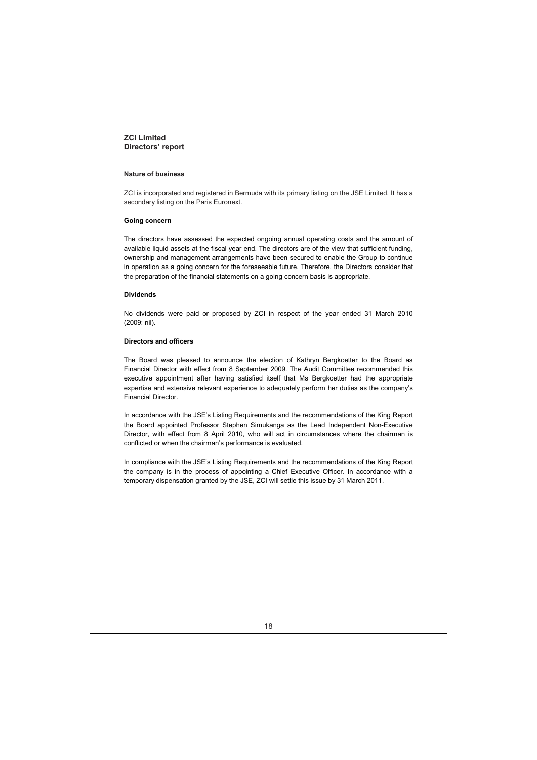# ZCI Limited
## Directors' report

### Nature of business

ZCI is incorporated and registered in Bermuda with its primary listing on the JSE Limited. It has a secondary listing on the Paris Euronext.

### Going concern

The directors have assessed the expected ongoing annual operating costs and the amount of available liquid assets at the fiscal year end. The directors are of the view that sufficient funding, ownership and management arrangements have been secured to enable the Group to continue in operation as a going concern for the foreseeable future. Therefore, the Directors consider that the preparation of the financial statements on a going concern basis is appropriate.

### Dividends

No dividends were paid or proposed by ZCI in respect of the year ended 31 March 2010 (2009: nil).

### Directors and officers

The Board was pleased to announce the election of Kathryn Bergkoetter to the Board as Financial Director with effect from 8 September 2009. The Audit Committee recommended this executive appointment after having satisfied itself that Ms Bergkoetter had the appropriate expertise and extensive relevant experience to adequately perform her duties as the company's Financial Director.

In accordance with the JSE's Listing Requirements and the recommendations of the King Report the Board appointed Professor Stephen Simukanga as the Lead Independent Non-Executive Director, with effect from 8 April 2010, who will act in circumstances where the chairman is conflicted or when the chairman's performance is evaluated.

In compliance with the JSE's Listing Requirements and the recommendations of the King Report the company is in the process of appointing a Chief Executive Officer. In accordance with a temporary dispensation granted by the JSE, ZCI will settle this issue by 31 March 2011.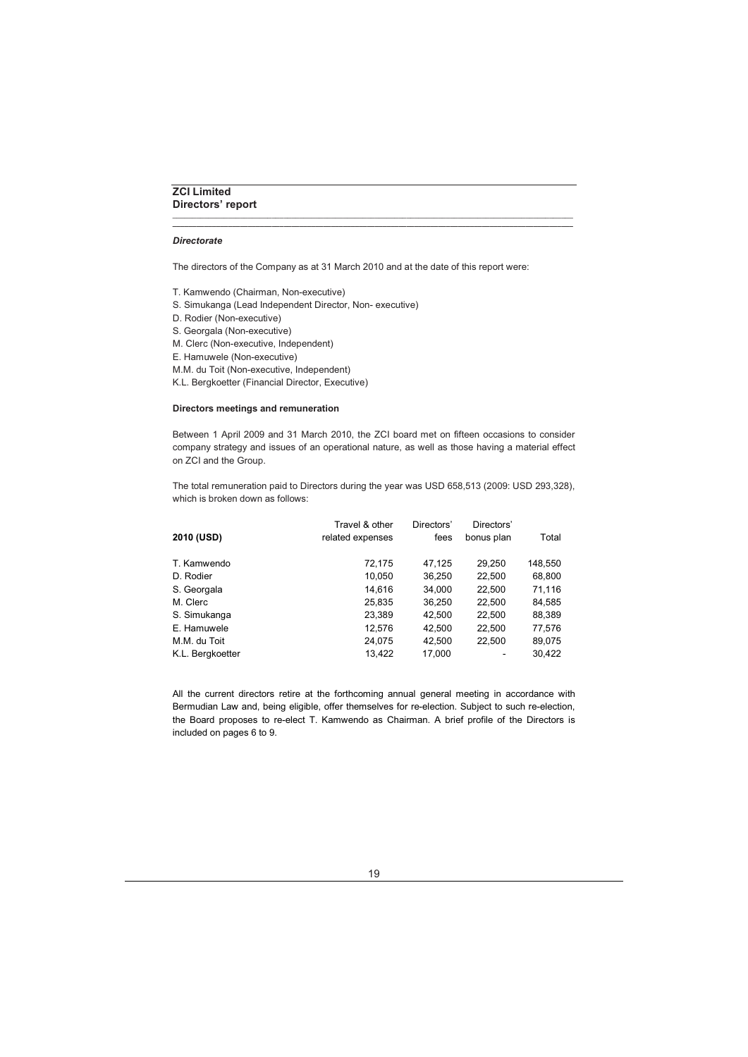**ZCI Limited**
**Directors' report**

### *Directorate*

The directors of the Company as at 31 March 2010 and at the date of this report were:

T. Kamwendo (Chairman, Non-executive)
S. Simukanga (Lead Independent Director, Non- executive)
D. Rodier (Non-executive)
S. Georgala (Non-executive)
M. Clerc (Non-executive, Independent)
E. Hamuwele (Non-executive)
M.M. du Toit (Non-executive, Independent)
K.L. Bergkoetter (Financial Director, Executive)

### Directors meetings and remuneration

Between 1 April 2009 and 31 March 2010, the ZCI board met on fifteen occasions to consider company strategy and issues of an operational nature, as well as those having a material effect on ZCI and the Group.

The total remuneration paid to Directors during the year was USD 658,513 (2009: USD 293,328), which is broken down as follows:

| 2010 (USD) | Travel & other related expenses | Directors' fees | Directors' bonus plan | Total |
|---|---|---|---|---|
| T. Kamwendo | 72,175 | 47,125 | 29,250 | 148,550 |
| D. Rodier | 10,050 | 36,250 | 22,500 | 68,800 |
| S. Georgala | 14,616 | 34,000 | 22,500 | 71,116 |
| M. Clerc | 25,835 | 36,250 | 22,500 | 84,585 |
| S. Simukanga | 23,389 | 42,500 | 22,500 | 88,389 |
| E. Hamuwele | 12,576 | 42,500 | 22,500 | 77,576 |
| M.M. du Toit | 24,075 | 42,500 | 22,500 | 89,075 |
| K.L. Bergkoetter | 13,422 | 17,000 | - | 30,422 |

All the current directors retire at the forthcoming annual general meeting in accordance with Bermudian Law and, being eligible, offer themselves for re-election. Subject to such re-election, the Board proposes to re-elect T. Kamwendo as Chairman. A brief profile of the Directors is included on pages 6 to 9.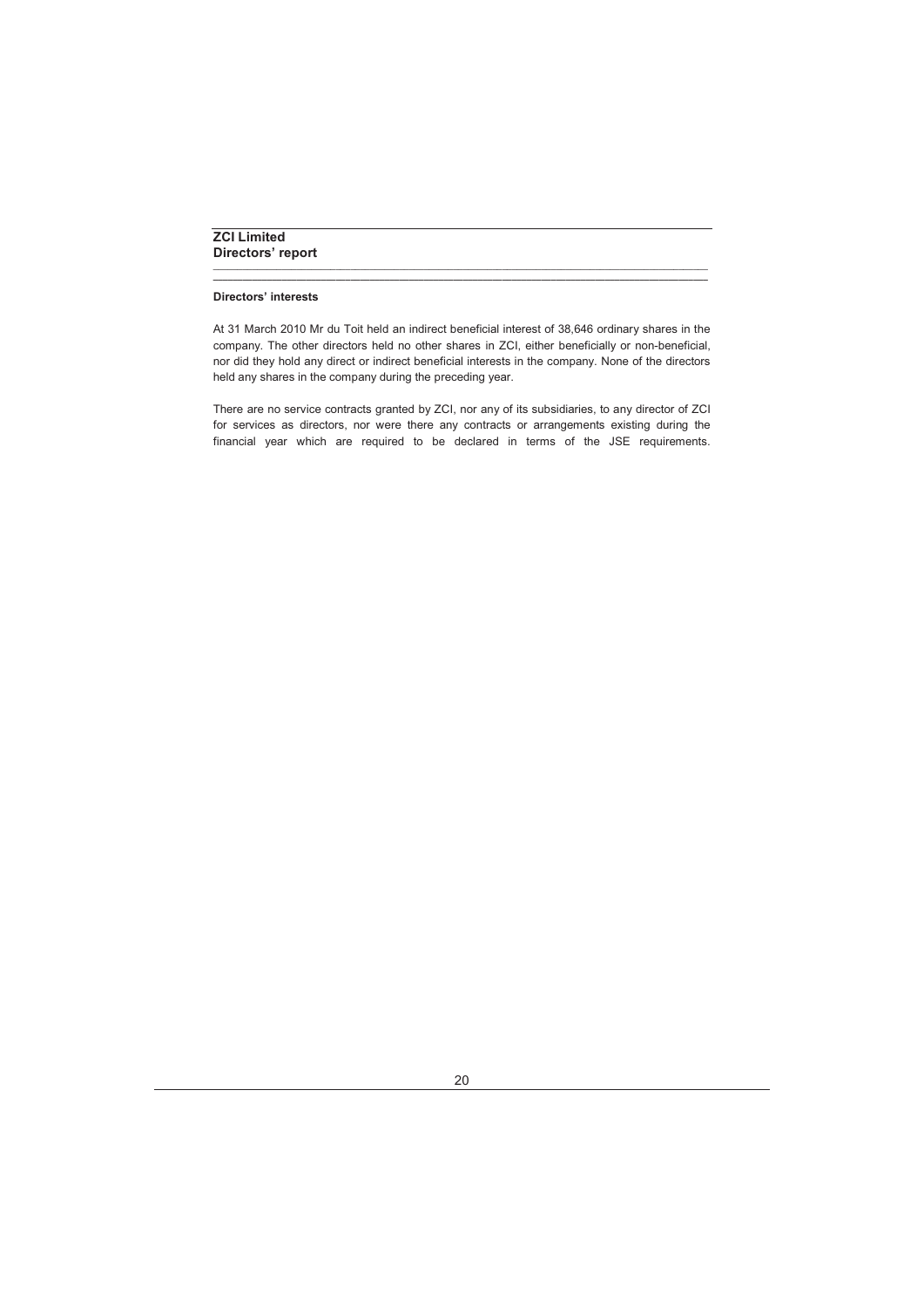# ZCI Limited
## Directors' report

### Directors' interests

At 31 March 2010 Mr du Toit held an indirect beneficial interest of 38,646 ordinary shares in the company. The other directors held no other shares in ZCI, either beneficially or non-beneficial, nor did they hold any direct or indirect beneficial interests in the company. None of the directors held any shares in the company during the preceding year.

There are no service contracts granted by ZCI, nor any of its subsidiaries, to any director of ZCI for services as directors, nor were there any contracts or arrangements existing during the financial year which are required to be declared in terms of the JSE requirements.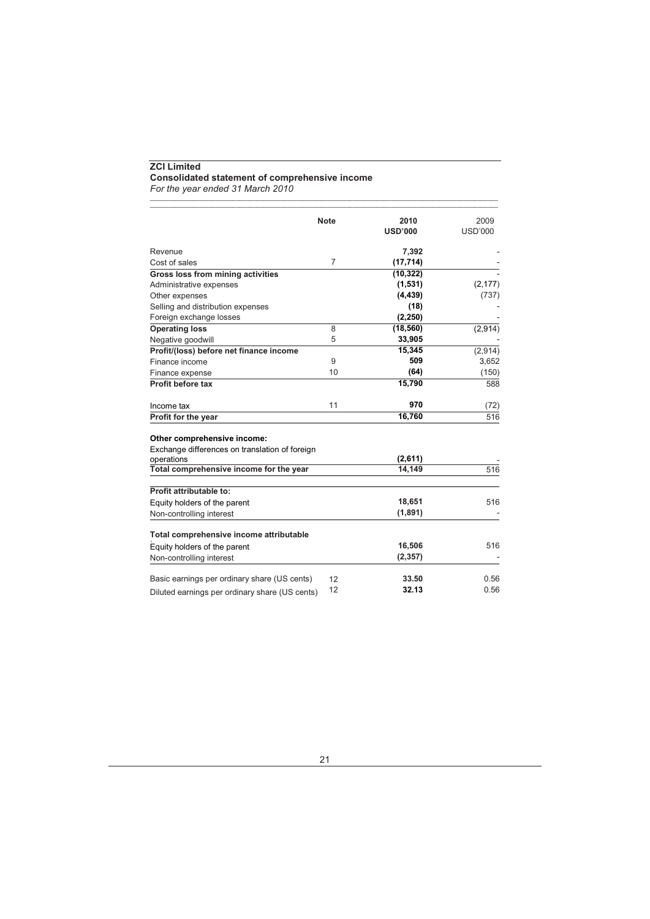**ZCI Limited**
**Consolidated statement of comprehensive income**
*For the year ended 31 March 2010*

| | Note | 2010 USD'000 | 2009 USD'000 |
|---|---|---|---|
| Revenue | | **7,392** | - |
| Cost of sales | 7 | **(17,714)** | - |
| **Gross loss from mining activities** | | **(10,322)** | - |
| Administrative expenses | | **(1,531)** | (2,177) |
| Other expenses | | **(4,439)** | (737) |
| Selling and distribution expenses | | **(18)** | - |
| Foreign exchange losses | | **(2,250)** | - |
| **Operating loss** | 8 | **(18,560)** | (2,914) |
| Negative goodwill | 5 | **33,905** | - |
| **Profit/(loss) before net finance income** | | **15,345** | (2,914) |
| Finance income | 9 | **509** | 3,652 |
| Finance expense | 10 | **(64)** | (150) |
| **Profit before tax** | | **15,790** | 588 |
| Income tax | 11 | **970** | (72) |
| **Profit for the year** | | **16,760** | 516 |
| **Other comprehensive income:** | | | |
| Exchange differences on translation of foreign operations | | **(2,611)** | - |
| **Total comprehensive income for the year** | | **14,149** | 516 |
| **Profit attributable to:** | | | |
| Equity holders of the parent | | **18,651** | 516 |
| Non-controlling interest | | **(1,891)** | - |
| **Total comprehensive income attributable** | | | |
| Equity holders of the parent | | **16,506** | 516 |
| Non-controlling interest | | **(2,357)** | - |
| Basic earnings per ordinary share (US cents) | 12 | **33.50** | 0.56 |
| Diluted earnings per ordinary share (US cents) | 12 | **32.13** | 0.56 |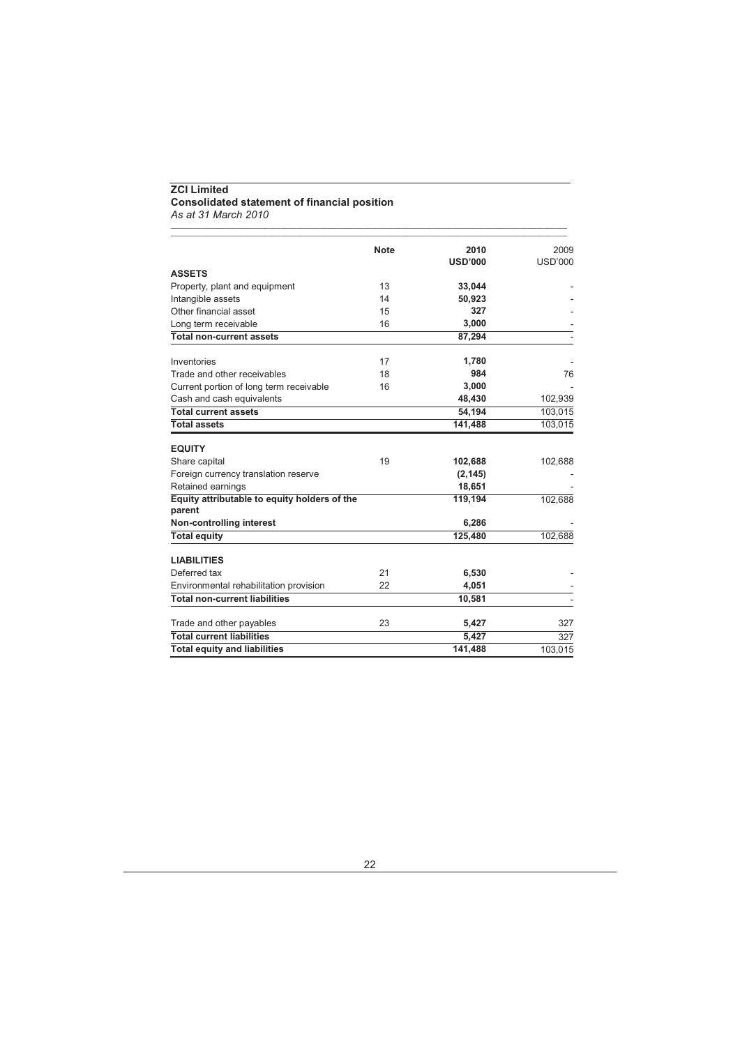**ZCI Limited**
**Consolidated statement of financial position**
*As at 31 March 2010*

| | Note | 2010 USD'000 | 2009 USD'000 |
|---|---|---|---|
| **ASSETS** | | | |
| Property, plant and equipment | 13 | **33,044** | - |
| Intangible assets | 14 | **50,923** | - |
| Other financial asset | 15 | **327** | - |
| Long term receivable | 16 | **3,000** | - |
| **Total non-current assets** | | **87,294** | - |
| Inventories | 17 | **1,780** | - |
| Trade and other receivables | 18 | **984** | 76 |
| Current portion of long term receivable | 16 | **3,000** | - |
| Cash and cash equivalents | | **48,430** | 102,939 |
| **Total current assets** | | **54,194** | 103,015 |
| **Total assets** | | **141,488** | 103,015 |
| **EQUITY** | | | |
| Share capital | 19 | **102,688** | 102,688 |
| Foreign currency translation reserve | | **(2,145)** | - |
| Retained earnings | | **18,651** | - |
| **Equity attributable to equity holders of the parent** | | **119,194** | 102,688 |
| **Non-controlling interest** | | **6,286** | - |
| **Total equity** | | **125,480** | 102,688 |
| **LIABILITIES** | | | |
| Deferred tax | 21 | **6,530** | - |
| Environmental rehabilitation provision | 22 | **4,051** | - |
| **Total non-current liabilities** | | **10,581** | - |
| Trade and other payables | 23 | **5,427** | 327 |
| **Total current liabilities** | | **5,427** | 327 |
| **Total equity and liabilities** | | **141,488** | 103,015 |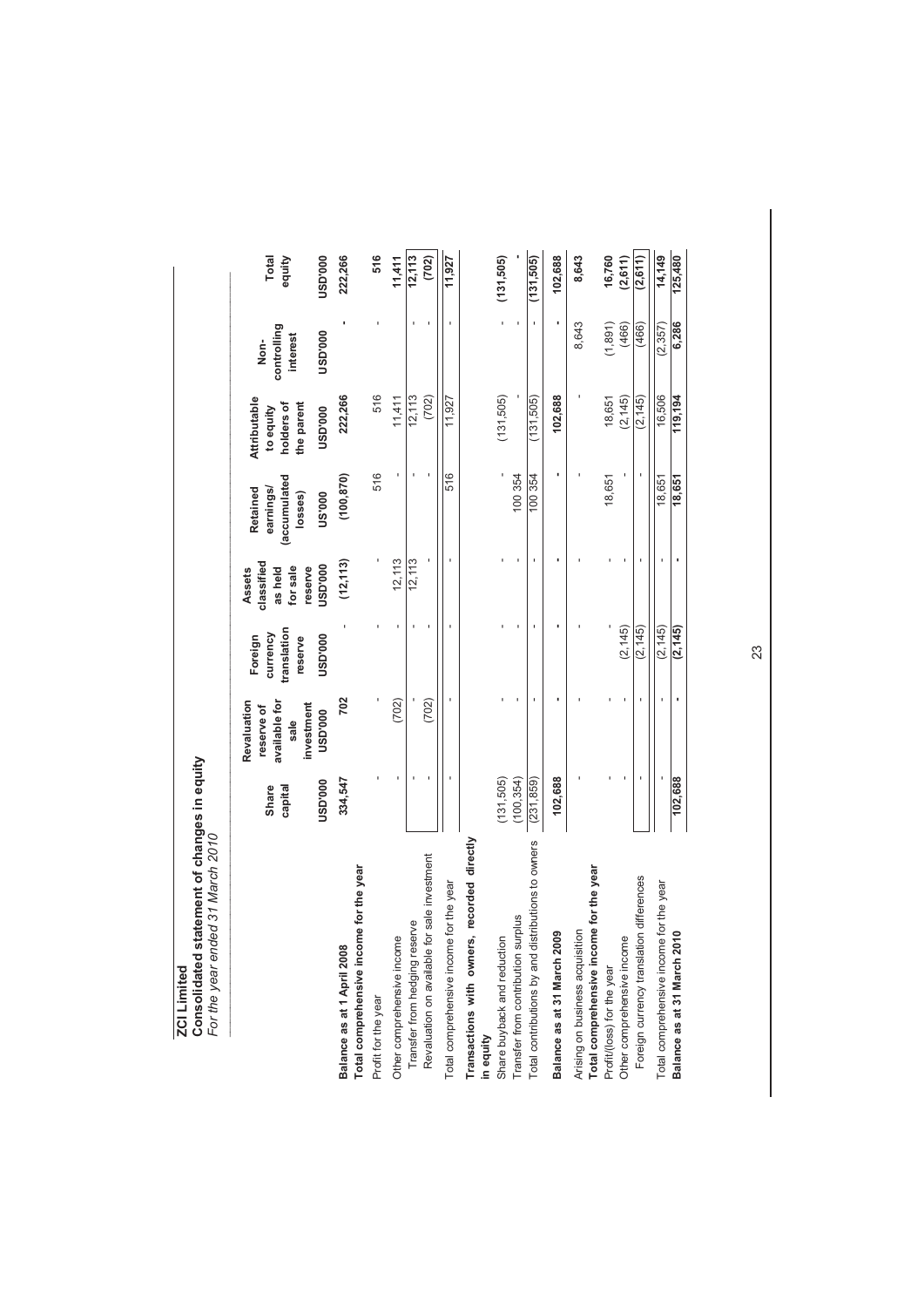**ZCI Limited**
**Consolidated statement of changes in equity**
*For the year ended 31 March 2010*

| | Share capital | Revaluation reserve of available for sale investment | Foreign currency translation reserve | Assets classified as held for sale reserve | Retained earnings/ (accumulated losses) | Attributable to equity holders of the parent | Non-controlling interest | Total equity |
|---|---|---|---|---|---|---|---|---|
| | USD'000 | USD'000 | USD'000 | USD'000 | US'000 | USD'000 | USD'000 | USD'000 |
| **Balance as at 1 April 2008** | **334,547** | **702** | **-** | **(12,113)** | **(100,870)** | **222,266** | **-** | **222,266** |
| **Total comprehensive income for the year** | | | | | | | | |
| Profit for the year | - | - | - | - | 516 | 516 | - | 516 |
| Other comprehensive income | - | (702) | - | 12,113 | - | 11,411 | | 11,411 |
| Transfer from hedging reserve | - | - | - | 12,113 | - | 12,113 | - | 12,113 |
| Revaluation on available for sale investment | - | (702) | - | - | - | (702) | - | (702) |
| Total comprehensive income for the year | - | - | - | - | 516 | 11,927 | - | 11,927 |
| **Transactions with owners, recorded directly in equity** | | | | | | | | |
| Share buyback and reduction | (131,505) | - | - | - | - | (131,505) | - | (131,505) |
| Transfer from contribution surplus | (100,354) | - | - | - | 100 354 | - | - | - |
| Total contributions by and distributions to owners | (231,859) | - | - | - | 100 354 | (131,505) | - | (131,505) |
| **Balance as at 31 March 2009** | **102,688** | **-** | **-** | **-** | **-** | **102,688** | **-** | **102,688** |
| Arising on business acquisition | - | - | - | - | - | - | 8,643 | 8,643 |
| **Total comprehensive income for the year** | | | | | | | | |
| Profit/(loss) for the year | - | - | - | - | 18,651 | 18,651 | (1,891) | 16,760 |
| Other comprehensive income | - | - | (2,145) | - | - | (2,145) | (466) | (2,611) |
| Foreign currency translation differences | - | - | (2,145) | - | - | (2,145) | (466) | (2,611) |
| Total comprehensive income for the year | - | - | (2,145) | - | 18,651 | 16,506 | (2,357) | 14,149 |
| **Balance as at 31 March 2010** | **102,688** | **-** | **(2,145)** | **-** | **18,651** | **119,194** | **6,286** | **125,480** |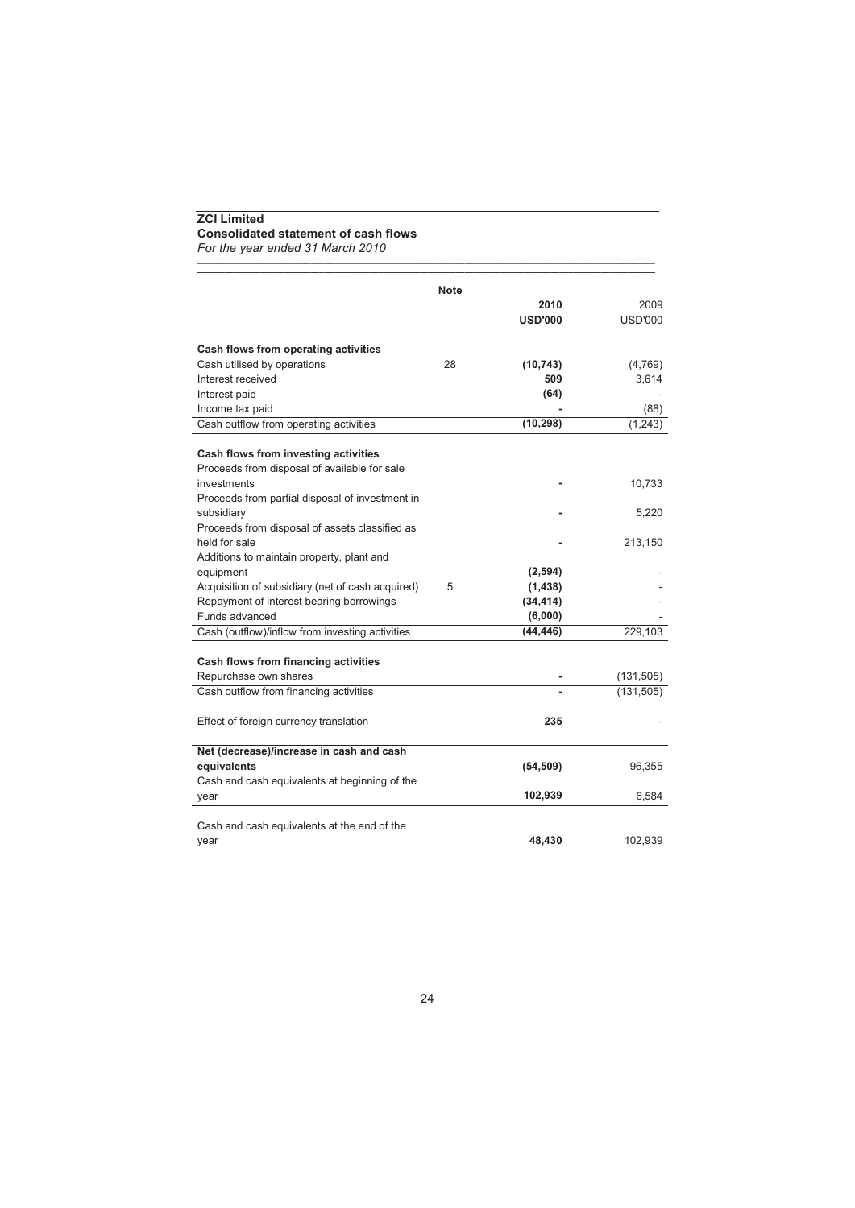**ZCI Limited**
**Consolidated statement of cash flows**
*For the year ended 31 March 2010*

| | Note | 2010 | 2009 |
|---|---|---|---|
| | | **USD'000** | USD'000 |
| **Cash flows from operating activities** | | | |
| Cash utilised by operations | 28 | **(10,743)** | (4,769) |
| Interest received | | **509** | 3,614 |
| Interest paid | | **(64)** | - |
| Income tax paid | | **-** | (88) |
| Cash outflow from operating activities | | **(10,298)** | (1,243) |
| **Cash flows from investing activities** | | | |
| Proceeds from disposal of available for sale investments | | **-** | 10,733 |
| Proceeds from partial disposal of investment in subsidiary | | **-** | 5,220 |
| Proceeds from disposal of assets classified as held for sale | | **-** | 213,150 |
| Additions to maintain property, plant and equipment | | **(2,594)** | - |
| Acquisition of subsidiary (net of cash acquired) | 5 | **(1,438)** | - |
| Repayment of interest bearing borrowings | | **(34,414)** | - |
| Funds advanced | | **(6,000)** | - |
| Cash (outflow)/inflow from investing activities | | **(44,446)** | 229,103 |
| **Cash flows from financing activities** | | | |
| Repurchase own shares | | **-** | (131,505) |
| Cash outflow from financing activities | | **-** | (131,505) |
| Effect of foreign currency translation | | **235** | - |
| **Net (decrease)/increase in cash and cash equivalents** | | **(54,509)** | 96,355 |
| Cash and cash equivalents at beginning of the year | | **102,939** | 6,584 |
| Cash and cash equivalents at the end of the year | | **48,430** | 102,939 |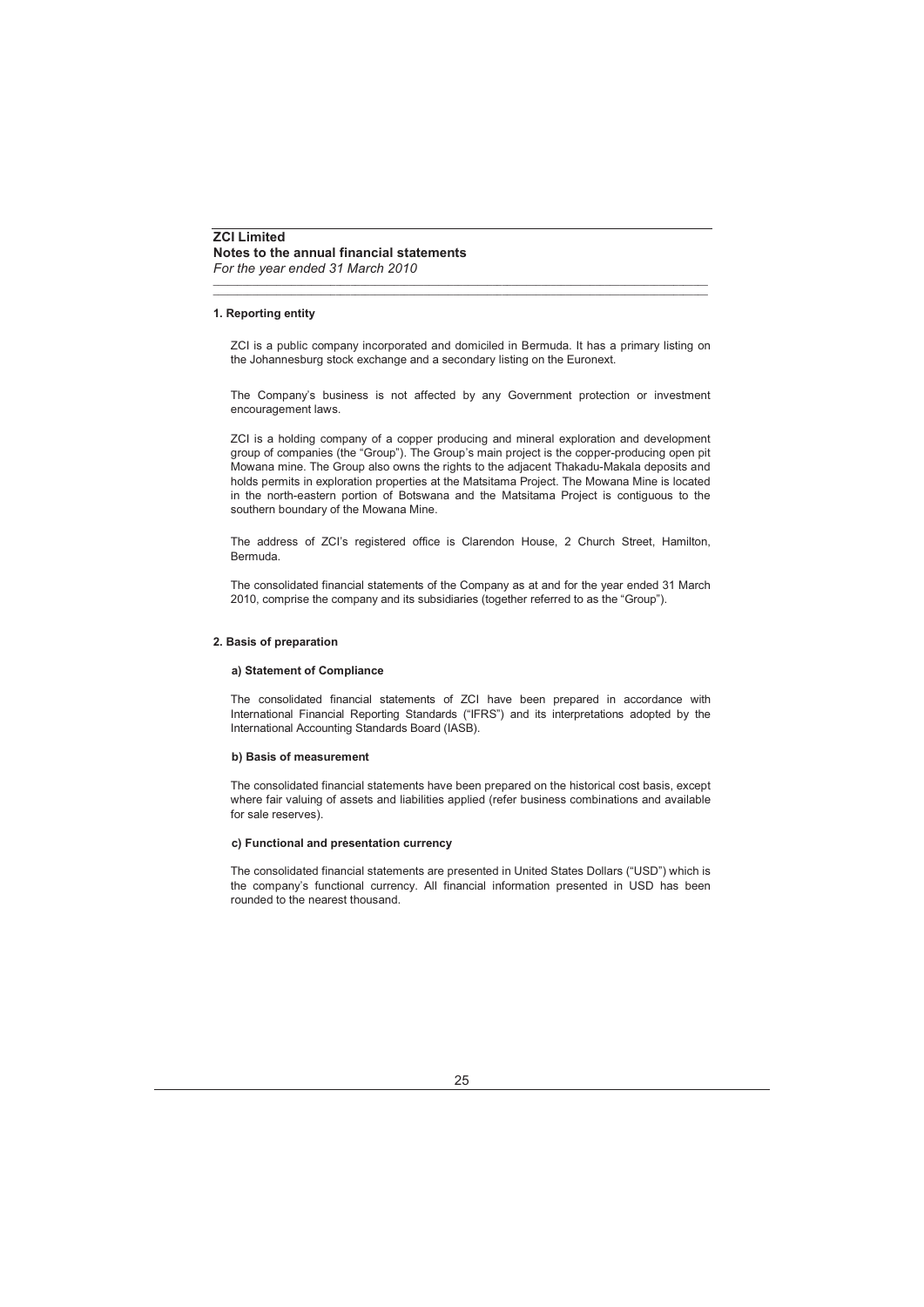**ZCI Limited**
**Notes to the annual financial statements**
*For the year ended 31 March 2010*

#### 1. Reporting entity

ZCI is a public company incorporated and domiciled in Bermuda. It has a primary listing on the Johannesburg stock exchange and a secondary listing on the Euronext.

The Company's business is not affected by any Government protection or investment encouragement laws.

ZCI is a holding company of a copper producing and mineral exploration and development group of companies (the "Group"). The Group's main project is the copper-producing open pit Mowana mine. The Group also owns the rights to the adjacent Thakadu-Makala deposits and holds permits in exploration properties at the Matsitama Project. The Mowana Mine is located in the north-eastern portion of Botswana and the Matsitama Project is contiguous to the southern boundary of the Mowana Mine.

The address of ZCI's registered office is Clarendon House, 2 Church Street, Hamilton, Bermuda.

The consolidated financial statements of the Company as at and for the year ended 31 March 2010, comprise the company and its subsidiaries (together referred to as the "Group").

#### 2. Basis of preparation

##### a) Statement of Compliance

The consolidated financial statements of ZCI have been prepared in accordance with International Financial Reporting Standards ("IFRS") and its interpretations adopted by the International Accounting Standards Board (IASB).

##### b) Basis of measurement

The consolidated financial statements have been prepared on the historical cost basis, except where fair valuing of assets and liabilities applied (refer business combinations and available for sale reserves).

##### c) Functional and presentation currency

The consolidated financial statements are presented in United States Dollars ("USD") which is the company's functional currency. All financial information presented in USD has been rounded to the nearest thousand.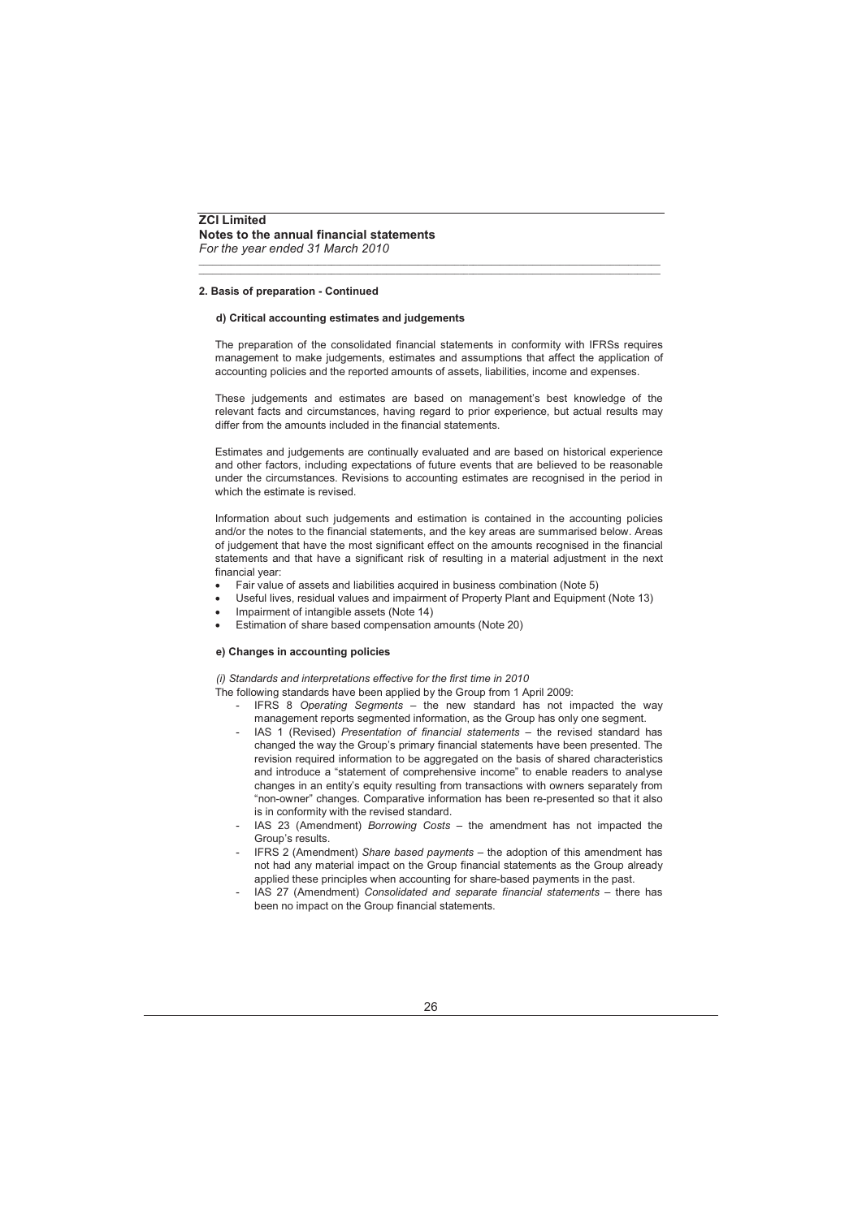**2. Basis of preparation - Continued**

**d) Critical accounting estimates and judgements**

The preparation of the consolidated financial statements in conformity with IFRSs requires management to make judgements, estimates and assumptions that affect the application of accounting policies and the reported amounts of assets, liabilities, income and expenses.

These judgements and estimates are based on management's best knowledge of the relevant facts and circumstances, having regard to prior experience, but actual results may differ from the amounts included in the financial statements.

Estimates and judgements are continually evaluated and are based on historical experience and other factors, including expectations of future events that are believed to be reasonable under the circumstances. Revisions to accounting estimates are recognised in the period in which the estimate is revised.

Information about such judgements and estimation is contained in the accounting policies and/or the notes to the financial statements, and the key areas are summarised below. Areas of judgement that have the most significant effect on the amounts recognised in the financial statements and that have a significant risk of resulting in a material adjustment in the next financial year:

- Fair value of assets and liabilities acquired in business combination (Note 5)
- Useful lives, residual values and impairment of Property Plant and Equipment (Note 13)
- Impairment of intangible assets (Note 14)
- Estimation of share based compensation amounts (Note 20)

**e) Changes in accounting policies**

*(i) Standards and interpretations effective for the first time in 2010*

The following standards have been applied by the Group from 1 April 2009:

- IFRS 8 *Operating Segments* – the new standard has not impacted the way management reports segmented information, as the Group has only one segment.
- IAS 1 (Revised) *Presentation of financial statements* – the revised standard has changed the way the Group's primary financial statements have been presented. The revision required information to be aggregated on the basis of shared characteristics and introduce a "statement of comprehensive income" to enable readers to analyse changes in an entity's equity resulting from transactions with owners separately from "non-owner" changes. Comparative information has been re-presented so that it also is in conformity with the revised standard.
- IAS 23 (Amendment) *Borrowing Costs* – the amendment has not impacted the Group's results.
- IFRS 2 (Amendment) *Share based payments* – the adoption of this amendment has not had any material impact on the Group financial statements as the Group already applied these principles when accounting for share-based payments in the past.
- IAS 27 (Amendment) *Consolidated and separate financial statements* – there has been no impact on the Group financial statements.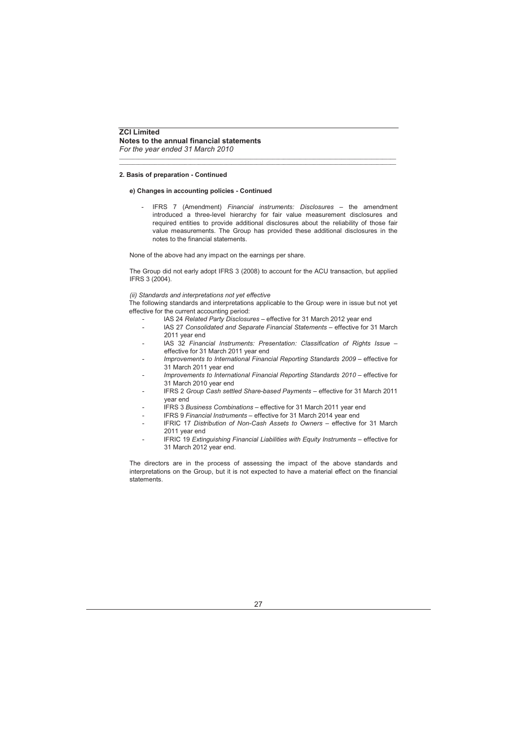**ZCI Limited**
**Notes to the annual financial statements**
*For the year ended 31 March 2010*

**2. Basis of preparation - Continued**

**e) Changes in accounting policies - Continued**

- IFRS 7 (Amendment) *Financial instruments: Disclosures* – the amendment introduced a three-level hierarchy for fair value measurement disclosures and required entities to provide additional disclosures about the reliability of those fair value measurements. The Group has provided these additional disclosures in the notes to the financial statements.

None of the above had any impact on the earnings per share.

The Group did not early adopt IFRS 3 (2008) to account for the ACU transaction, but applied IFRS 3 (2004).

*(ii) Standards and interpretations not yet effective*

The following standards and interpretations applicable to the Group were in issue but not yet effective for the current accounting period:

- IAS 24 *Related Party Disclosures* – effective for 31 March 2012 year end
- IAS 27 *Consolidated and Separate Financial Statements* – effective for 31 March 2011 year end
- IAS 32 *Financial Instruments: Presentation: Classification of Rights Issue* – effective for 31 March 2011 year end
- *Improvements to International Financial Reporting Standards 2009* – effective for 31 March 2011 year end
- *Improvements to International Financial Reporting Standards 2010* – effective for 31 March 2010 year end
- IFRS 2 *Group Cash settled Share-based Payments* – effective for 31 March 2011 year end
- IFRS 3 *Business Combinations* – effective for 31 March 2011 year end
- IFRS 9 *Financial Instruments* – effective for 31 March 2014 year end
- IFRIC 17 *Distribution of Non-Cash Assets to Owners* – effective for 31 March 2011 year end
- IFRIC 19 *Extinguishing Financial Liabilities with Equity Instruments* – effective for 31 March 2012 year end.

The directors are in the process of assessing the impact of the above standards and interpretations on the Group, but it is not expected to have a material effect on the financial statements.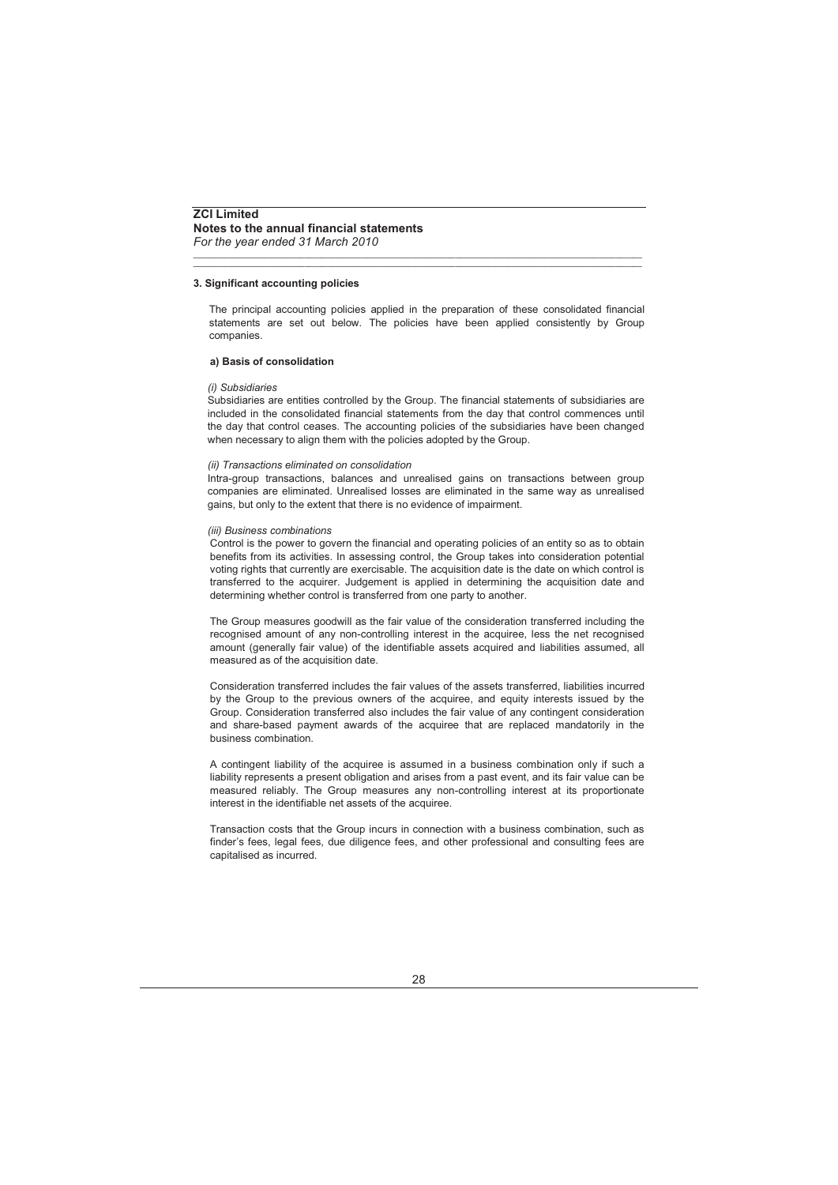**ZCI Limited**
**Notes to the annual financial statements**
*For the year ended 31 March 2010*

### 3. Significant accounting policies

The principal accounting policies applied in the preparation of these consolidated financial statements are set out below. The policies have been applied consistently by Group companies.

#### a) Basis of consolidation

*(i) Subsidiaries*
Subsidiaries are entities controlled by the Group. The financial statements of subsidiaries are included in the consolidated financial statements from the day that control commences until the day that control ceases. The accounting policies of the subsidiaries have been changed when necessary to align them with the policies adopted by the Group.

*(ii) Transactions eliminated on consolidation*
Intra-group transactions, balances and unrealised gains on transactions between group companies are eliminated. Unrealised losses are eliminated in the same way as unrealised gains, but only to the extent that there is no evidence of impairment.

*(iii) Business combinations*
Control is the power to govern the financial and operating policies of an entity so as to obtain benefits from its activities. In assessing control, the Group takes into consideration potential voting rights that currently are exercisable. The acquisition date is the date on which control is transferred to the acquirer. Judgement is applied in determining the acquisition date and determining whether control is transferred from one party to another.

The Group measures goodwill as the fair value of the consideration transferred including the recognised amount of any non-controlling interest in the acquiree, less the net recognised amount (generally fair value) of the identifiable assets acquired and liabilities assumed, all measured as of the acquisition date.

Consideration transferred includes the fair values of the assets transferred, liabilities incurred by the Group to the previous owners of the acquiree, and equity interests issued by the Group. Consideration transferred also includes the fair value of any contingent consideration and share-based payment awards of the acquiree that are replaced mandatorily in the business combination.

A contingent liability of the acquiree is assumed in a business combination only if such a liability represents a present obligation and arises from a past event, and its fair value can be measured reliably. The Group measures any non-controlling interest at its proportionate interest in the identifiable net assets of the acquiree.

Transaction costs that the Group incurs in connection with a business combination, such as finder's fees, legal fees, due diligence fees, and other professional and consulting fees are capitalised as incurred.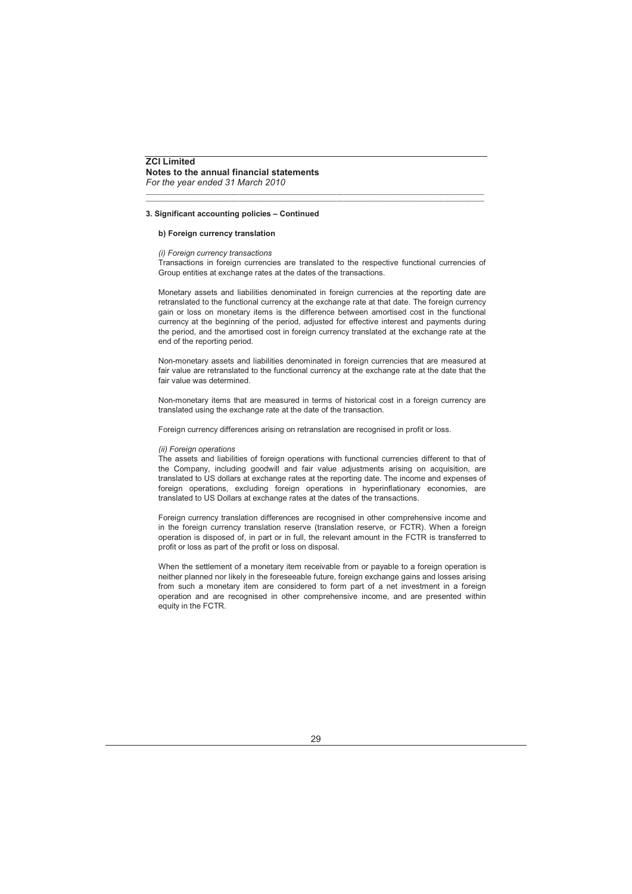**ZCI Limited**
**Notes to the annual financial statements**
*For the year ended 31 March 2010*

### 3. Significant accounting policies – Continued

#### b) Foreign currency translation

*(i) Foreign currency transactions*
Transactions in foreign currencies are translated to the respective functional currencies of Group entities at exchange rates at the dates of the transactions.

Monetary assets and liabilities denominated in foreign currencies at the reporting date are retranslated to the functional currency at the exchange rate at that date. The foreign currency gain or loss on monetary items is the difference between amortised cost in the functional currency at the beginning of the period, adjusted for effective interest and payments during the period, and the amortised cost in foreign currency translated at the exchange rate at the end of the reporting period.

Non-monetary assets and liabilities denominated in foreign currencies that are measured at fair value are retranslated to the functional currency at the exchange rate at the date that the fair value was determined.

Non-monetary items that are measured in terms of historical cost in a foreign currency are translated using the exchange rate at the date of the transaction.

Foreign currency differences arising on retranslation are recognised in profit or loss.

*(ii) Foreign operations*
The assets and liabilities of foreign operations with functional currencies different to that of the Company, including goodwill and fair value adjustments arising on acquisition, are translated to US dollars at exchange rates at the reporting date. The income and expenses of foreign operations, excluding foreign operations in hyperinflationary economies, are translated to US Dollars at exchange rates at the dates of the transactions.

Foreign currency translation differences are recognised in other comprehensive income and in the foreign currency translation reserve (translation reserve, or FCTR). When a foreign operation is disposed of, in part or in full, the relevant amount in the FCTR is transferred to profit or loss as part of the profit or loss on disposal.

When the settlement of a monetary item receivable from or payable to a foreign operation is neither planned nor likely in the foreseeable future, foreign exchange gains and losses arising from such a monetary item are considered to form part of a net investment in a foreign operation and are recognised in other comprehensive income, and are presented within equity in the FCTR.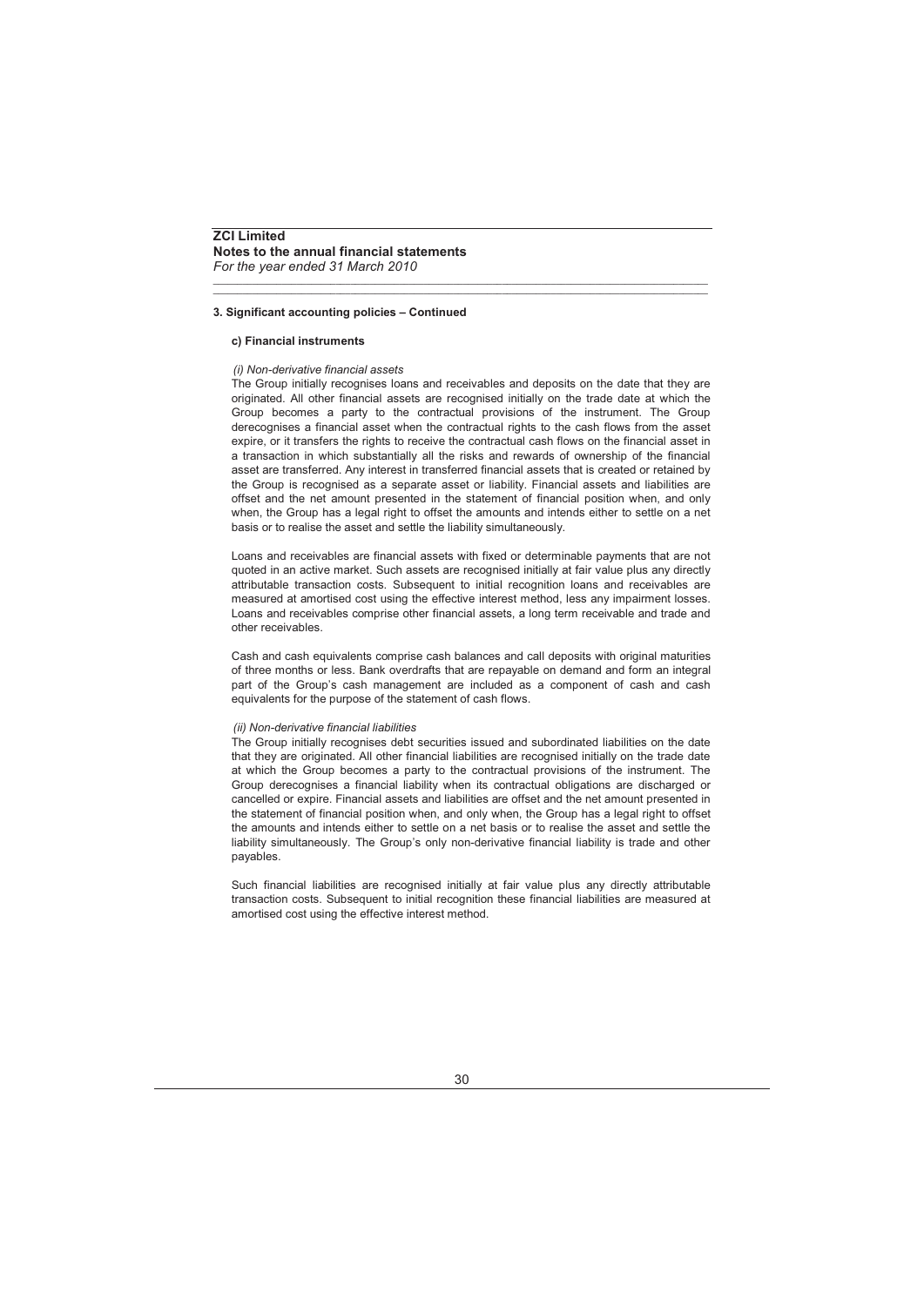### 3. Significant accounting policies – Continued

#### c) Financial instruments

*(i) Non-derivative financial assets*

The Group initially recognises loans and receivables and deposits on the date that they are originated. All other financial assets are recognised initially on the trade date at which the Group becomes a party to the contractual provisions of the instrument. The Group derecognises a financial asset when the contractual rights to the cash flows from the asset expire, or it transfers the rights to receive the contractual cash flows on the financial asset in a transaction in which substantially all the risks and rewards of ownership of the financial asset are transferred. Any interest in transferred financial assets that is created or retained by the Group is recognised as a separate asset or liability. Financial assets and liabilities are offset and the net amount presented in the statement of financial position when, and only when, the Group has a legal right to offset the amounts and intends either to settle on a net basis or to realise the asset and settle the liability simultaneously.

Loans and receivables are financial assets with fixed or determinable payments that are not quoted in an active market. Such assets are recognised initially at fair value plus any directly attributable transaction costs. Subsequent to initial recognition loans and receivables are measured at amortised cost using the effective interest method, less any impairment losses. Loans and receivables comprise other financial assets, a long term receivable and trade and other receivables.

Cash and cash equivalents comprise cash balances and call deposits with original maturities of three months or less. Bank overdrafts that are repayable on demand and form an integral part of the Group's cash management are included as a component of cash and cash equivalents for the purpose of the statement of cash flows.

*(ii) Non-derivative financial liabilities*

The Group initially recognises debt securities issued and subordinated liabilities on the date that they are originated. All other financial liabilities are recognised initially on the trade date at which the Group becomes a party to the contractual provisions of the instrument. The Group derecognises a financial liability when its contractual obligations are discharged or cancelled or expire. Financial assets and liabilities are offset and the net amount presented in the statement of financial position when, and only when, the Group has a legal right to offset the amounts and intends either to settle on a net basis or to realise the asset and settle the liability simultaneously. The Group's only non-derivative financial liability is trade and other payables.

Such financial liabilities are recognised initially at fair value plus any directly attributable transaction costs. Subsequent to initial recognition these financial liabilities are measured at amortised cost using the effective interest method.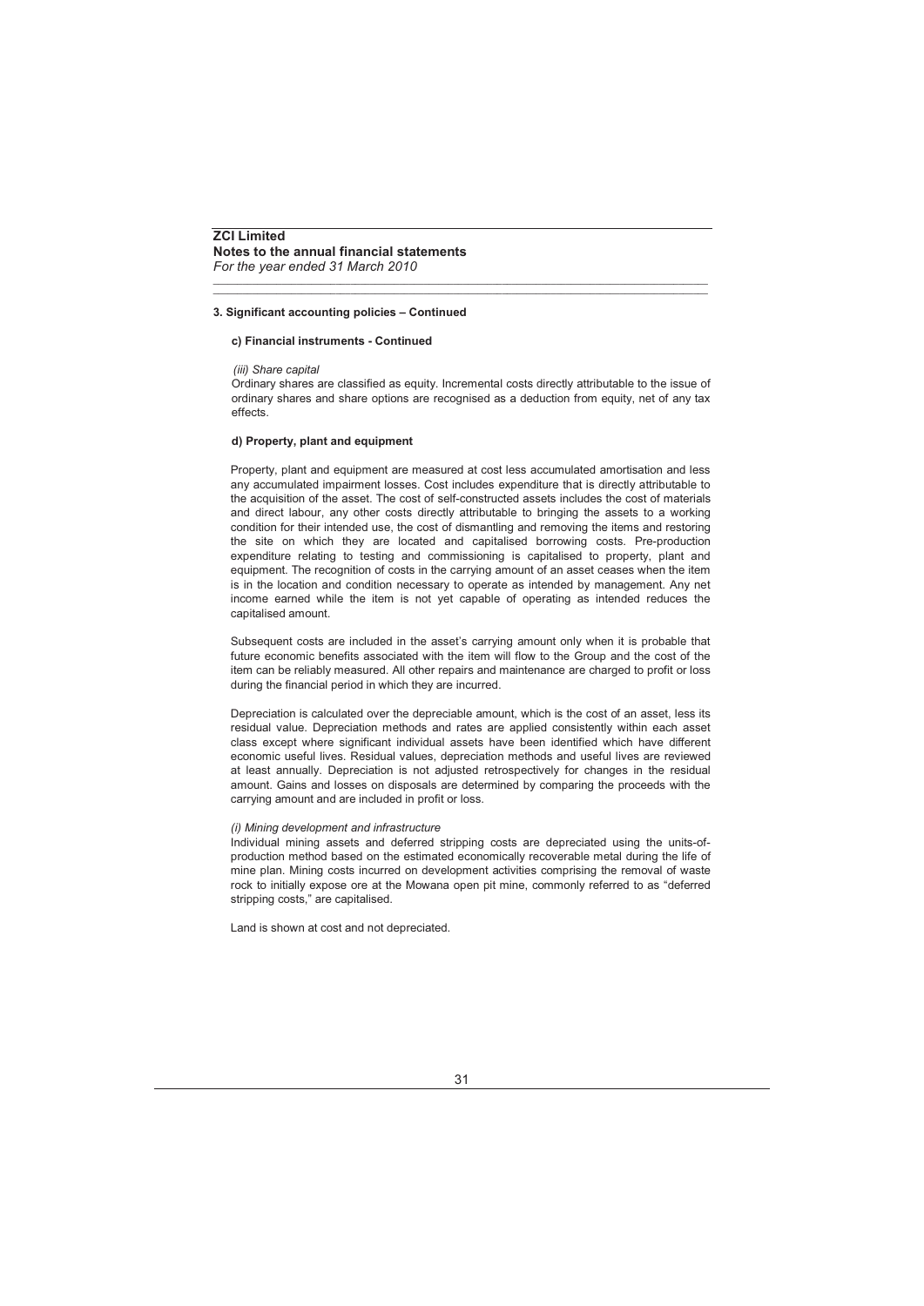**3. Significant accounting policies – Continued**

**c) Financial instruments - Continued**

*(iii) Share capital*

Ordinary shares are classified as equity. Incremental costs directly attributable to the issue of ordinary shares and share options are recognised as a deduction from equity, net of any tax effects.

**d) Property, plant and equipment**

Property, plant and equipment are measured at cost less accumulated amortisation and less any accumulated impairment losses. Cost includes expenditure that is directly attributable to the acquisition of the asset. The cost of self-constructed assets includes the cost of materials and direct labour, any other costs directly attributable to bringing the assets to a working condition for their intended use, the cost of dismantling and removing the items and restoring the site on which they are located and capitalised borrowing costs. Pre-production expenditure relating to testing and commissioning is capitalised to property, plant and equipment. The recognition of costs in the carrying amount of an asset ceases when the item is in the location and condition necessary to operate as intended by management. Any net income earned while the item is not yet capable of operating as intended reduces the capitalised amount.

Subsequent costs are included in the asset's carrying amount only when it is probable that future economic benefits associated with the item will flow to the Group and the cost of the item can be reliably measured. All other repairs and maintenance are charged to profit or loss during the financial period in which they are incurred.

Depreciation is calculated over the depreciable amount, which is the cost of an asset, less its residual value. Depreciation methods and rates are applied consistently within each asset class except where significant individual assets have been identified which have different economic useful lives. Residual values, depreciation methods and useful lives are reviewed at least annually. Depreciation is not adjusted retrospectively for changes in the residual amount. Gains and losses on disposals are determined by comparing the proceeds with the carrying amount and are included in profit or loss.

*(i) Mining development and infrastructure*

Individual mining assets and deferred stripping costs are depreciated using the units-of-production method based on the estimated economically recoverable metal during the life of mine plan. Mining costs incurred on development activities comprising the removal of waste rock to initially expose ore at the Mowana open pit mine, commonly referred to as "deferred stripping costs," are capitalised.

Land is shown at cost and not depreciated.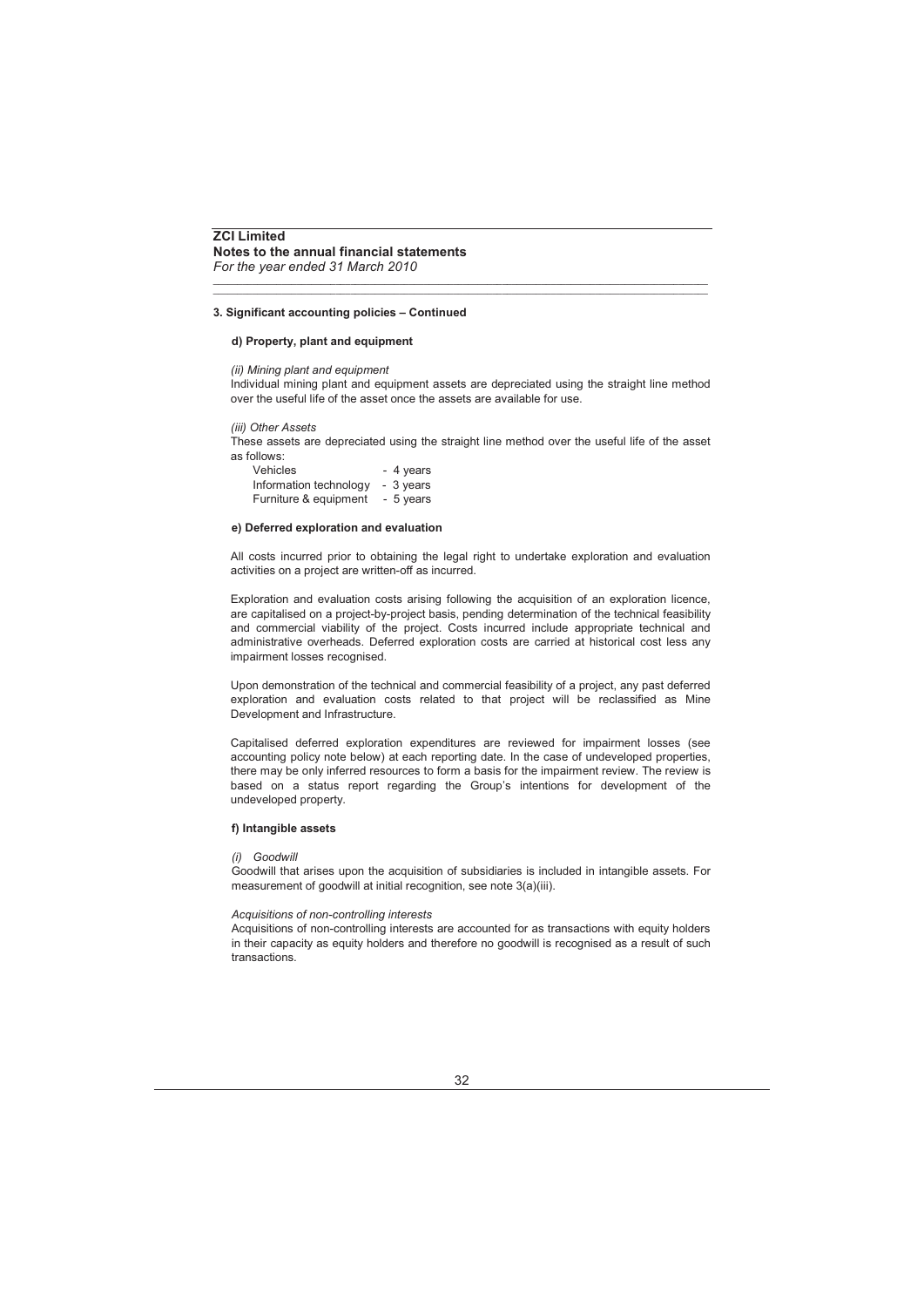**ZCI Limited**
**Notes to the annual financial statements**
*For the year ended 31 March 2010*

### 3. Significant accounting policies – Continued

#### d) Property, plant and equipment

*(ii) Mining plant and equipment*

Individual mining plant and equipment assets are depreciated using the straight line method over the useful life of the asset once the assets are available for use.

*(iii) Other Assets*

These assets are depreciated using the straight line method over the useful life of the asset as follows:

| | |
|---|---|
| Vehicles | - 4 years |
| Information technology | - 3 years |
| Furniture & equipment | - 5 years |

#### e) Deferred exploration and evaluation

All costs incurred prior to obtaining the legal right to undertake exploration and evaluation activities on a project are written-off as incurred.

Exploration and evaluation costs arising following the acquisition of an exploration licence, are capitalised on a project-by-project basis, pending determination of the technical feasibility and commercial viability of the project. Costs incurred include appropriate technical and administrative overheads. Deferred exploration costs are carried at historical cost less any impairment losses recognised.

Upon demonstration of the technical and commercial feasibility of a project, any past deferred exploration and evaluation costs related to that project will be reclassified as Mine Development and Infrastructure.

Capitalised deferred exploration expenditures are reviewed for impairment losses (see accounting policy note below) at each reporting date. In the case of undeveloped properties, there may be only inferred resources to form a basis for the impairment review. The review is based on a status report regarding the Group's intentions for development of the undeveloped property.

#### f) Intangible assets

*(i) Goodwill*

Goodwill that arises upon the acquisition of subsidiaries is included in intangible assets. For measurement of goodwill at initial recognition, see note 3(a)(iii).

*Acquisitions of non-controlling interests*

Acquisitions of non-controlling interests are accounted for as transactions with equity holders in their capacity as equity holders and therefore no goodwill is recognised as a result of such transactions.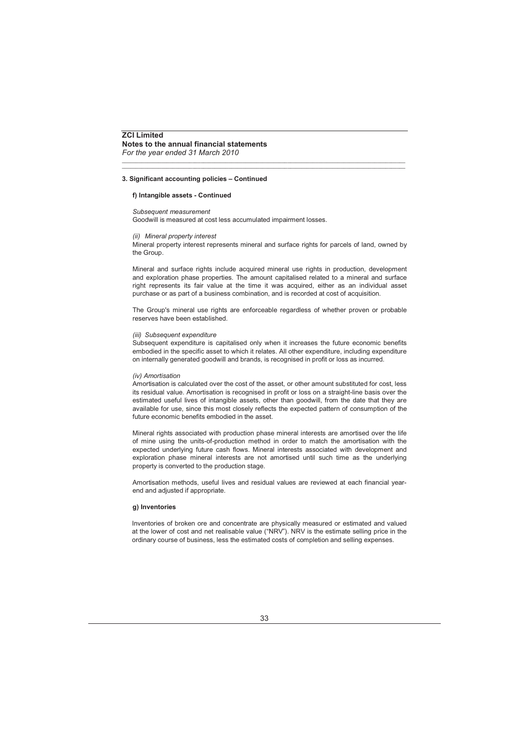**ZCI Limited**
**Notes to the annual financial statements**
*For the year ended 31 March 2010*

## 3. Significant accounting policies – Continued

### f) Intangible assets - Continued

*Subsequent measurement*
Goodwill is measured at cost less accumulated impairment losses.

*(ii) Mineral property interest*
Mineral property interest represents mineral and surface rights for parcels of land, owned by the Group.

Mineral and surface rights include acquired mineral use rights in production, development and exploration phase properties. The amount capitalised related to a mineral and surface right represents its fair value at the time it was acquired, either as an individual asset purchase or as part of a business combination, and is recorded at cost of acquisition.

The Group's mineral use rights are enforceable regardless of whether proven or probable reserves have been established.

*(iii) Subsequent expenditure*
Subsequent expenditure is capitalised only when it increases the future economic benefits embodied in the specific asset to which it relates. All other expenditure, including expenditure on internally generated goodwill and brands, is recognised in profit or loss as incurred.

*(iv) Amortisation*
Amortisation is calculated over the cost of the asset, or other amount substituted for cost, less its residual value. Amortisation is recognised in profit or loss on a straight-line basis over the estimated useful lives of intangible assets, other than goodwill, from the date that they are available for use, since this most closely reflects the expected pattern of consumption of the future economic benefits embodied in the asset.

Mineral rights associated with production phase mineral interests are amortised over the life of mine using the units-of-production method in order to match the amortisation with the expected underlying future cash flows. Mineral interests associated with development and exploration phase mineral interests are not amortised until such time as the underlying property is converted to the production stage.

Amortisation methods, useful lives and residual values are reviewed at each financial year-end and adjusted if appropriate.

### g) Inventories

Inventories of broken ore and concentrate are physically measured or estimated and valued at the lower of cost and net realisable value ("NRV"). NRV is the estimate selling price in the ordinary course of business, less the estimated costs of completion and selling expenses.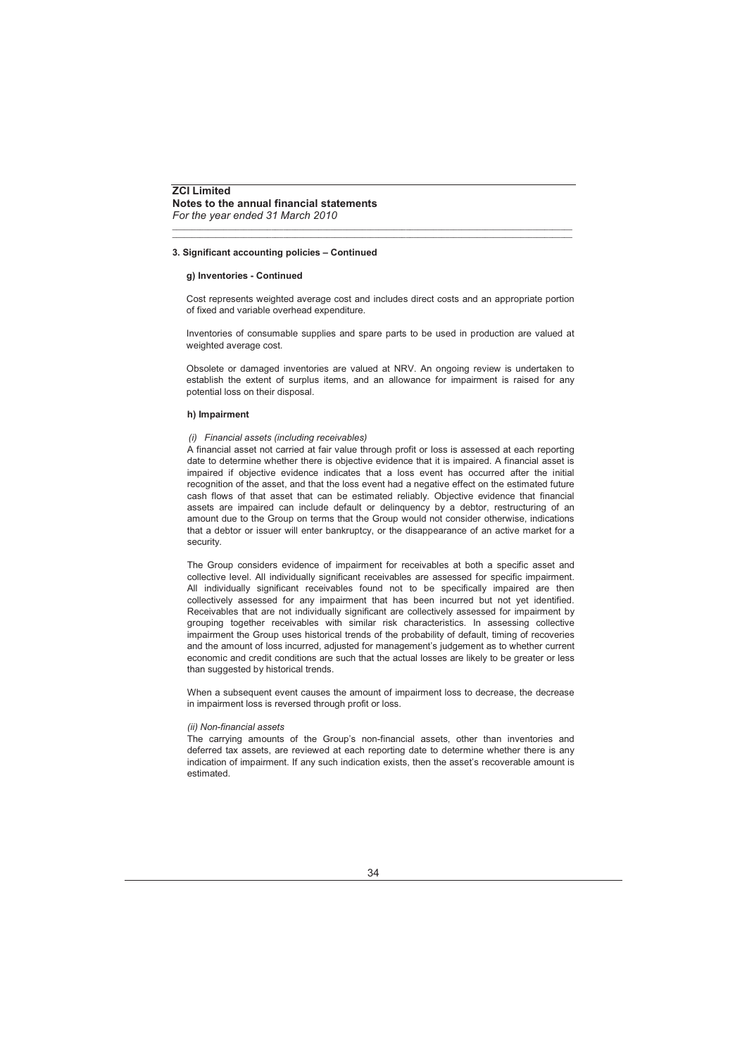**3. Significant accounting policies – Continued**

**g) Inventories - Continued**

Cost represents weighted average cost and includes direct costs and an appropriate portion of fixed and variable overhead expenditure.

Inventories of consumable supplies and spare parts to be used in production are valued at weighted average cost.

Obsolete or damaged inventories are valued at NRV. An ongoing review is undertaken to establish the extent of surplus items, and an allowance for impairment is raised for any potential loss on their disposal.

**h) Impairment**

*(i) Financial assets (including receivables)*

A financial asset not carried at fair value through profit or loss is assessed at each reporting date to determine whether there is objective evidence that it is impaired. A financial asset is impaired if objective evidence indicates that a loss event has occurred after the initial recognition of the asset, and that the loss event had a negative effect on the estimated future cash flows of that asset that can be estimated reliably. Objective evidence that financial assets are impaired can include default or delinquency by a debtor, restructuring of an amount due to the Group on terms that the Group would not consider otherwise, indications that a debtor or issuer will enter bankruptcy, or the disappearance of an active market for a security.

The Group considers evidence of impairment for receivables at both a specific asset and collective level. All individually significant receivables are assessed for specific impairment. All individually significant receivables found not to be specifically impaired are then collectively assessed for any impairment that has been incurred but not yet identified. Receivables that are not individually significant are collectively assessed for impairment by grouping together receivables with similar risk characteristics. In assessing collective impairment the Group uses historical trends of the probability of default, timing of recoveries and the amount of loss incurred, adjusted for management's judgement as to whether current economic and credit conditions are such that the actual losses are likely to be greater or less than suggested by historical trends.

When a subsequent event causes the amount of impairment loss to decrease, the decrease in impairment loss is reversed through profit or loss.

*(ii) Non-financial assets*

The carrying amounts of the Group's non-financial assets, other than inventories and deferred tax assets, are reviewed at each reporting date to determine whether there is any indication of impairment. If any such indication exists, then the asset's recoverable amount is estimated.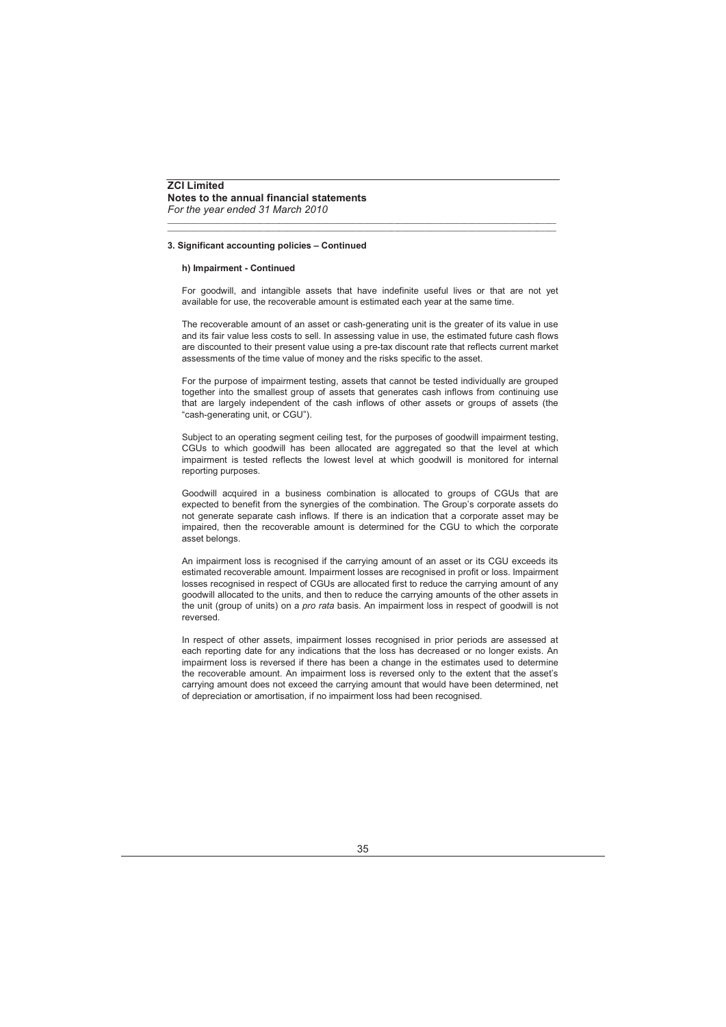**ZCI Limited**
**Notes to the annual financial statements**
*For the year ended 31 March 2010*

**3. Significant accounting policies – Continued**

**h) Impairment - Continued**

For goodwill, and intangible assets that have indefinite useful lives or that are not yet available for use, the recoverable amount is estimated each year at the same time.

The recoverable amount of an asset or cash-generating unit is the greater of its value in use and its fair value less costs to sell. In assessing value in use, the estimated future cash flows are discounted to their present value using a pre-tax discount rate that reflects current market assessments of the time value of money and the risks specific to the asset.

For the purpose of impairment testing, assets that cannot be tested individually are grouped together into the smallest group of assets that generates cash inflows from continuing use that are largely independent of the cash inflows of other assets or groups of assets (the "cash-generating unit, or CGU").

Subject to an operating segment ceiling test, for the purposes of goodwill impairment testing, CGUs to which goodwill has been allocated are aggregated so that the level at which impairment is tested reflects the lowest level at which goodwill is monitored for internal reporting purposes.

Goodwill acquired in a business combination is allocated to groups of CGUs that are expected to benefit from the synergies of the combination. The Group's corporate assets do not generate separate cash inflows. If there is an indication that a corporate asset may be impaired, then the recoverable amount is determined for the CGU to which the corporate asset belongs.

An impairment loss is recognised if the carrying amount of an asset or its CGU exceeds its estimated recoverable amount. Impairment losses are recognised in profit or loss. Impairment losses recognised in respect of CGUs are allocated first to reduce the carrying amount of any goodwill allocated to the units, and then to reduce the carrying amounts of the other assets in the unit (group of units) on a *pro rata* basis. An impairment loss in respect of goodwill is not reversed.

In respect of other assets, impairment losses recognised in prior periods are assessed at each reporting date for any indications that the loss has decreased or no longer exists. An impairment loss is reversed if there has been a change in the estimates used to determine the recoverable amount. An impairment loss is reversed only to the extent that the asset's carrying amount does not exceed the carrying amount that would have been determined, net of depreciation or amortisation, if no impairment loss had been recognised.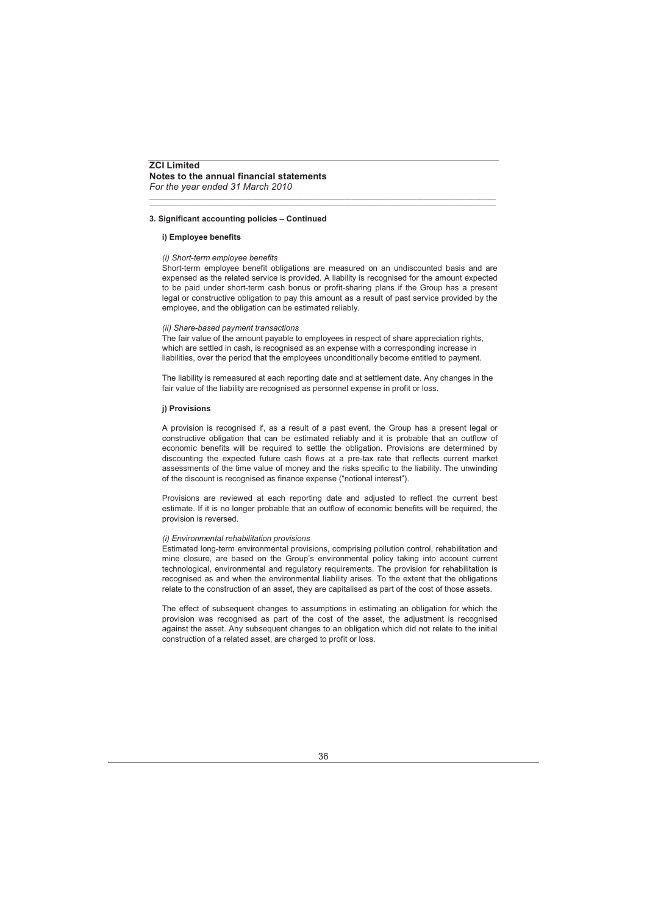## 3. Significant accounting policies – Continued

### i) Employee benefits

*(i) Short-term employee benefits*

Short-term employee benefit obligations are measured on an undiscounted basis and are expensed as the related service is provided. A liability is recognised for the amount expected to be paid under short-term cash bonus or profit-sharing plans if the Group has a present legal or constructive obligation to pay this amount as a result of past service provided by the employee, and the obligation can be estimated reliably.

*(ii) Share-based payment transactions*

The fair value of the amount payable to employees in respect of share appreciation rights, which are settled in cash, is recognised as an expense with a corresponding increase in liabilities, over the period that the employees unconditionally become entitled to payment.

The liability is remeasured at each reporting date and at settlement date. Any changes in the fair value of the liability are recognised as personnel expense in profit or loss.

### j) Provisions

A provision is recognised if, as a result of a past event, the Group has a present legal or constructive obligation that can be estimated reliably and it is probable that an outflow of economic benefits will be required to settle the obligation. Provisions are determined by discounting the expected future cash flows at a pre-tax rate that reflects current market assessments of the time value of money and the risks specific to the liability. The unwinding of the discount is recognised as finance expense ("notional interest").

Provisions are reviewed at each reporting date and adjusted to reflect the current best estimate. If it is no longer probable that an outflow of economic benefits will be required, the provision is reversed.

*(i) Environmental rehabilitation provisions*

Estimated long-term environmental provisions, comprising pollution control, rehabilitation and mine closure, are based on the Group's environmental policy taking into account current technological, environmental and regulatory requirements. The provision for rehabilitation is recognised as and when the environmental liability arises. To the extent that the obligations relate to the construction of an asset, they are capitalised as part of the cost of those assets.

The effect of subsequent changes to assumptions in estimating an obligation for which the provision was recognised as part of the cost of the asset, the adjustment is recognised against the asset. Any subsequent changes to an obligation which did not relate to the initial construction of a related asset, are charged to profit or loss.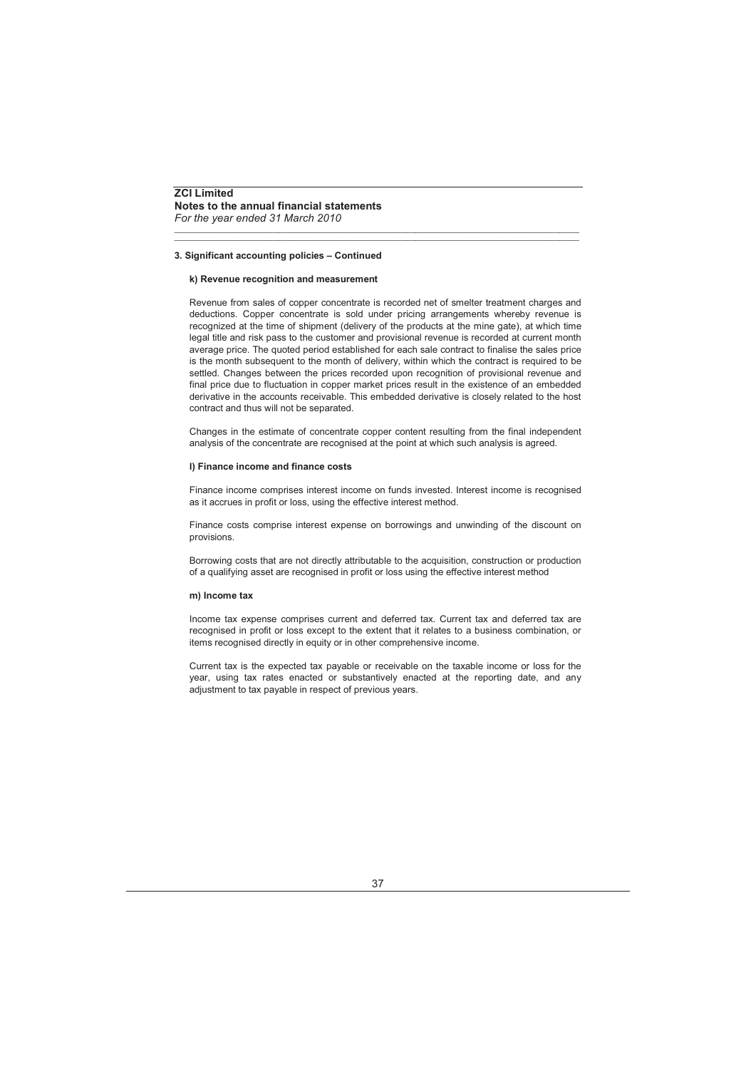**ZCI Limited**
**Notes to the annual financial statements**
*For the year ended 31 March 2010*

### 3. Significant accounting policies – Continued

#### k) Revenue recognition and measurement

Revenue from sales of copper concentrate is recorded net of smelter treatment charges and deductions. Copper concentrate is sold under pricing arrangements whereby revenue is recognized at the time of shipment (delivery of the products at the mine gate), at which time legal title and risk pass to the customer and provisional revenue is recorded at current month average price. The quoted period established for each sale contract to finalise the sales price is the month subsequent to the month of delivery, within which the contract is required to be settled. Changes between the prices recorded upon recognition of provisional revenue and final price due to fluctuation in copper market prices result in the existence of an embedded derivative in the accounts receivable. This embedded derivative is closely related to the host contract and thus will not be separated.

Changes in the estimate of concentrate copper content resulting from the final independent analysis of the concentrate are recognised at the point at which such analysis is agreed.

#### l) Finance income and finance costs

Finance income comprises interest income on funds invested. Interest income is recognised as it accrues in profit or loss, using the effective interest method.

Finance costs comprise interest expense on borrowings and unwinding of the discount on provisions.

Borrowing costs that are not directly attributable to the acquisition, construction or production of a qualifying asset are recognised in profit or loss using the effective interest method

#### m) Income tax

Income tax expense comprises current and deferred tax. Current tax and deferred tax are recognised in profit or loss except to the extent that it relates to a business combination, or items recognised directly in equity or in other comprehensive income.

Current tax is the expected tax payable or receivable on the taxable income or loss for the year, using tax rates enacted or substantively enacted at the reporting date, and any adjustment to tax payable in respect of previous years.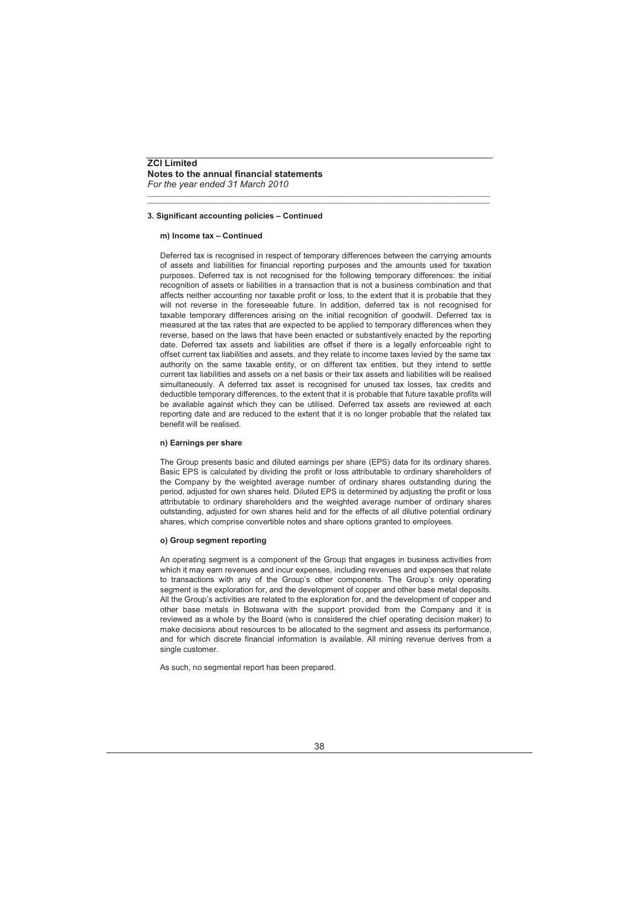### 3. Significant accounting policies – Continued

#### m) Income tax – Continued

Deferred tax is recognised in respect of temporary differences between the carrying amounts of assets and liabilities for financial reporting purposes and the amounts used for taxation purposes. Deferred tax is not recognised for the following temporary differences: the initial recognition of assets or liabilities in a transaction that is not a business combination and that affects neither accounting nor taxable profit or loss, to the extent that it is probable that they will not reverse in the foreseeable future. In addition, deferred tax is not recognised for taxable temporary differences arising on the initial recognition of goodwill. Deferred tax is measured at the tax rates that are expected to be applied to temporary differences when they reverse, based on the laws that have been enacted or substantively enacted by the reporting date. Deferred tax assets and liabilities are offset if there is a legally enforceable right to offset current tax liabilities and assets, and they relate to income taxes levied by the same tax authority on the same taxable entity, or on different tax entities, but they intend to settle current tax liabilities and assets on a net basis or their tax assets and liabilities will be realised simultaneously. A deferred tax asset is recognised for unused tax losses, tax credits and deductible temporary differences, to the extent that it is probable that future taxable profits will be available against which they can be utilised. Deferred tax assets are reviewed at each reporting date and are reduced to the extent that it is no longer probable that the related tax benefit will be realised.

#### n) Earnings per share

The Group presents basic and diluted earnings per share (EPS) data for its ordinary shares. Basic EPS is calculated by dividing the profit or loss attributable to ordinary shareholders of the Company by the weighted average number of ordinary shares outstanding during the period, adjusted for own shares held. Diluted EPS is determined by adjusting the profit or loss attributable to ordinary shareholders and the weighted average number of ordinary shares outstanding, adjusted for own shares held and for the effects of all dilutive potential ordinary shares, which comprise convertible notes and share options granted to employees.

#### o) Group segment reporting

An operating segment is a component of the Group that engages in business activities from which it may earn revenues and incur expenses, including revenues and expenses that relate to transactions with any of the Group's other components. The Group's only operating segment is the exploration for, and the development of copper and other base metal deposits. All the Group's activities are related to the exploration for, and the development of copper and other base metals in Botswana with the support provided from the Company and it is reviewed as a whole by the Board (who is considered the chief operating decision maker) to make decisions about resources to be allocated to the segment and assess its performance, and for which discrete financial information is available. All mining revenue derives from a single customer.

As such, no segmental report has been prepared.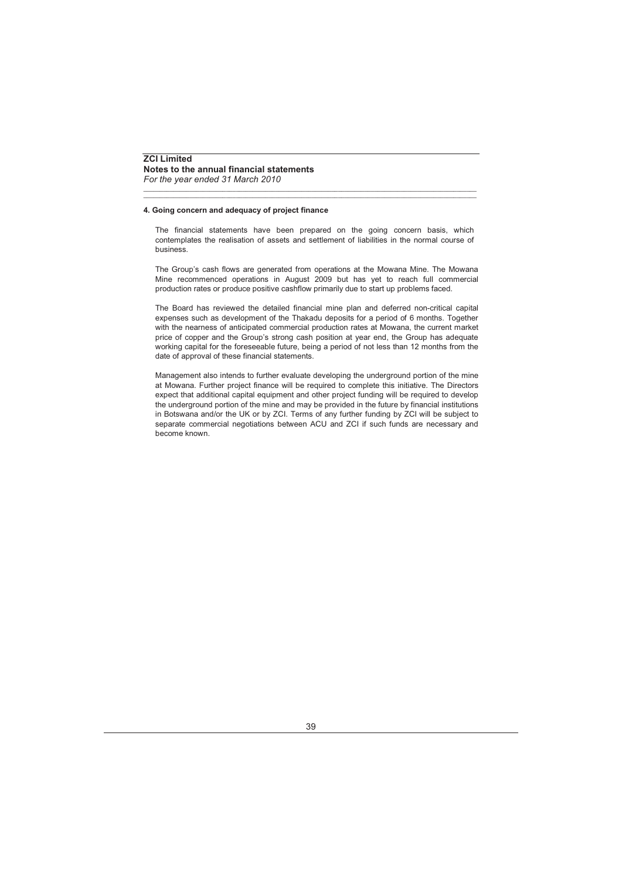**ZCI Limited**
**Notes to the annual financial statements**
*For the year ended 31 March 2010*

#### 4. Going concern and adequacy of project finance

The financial statements have been prepared on the going concern basis, which contemplates the realisation of assets and settlement of liabilities in the normal course of business.

The Group's cash flows are generated from operations at the Mowana Mine. The Mowana Mine recommenced operations in August 2009 but has yet to reach full commercial production rates or produce positive cashflow primarily due to start up problems faced.

The Board has reviewed the detailed financial mine plan and deferred non-critical capital expenses such as development of the Thakadu deposits for a period of 6 months. Together with the nearness of anticipated commercial production rates at Mowana, the current market price of copper and the Group's strong cash position at year end, the Group has adequate working capital for the foreseeable future, being a period of not less than 12 months from the date of approval of these financial statements.

Management also intends to further evaluate developing the underground portion of the mine at Mowana. Further project finance will be required to complete this initiative. The Directors expect that additional capital equipment and other project funding will be required to develop the underground portion of the mine and may be provided in the future by financial institutions in Botswana and/or the UK or by ZCI. Terms of any further funding by ZCI will be subject to separate commercial negotiations between ACU and ZCI if such funds are necessary and become known.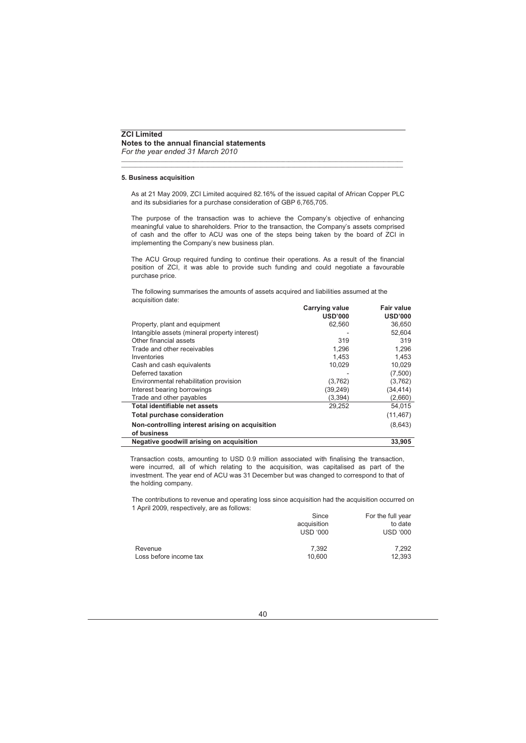**ZCI Limited**
**Notes to the annual financial statements**
*For the year ended 31 March 2010*

### 5. Business acquisition

As at 21 May 2009, ZCI Limited acquired 82.16% of the issued capital of African Copper PLC and its subsidiaries for a purchase consideration of GBP 6,765,705.

The purpose of the transaction was to achieve the Company's objective of enhancing meaningful value to shareholders. Prior to the transaction, the Company's assets comprised of cash and the offer to ACU was one of the steps being taken by the board of ZCI in implementing the Company's new business plan.

The ACU Group required funding to continue their operations. As a result of the financial position of ZCI, it was able to provide such funding and could negotiate a favourable purchase price.

The following summarises the amounts of assets acquired and liabilities assumed at the acquisition date:

| | Carrying value USD'000 | Fair value USD'000 |
|---|---|---|
| Property, plant and equipment | 62,560 | 36,650 |
| Intangible assets (mineral property interest) | - | 52,604 |
| Other financial assets | 319 | 319 |
| Trade and other receivables | 1,296 | 1,296 |
| Inventories | 1,453 | 1,453 |
| Cash and cash equivalents | 10,029 | 10,029 |
| Deferred taxation | - | (7,500) |
| Environmental rehabilitation provision | (3,762) | (3,762) |
| Interest bearing borrowings | (39,249) | (34,414) |
| Trade and other payables | (3,394) | (2,660) |
| **Total identifiable net assets** | 29,252 | 54,015 |
| **Total purchase consideration** | | (11,467) |
| **Non-controlling interest arising on acquisition of business** | | (8,643) |
| **Negative goodwill arising on acquisition** | | **33,905** |

Transaction costs, amounting to USD 0.9 million associated with finalising the transaction, were incurred, all of which relating to the acquisition, was capitalised as part of the investment. The year end of ACU was 31 December but was changed to correspond to that of the holding company.

The contributions to revenue and operating loss since acquisition had the acquisition occurred on 1 April 2009, respectively, are as follows:

| | Since acquisition USD '000 | For the full year to date USD '000 |
|---|---|---|
| Revenue | 7,392 | 7,292 |
| Loss before income tax | 10,600 | 12,393 |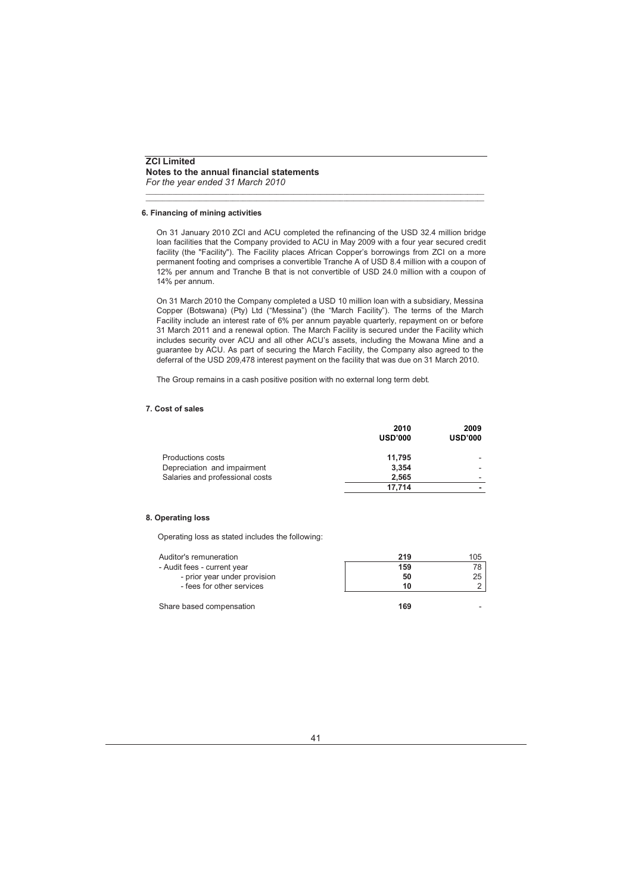**ZCI Limited**
**Notes to the annual financial statements**
*For the year ended 31 March 2010*

### 6. Financing of mining activities

On 31 January 2010 ZCI and ACU completed the refinancing of the USD 32.4 million bridge loan facilities that the Company provided to ACU in May 2009 with a four year secured credit facility (the "Facility"). The Facility places African Copper's borrowings from ZCI on a more permanent footing and comprises a convertible Tranche A of USD 8.4 million with a coupon of 12% per annum and Tranche B that is not convertible of USD 24.0 million with a coupon of 14% per annum.

On 31 March 2010 the Company completed a USD 10 million loan with a subsidiary, Messina Copper (Botswana) (Pty) Ltd ("Messina") (the "March Facility"). The terms of the March Facility include an interest rate of 6% per annum payable quarterly, repayment on or before 31 March 2011 and a renewal option. The March Facility is secured under the Facility which includes security over ACU and all other ACU's assets, including the Mowana Mine and a guarantee by ACU. As part of securing the March Facility, the Company also agreed to the deferral of the USD 209,478 interest payment on the facility that was due on 31 March 2010.

The Group remains in a cash positive position with no external long term debt.

### 7. Cost of sales

| | 2010 USD'000 | 2009 USD'000 |
|---|---|---|
| Productions costs | **11,795** | - |
| Depreciation and impairment | **3,354** | - |
| Salaries and professional costs | **2,565** | - |
| | **17,714** | **-** |

### 8. Operating loss

Operating loss as stated includes the following:

| | 2010 USD'000 | 2009 USD'000 |
|---|---|---|
| Auditor's remuneration | **219** | 105 |
| - Audit fees - current year | **159** | 78 |
| - prior year under provision | **50** | 25 |
| - fees for other services | **10** | 2 |
| | | |
| Share based compensation | **169** | - |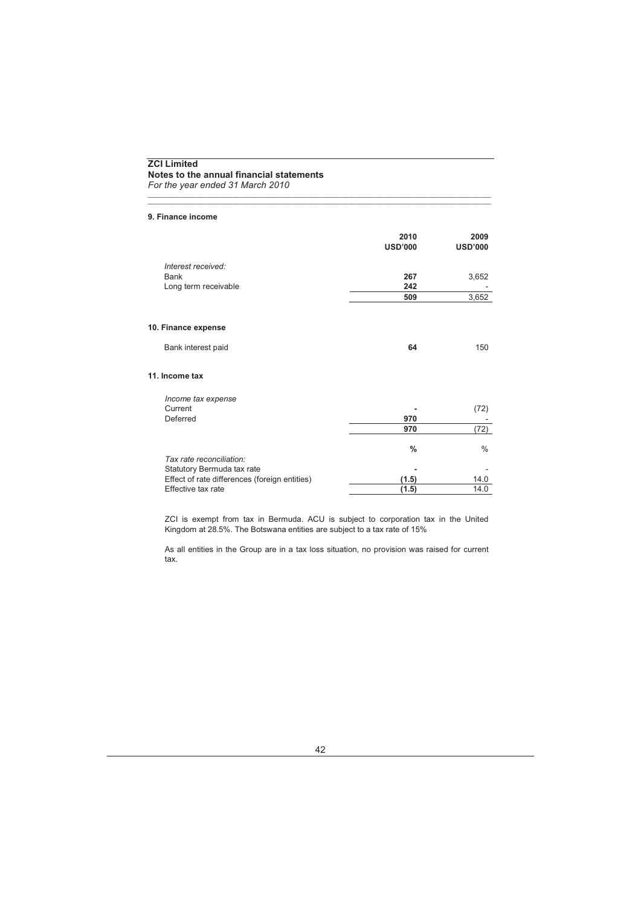**ZCI Limited**
**Notes to the annual financial statements**
*For the year ended 31 March 2010*

### 9. Finance income

| | 2010 USD'000 | 2009 USD'000 |
|---|---|---|
| *Interest received:* | | |
| Bank | **267** | 3,652 |
| Long term receivable | **242** | - |
| | **509** | 3,652 |

### 10. Finance expense

| | 2010 USD'000 | 2009 USD'000 |
|---|---|---|
| Bank interest paid | **64** | 150 |

### 11. Income tax

| | 2010 USD'000 | 2009 USD'000 |
|---|---|---|
| *Income tax expense* | | |
| Current | **-** | (72) |
| Deferred | **970** | - |
| | **970** | (72) |
| | **%** | % |
| *Tax rate reconciliation:* | | |
| Statutory Bermuda tax rate | **-** | - |
| Effect of rate differences (foreign entities) | **(1.5)** | 14.0 |
| Effective tax rate | **(1.5)** | 14.0 |

ZCI is exempt from tax in Bermuda. ACU is subject to corporation tax in the United Kingdom at 28.5%. The Botswana entities are subject to a tax rate of 15%

As all entities in the Group are in a tax loss situation, no provision was raised for current tax.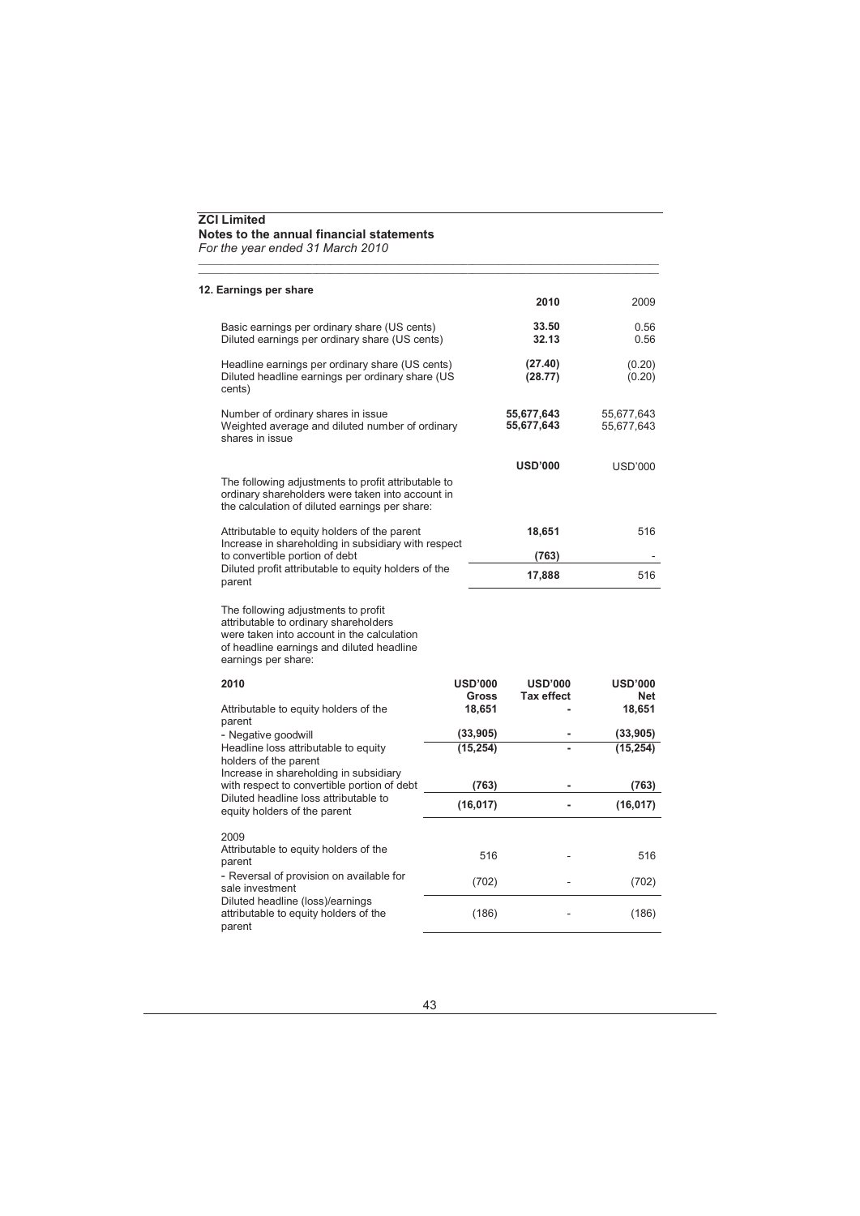**ZCI Limited**
**Notes to the annual financial statements**
*For the year ended 31 March 2010*

## 12. Earnings per share

| | **2010** | 2009 |
|---|---|---|
| Basic earnings per ordinary share (US cents) | **33.50** | 0.56 |
| Diluted earnings per ordinary share (US cents) | **32.13** | 0.56 |
| Headline earnings per ordinary share (US cents) | **(27.40)** | (0.20) |
| Diluted headline earnings per ordinary share (US cents) | **(28.77)** | (0.20) |
| Number of ordinary shares in issue | **55,677,643** | 55,677,643 |
| Weighted average and diluted number of ordinary shares in issue | **55,677,643** | 55,677,643 |
| | **USD'000** | USD'000 |
| The following adjustments to profit attributable to ordinary shareholders were taken into account in the calculation of diluted earnings per share: | | |
| Attributable to equity holders of the parent | **18,651** | 516 |
| Increase in shareholding in subsidiary with respect to convertible portion of debt | **(763)** | - |
| Diluted profit attributable to equity holders of the parent | **17,888** | 516 |

The following adjustments to profit attributable to ordinary shareholders were taken into account in the calculation of headline earnings and diluted headline earnings per share:

| **2010** | **USD'000 Gross** | **USD'000 Tax effect** | **USD'000 Net** |
|---|---|---|---|
| Attributable to equity holders of the parent | **18,651** | **-** | **18,651** |
| - Negative goodwill | **(33,905)** | **-** | **(33,905)** |
| Headline loss attributable to equity holders of the parent | **(15,254)** | **-** | **(15,254)** |
| Increase in shareholding in subsidiary with respect to convertible portion of debt | **(763)** | **-** | **(763)** |
| Diluted headline loss attributable to equity holders of the parent | **(16,017)** | **-** | **(16,017)** |
| 2009 | | | |
| Attributable to equity holders of the parent | 516 | - | 516 |
| - Reversal of provision on available for sale investment | (702) | - | (702) |
| Diluted headline (loss)/earnings attributable to equity holders of the parent | (186) | - | (186) |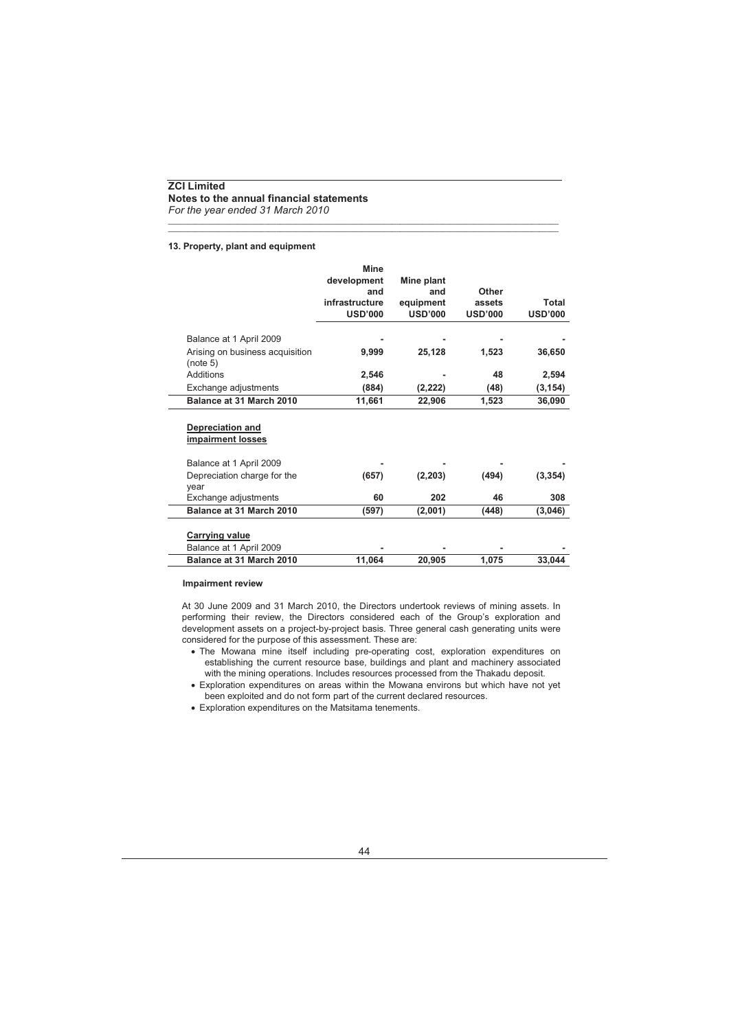**ZCI Limited**
**Notes to the annual financial statements**
*For the year ended 31 March 2010*

#### 13. Property, plant and equipment

| | Mine development and infrastructure USD'000 | Mine plant and equipment USD'000 | Other assets USD'000 | Total USD'000 |
|---|---|---|---|---|
| Balance at 1 April 2009 | - | - | - | - |
| Arising on business acquisition (note 5) | 9,999 | 25,128 | 1,523 | 36,650 |
| Additions | 2,546 | - | 48 | 2,594 |
| Exchange adjustments | (884) | (2,222) | (48) | (3,154) |
| **Balance at 31 March 2010** | **11,661** | **22,906** | **1,523** | **36,090** |
| **Depreciation and impairment losses** | | | | |
| Balance at 1 April 2009 | - | - | - | - |
| Depreciation charge for the year | (657) | (2,203) | (494) | (3,354) |
| Exchange adjustments | 60 | 202 | 46 | 308 |
| **Balance at 31 March 2010** | **(597)** | **(2,001)** | **(448)** | **(3,046)** |
| **Carrying value** | | | | |
| Balance at 1 April 2009 | - | - | - | - |
| **Balance at 31 March 2010** | **11,064** | **20,905** | **1,075** | **33,044** |

**Impairment review**

At 30 June 2009 and 31 March 2010, the Directors undertook reviews of mining assets. In performing their review, the Directors considered each of the Group's exploration and development assets on a project-by-project basis. Three general cash generating units were considered for the purpose of this assessment. These are:

- The Mowana mine itself including pre-operating cost, exploration expenditures on establishing the current resource base, buildings and plant and machinery associated with the mining operations. Includes resources processed from the Thakadu deposit.
- Exploration expenditures on areas within the Mowana environs but which have not yet been exploited and do not form part of the current declared resources.
- Exploration expenditures on the Matsitama tenements.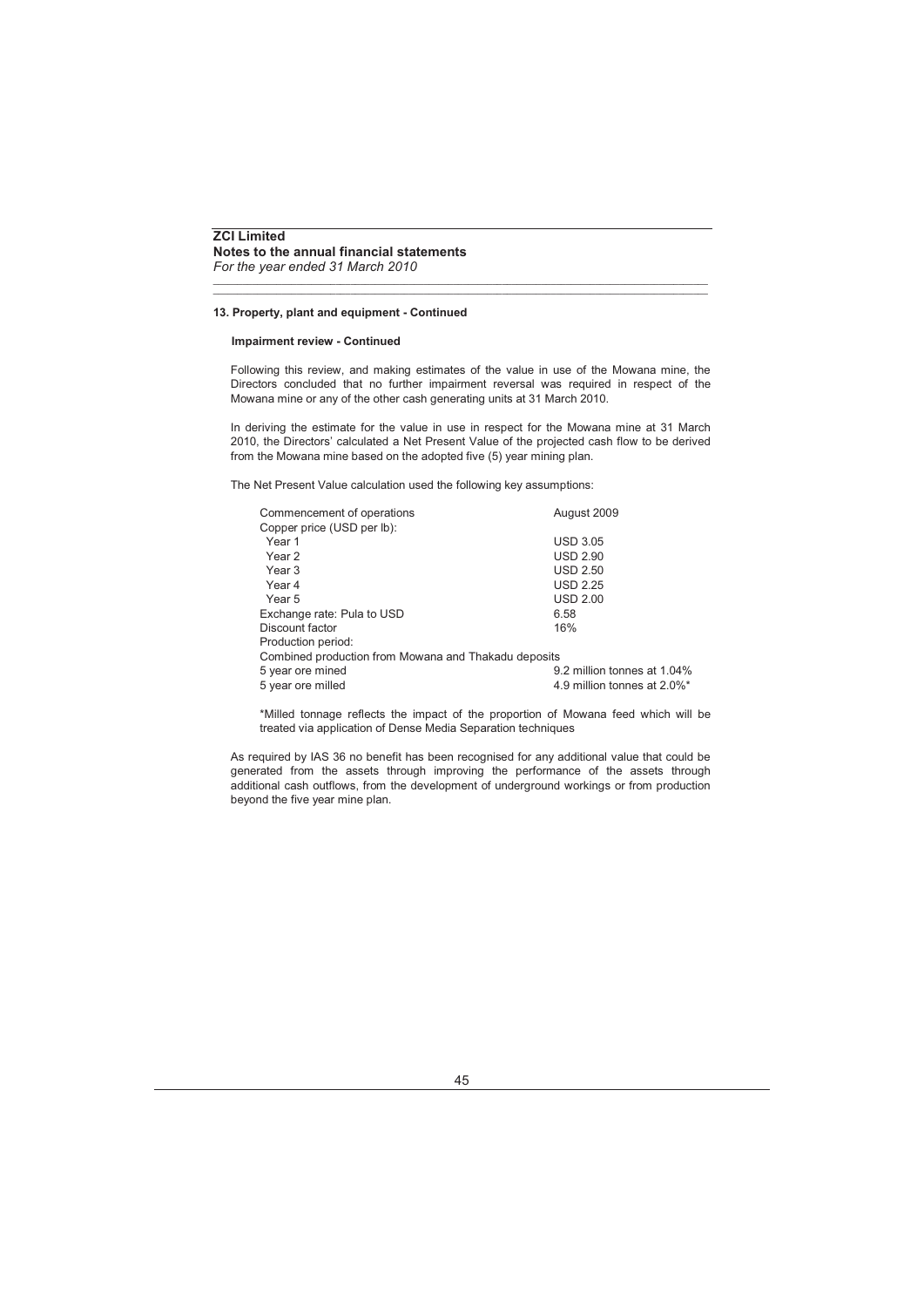## 13. Property, plant and equipment - Continued

### Impairment review - Continued

Following this review, and making estimates of the value in use of the Mowana mine, the Directors concluded that no further impairment reversal was required in respect of the Mowana mine or any of the other cash generating units at 31 March 2010.

In deriving the estimate for the value in use in respect for the Mowana mine at 31 March 2010, the Directors' calculated a Net Present Value of the projected cash flow to be derived from the Mowana mine based on the adopted five (5) year mining plan.

The Net Present Value calculation used the following key assumptions:

| | |
|---|---|
| Commencement of operations | August 2009 |
| Copper price (USD per lb): | |
| Year 1 | USD 3.05 |
| Year 2 | USD 2.90 |
| Year 3 | USD 2.50 |
| Year 4 | USD 2.25 |
| Year 5 | USD 2.00 |
| Exchange rate: Pula to USD | 6.58 |
| Discount factor | 16% |
| Production period: | |
| Combined production from Mowana and Thakadu deposits | |
| 5 year ore mined | 9.2 million tonnes at 1.04% |
| 5 year ore milled | 4.9 million tonnes at 2.0%* |

*Milled tonnage reflects the impact of the proportion of Mowana feed which will be treated via application of Dense Media Separation techniques

As required by IAS 36 no benefit has been recognised for any additional value that could be generated from the assets through improving the performance of the assets through additional cash outflows, from the development of underground workings or from production beyond the five year mine plan.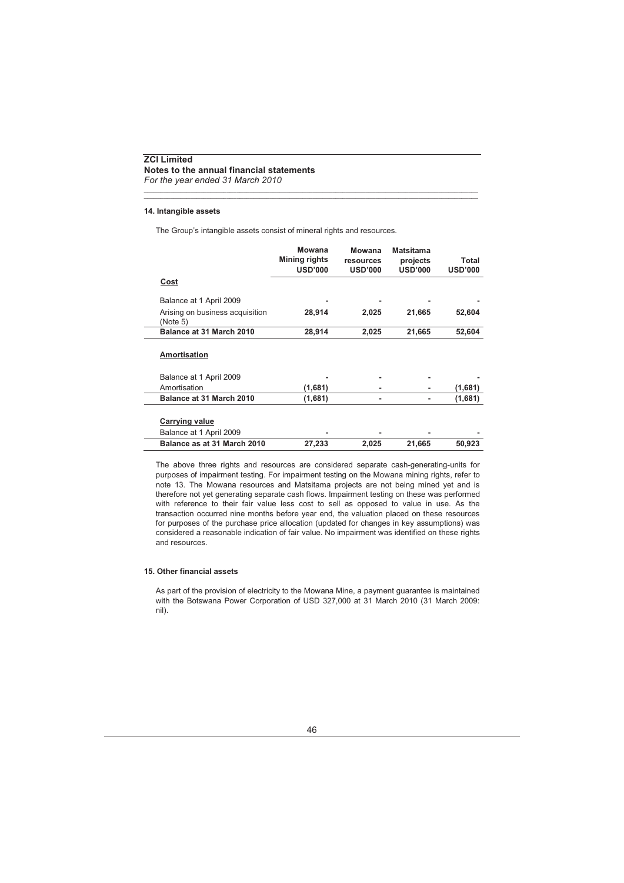## 14. Intangible assets

The Group's intangible assets consist of mineral rights and resources.

| | Mowana Mining rights USD'000 | Mowana resources USD'000 | Matsitama projects USD'000 | Total USD'000 |
|---|---|---|---|---|
| **Cost** | | | | |
| Balance at 1 April 2009 | - | - | - | - |
| Arising on business acquisition (Note 5) | **28,914** | **2,025** | **21,665** | **52,604** |
| **Balance at 31 March 2010** | **28,914** | **2,025** | **21,665** | **52,604** |
| **Amortisation** | | | | |
| Balance at 1 April 2009 | - | - | - | - |
| Amortisation | **(1,681)** | - | - | **(1,681)** |
| **Balance at 31 March 2010** | **(1,681)** | - | - | **(1,681)** |
| **Carrying value** | | | | |
| Balance at 1 April 2009 | - | - | - | - |
| **Balance as at 31 March 2010** | **27,233** | **2,025** | **21,665** | **50,923** |

The above three rights and resources are considered separate cash-generating-units for purposes of impairment testing. For impairment testing on the Mowana mining rights, refer to note 13. The Mowana resources and Matsitama projects are not being mined yet and is therefore not yet generating separate cash flows. Impairment testing on these was performed with reference to their fair value less cost to sell as opposed to value in use. As the transaction occurred nine months before year end, the valuation placed on these resources for purposes of the purchase price allocation (updated for changes in key assumptions) was considered a reasonable indication of fair value. No impairment was identified on these rights and resources.

## 15. Other financial assets

As part of the provision of electricity to the Mowana Mine, a payment guarantee is maintained with the Botswana Power Corporation of USD 327,000 at 31 March 2010 (31 March 2009: nil).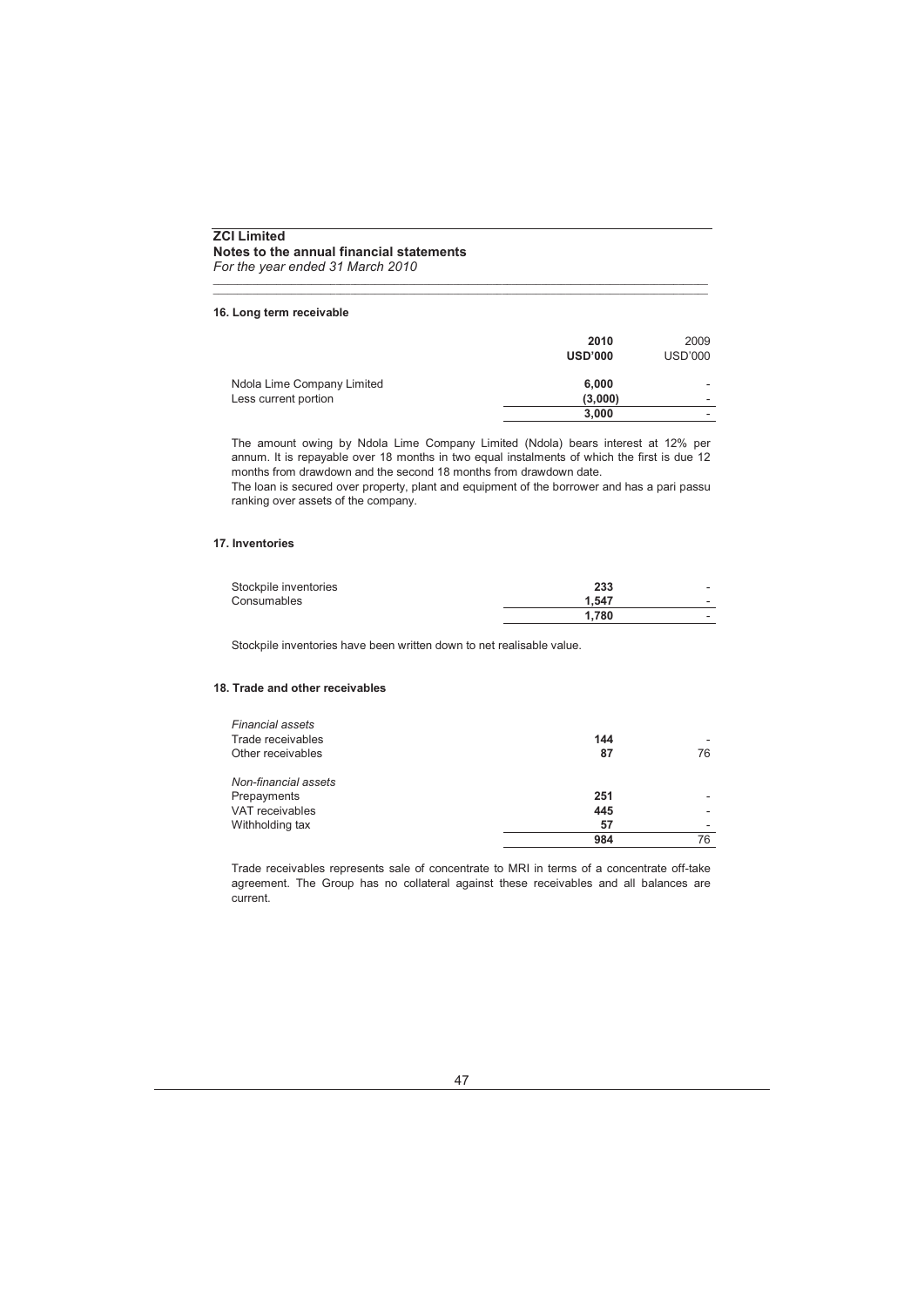**ZCI Limited**
**Notes to the annual financial statements**
*For the year ended 31 March 2010*

#### 16. Long term receivable

| | 2010 USD'000 | 2009 USD'000 |
|---|---|---|
| Ndola Lime Company Limited | 6,000 | - |
| Less current portion | (3,000) | - |
| | 3,000 | - |

The amount owing by Ndola Lime Company Limited (Ndola) bears interest at 12% per annum. It is repayable over 18 months in two equal instalments of which the first is due 12 months from drawdown and the second 18 months from drawdown date.
The loan is secured over property, plant and equipment of the borrower and has a pari passu ranking over assets of the company.

#### 17. Inventories

| | 2010 USD'000 | 2009 USD'000 |
|---|---|---|
| Stockpile inventories | 233 | - |
| Consumables | 1,547 | - |
| | 1,780 | - |

Stockpile inventories have been written down to net realisable value.

#### 18. Trade and other receivables

| | 2010 USD'000 | 2009 USD'000 |
|---|---|---|
| *Financial assets* | | |
| Trade receivables | 144 | - |
| Other receivables | 87 | 76 |
| *Non-financial assets* | | |
| Prepayments | 251 | - |
| VAT receivables | 445 | - |
| Withholding tax | 57 | - |
| | 984 | 76 |

Trade receivables represents sale of concentrate to MRI in terms of a concentrate off-take agreement. The Group has no collateral against these receivables and all balances are current.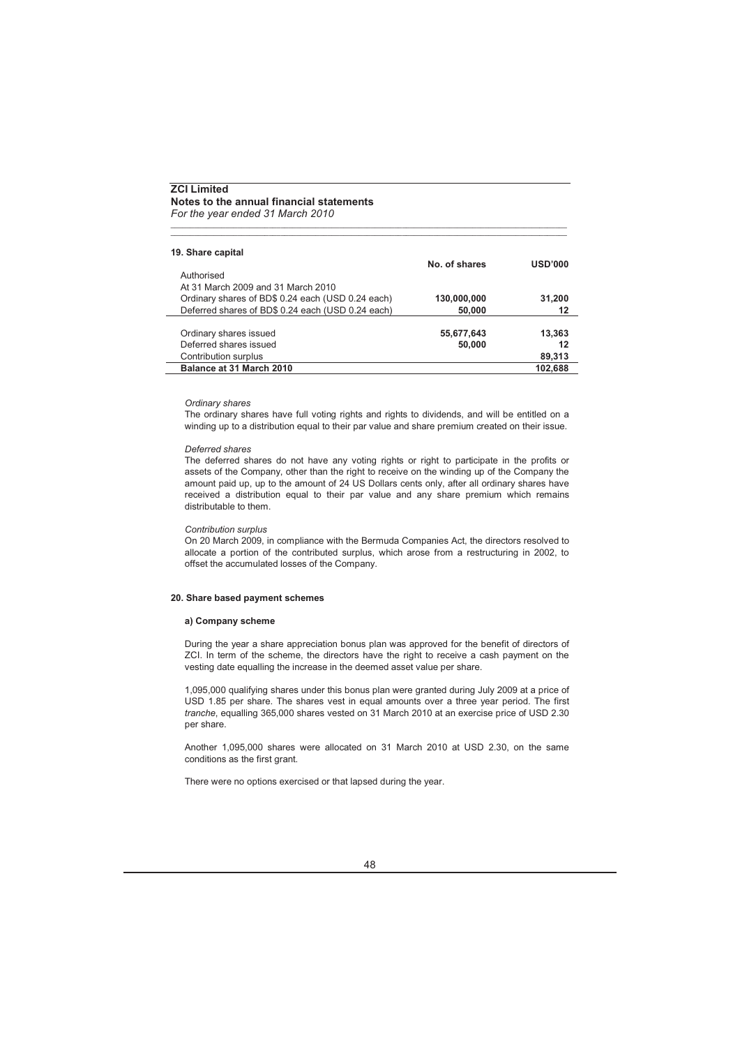**ZCI Limited**
**Notes to the annual financial statements**
*For the year ended 31 March 2010*

#### 19. Share capital

| | No. of shares | USD'000 |
|---|---|---|
| Authorised | | |
| At 31 March 2009 and 31 March 2010 | | |
| Ordinary shares of BD$ 0.24 each (USD 0.24 each) | **130,000,000** | **31,200** |
| Deferred shares of BD$ 0.24 each (USD 0.24 each) | **50,000** | **12** |
| | | |
| Ordinary shares issued | **55,677,643** | **13,363** |
| Deferred shares issued | **50,000** | **12** |
| Contribution surplus | | **89,313** |
| **Balance at 31 March 2010** | | **102,688** |

*Ordinary shares*
The ordinary shares have full voting rights and rights to dividends, and will be entitled on a winding up to a distribution equal to their par value and share premium created on their issue.

*Deferred shares*
The deferred shares do not have any voting rights or right to participate in the profits or assets of the Company, other than the right to receive on the winding up of the Company the amount paid up, up to the amount of 24 US Dollars cents only, after all ordinary shares have received a distribution equal to their par value and any share premium which remains distributable to them.

*Contribution surplus*
On 20 March 2009, in compliance with the Bermuda Companies Act, the directors resolved to allocate a portion of the contributed surplus, which arose from a restructuring in 2002, to offset the accumulated losses of the Company.

#### 20. Share based payment schemes

**a) Company scheme**

During the year a share appreciation bonus plan was approved for the benefit of directors of ZCI. In term of the scheme, the directors have the right to receive a cash payment on the vesting date equalling the increase in the deemed asset value per share.

1,095,000 qualifying shares under this bonus plan were granted during July 2009 at a price of USD 1.85 per share. The shares vest in equal amounts over a three year period. The first *tranche*, equalling 365,000 shares vested on 31 March 2010 at an exercise price of USD 2.30 per share.

Another 1,095,000 shares were allocated on 31 March 2010 at USD 2.30, on the same conditions as the first grant.

There were no options exercised or that lapsed during the year.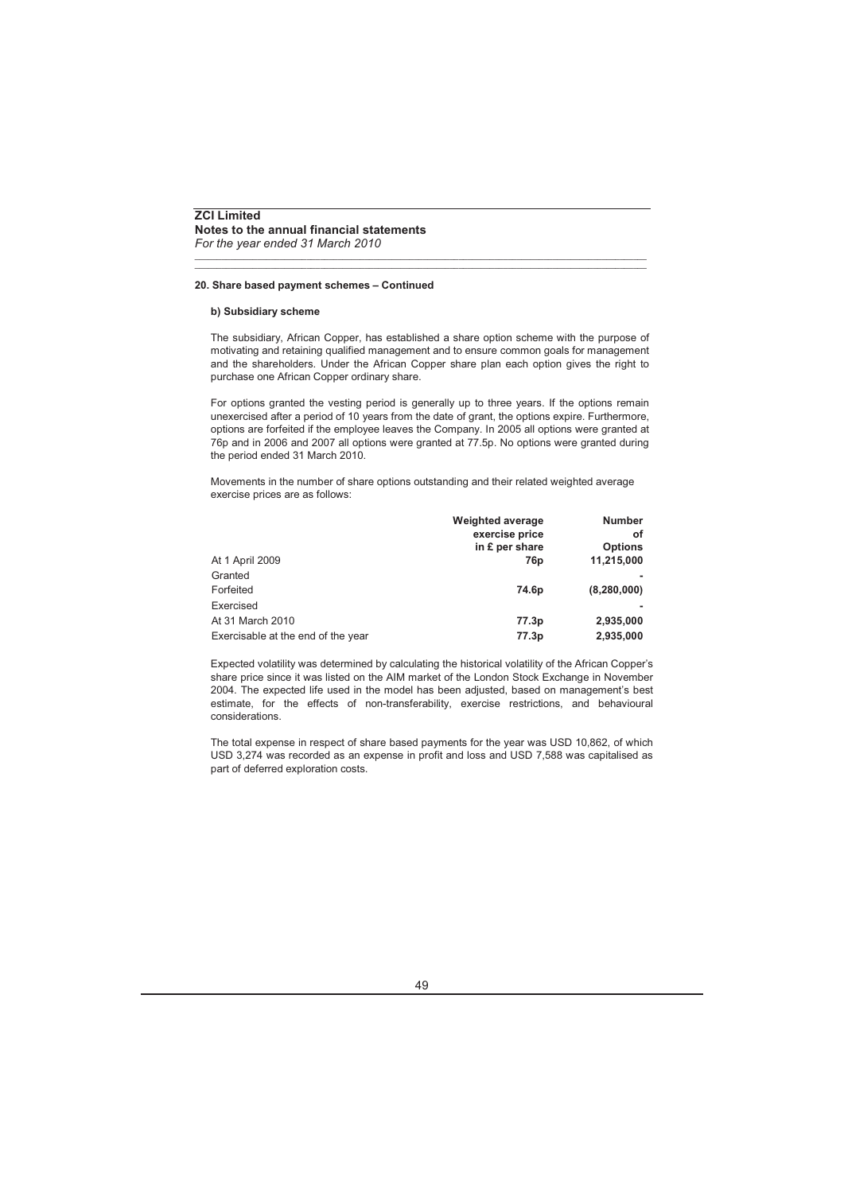**ZCI Limited**
**Notes to the annual financial statements**
*For the year ended 31 March 2010*

#### 20. Share based payment schemes – Continued

##### b) Subsidiary scheme

The subsidiary, African Copper, has established a share option scheme with the purpose of motivating and retaining qualified management and to ensure common goals for management and the shareholders. Under the African Copper share plan each option gives the right to purchase one African Copper ordinary share.

For options granted the vesting period is generally up to three years. If the options remain unexercised after a period of 10 years from the date of grant, the options expire. Furthermore, options are forfeited if the employee leaves the Company. In 2005 all options were granted at 76p and in 2006 and 2007 all options were granted at 77.5p. No options were granted during the period ended 31 March 2010.

Movements in the number of share options outstanding and their related weighted average exercise prices are as follows:

| | Weighted average exercise price in £ per share | Number of Options |
|---|---|---|
| At 1 April 2009 | **76p** | **11,215,000** |
| Granted | | **-** |
| Forfeited | **74.6p** | **(8,280,000)** |
| Exercised | | **-** |
| At 31 March 2010 | **77.3p** | **2,935,000** |
| Exercisable at the end of the year | **77.3p** | **2,935,000** |

Expected volatility was determined by calculating the historical volatility of the African Copper's share price since it was listed on the AIM market of the London Stock Exchange in November 2004. The expected life used in the model has been adjusted, based on management's best estimate, for the effects of non-transferability, exercise restrictions, and behavioural considerations.

The total expense in respect of share based payments for the year was USD 10,862, of which USD 3,274 was recorded as an expense in profit and loss and USD 7,588 was capitalised as part of deferred exploration costs.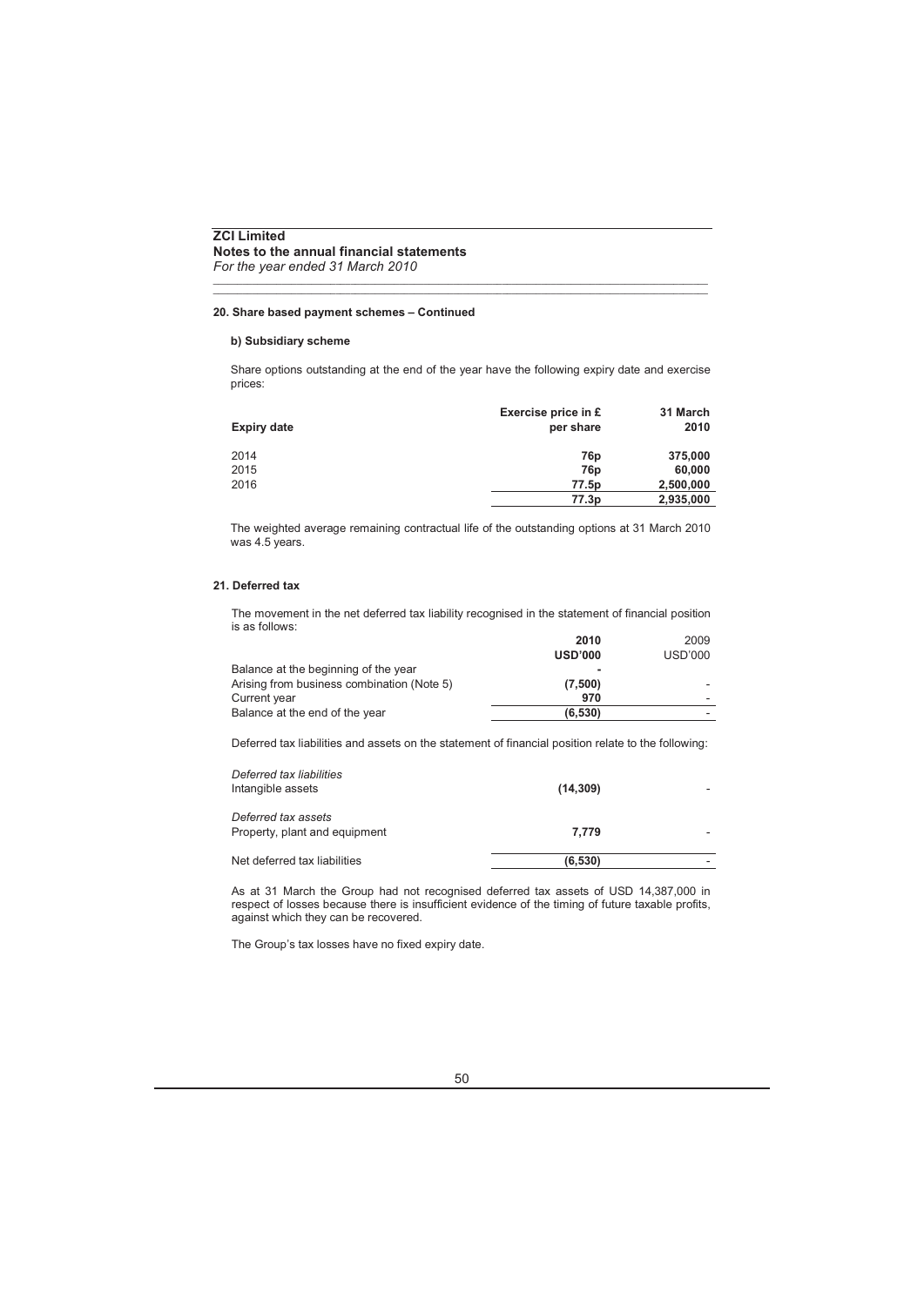**ZCI Limited**
**Notes to the annual financial statements**
*For the year ended 31 March 2010*

#### 20. Share based payment schemes – Continued

##### b) Subsidiary scheme

Share options outstanding at the end of the year have the following expiry date and exercise prices:

| Expiry date | Exercise price in £ per share | 31 March 2010 |
|---|---|---|
| 2014 | **76p** | **375,000** |
| 2015 | **76p** | **60,000** |
| 2016 | **77.5p** | **2,500,000** |
| | **77.3p** | **2,935,000** |

The weighted average remaining contractual life of the outstanding options at 31 March 2010 was 4.5 years.

#### 21. Deferred tax

The movement in the net deferred tax liability recognised in the statement of financial position is as follows:

| | **2010 USD'000** | 2009 USD'000 |
|---|---|---|
| Balance at the beginning of the year | **-** | |
| Arising from business combination (Note 5) | **(7,500)** | - |
| Current year | **970** | - |
| Balance at the end of the year | **(6,530)** | - |

Deferred tax liabilities and assets on the statement of financial position relate to the following:

| | **2010 USD'000** | 2009 USD'000 |
|---|---|---|
| *Deferred tax liabilities* | | |
| Intangible assets | **(14,309)** | - |
| *Deferred tax assets* | | |
| Property, plant and equipment | **7,779** | - |
| Net deferred tax liabilities | **(6,530)** | - |

As at 31 March the Group had not recognised deferred tax assets of USD 14,387,000 in respect of losses because there is insufficient evidence of the timing of future taxable profits, against which they can be recovered.

The Group's tax losses have no fixed expiry date.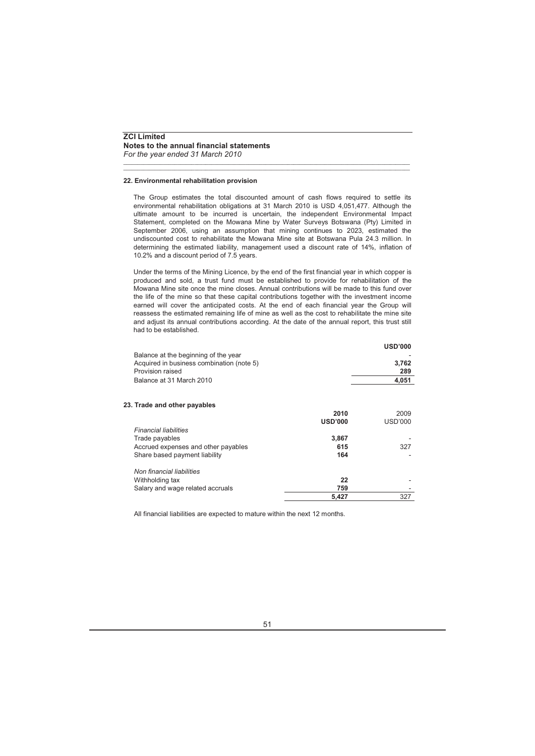**ZCI Limited**
**Notes to the annual financial statements**
*For the year ended 31 March 2010*

### 22. Environmental rehabilitation provision

The Group estimates the total discounted amount of cash flows required to settle its environmental rehabilitation obligations at 31 March 2010 is USD 4,051,477. Although the ultimate amount to be incurred is uncertain, the independent Environmental Impact Statement, completed on the Mowana Mine by Water Surveys Botswana (Pty) Limited in September 2006, using an assumption that mining continues to 2023, estimated the undiscounted cost to rehabilitate the Mowana Mine site at Botswana Pula 24.3 million. In determining the estimated liability, management used a discount rate of 14%, inflation of 10.2% and a discount period of 7.5 years.

Under the terms of the Mining Licence, by the end of the first financial year in which copper is produced and sold, a trust fund must be established to provide for rehabilitation of the Mowana Mine site once the mine closes. Annual contributions will be made to this fund over the life of the mine so that these capital contributions together with the investment income earned will cover the anticipated costs. At the end of each financial year the Group will reassess the estimated remaining life of mine as well as the cost to rehabilitate the mine site and adjust its annual contributions according. At the date of the annual report, this trust still had to be established.

| | **USD'000** |
|---|---|
| Balance at the beginning of the year | - |
| Acquired in business combination (note 5) | **3,762** |
| Provision raised | **289** |
| Balance at 31 March 2010 | **4,051** |

### 23. Trade and other payables

| | **2010** | 2009 |
|---|---|---|
| | **USD'000** | USD'000 |
| *Financial liabilities* | | |
| Trade payables | **3,867** | - |
| Accrued expenses and other payables | **615** | 327 |
| Share based payment liability | **164** | - |
| | | |
| *Non financial liabilities* | | |
| Withholding tax | **22** | - |
| Salary and wage related accruals | **759** | - |
| | **5,427** | 327 |

All financial liabilities are expected to mature within the next 12 months.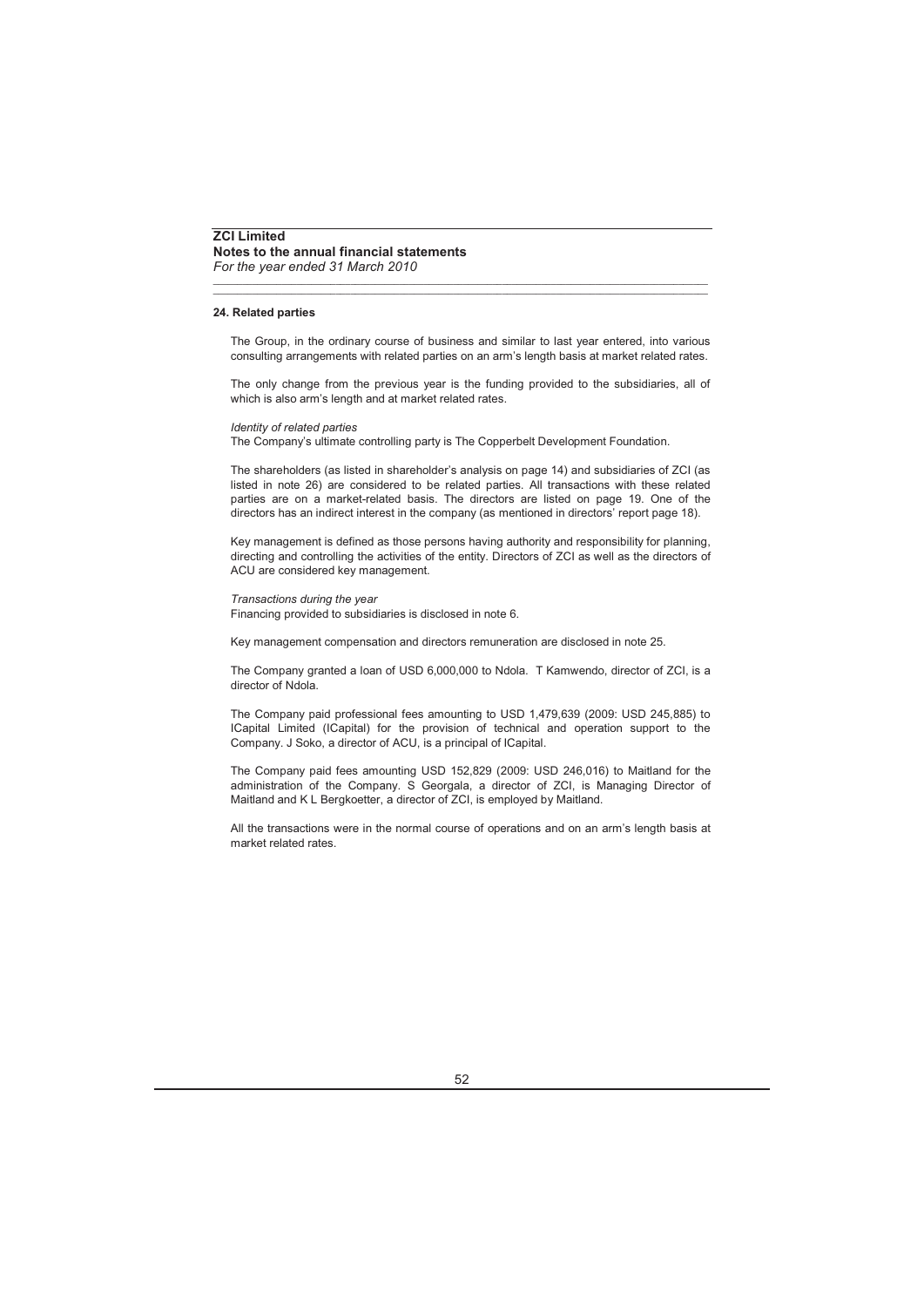**ZCI Limited**
**Notes to the annual financial statements**
*For the year ended 31 March 2010*

## 24. Related parties

The Group, in the ordinary course of business and similar to last year entered, into various consulting arrangements with related parties on an arm's length basis at market related rates.

The only change from the previous year is the funding provided to the subsidiaries, all of which is also arm's length and at market related rates.

*Identity of related parties*
The Company's ultimate controlling party is The Copperbelt Development Foundation.

The shareholders (as listed in shareholder's analysis on page 14) and subsidiaries of ZCI (as listed in note 26) are considered to be related parties. All transactions with these related parties are on a market-related basis. The directors are listed on page 19. One of the directors has an indirect interest in the company (as mentioned in directors' report page 18).

Key management is defined as those persons having authority and responsibility for planning, directing and controlling the activities of the entity. Directors of ZCI as well as the directors of ACU are considered key management.

*Transactions during the year*
Financing provided to subsidiaries is disclosed in note 6.

Key management compensation and directors remuneration are disclosed in note 25.

The Company granted a loan of USD 6,000,000 to Ndola. T Kamwendo, director of ZCI, is a director of Ndola.

The Company paid professional fees amounting to USD 1,479,639 (2009: USD 245,885) to ICapital Limited (ICapital) for the provision of technical and operation support to the Company. J Soko, a director of ACU, is a principal of ICapital.

The Company paid fees amounting USD 152,829 (2009: USD 246,016) to Maitland for the administration of the Company. S Georgala, a director of ZCI, is Managing Director of Maitland and K L Bergkoetter, a director of ZCI, is employed by Maitland.

All the transactions were in the normal course of operations and on an arm's length basis at market related rates.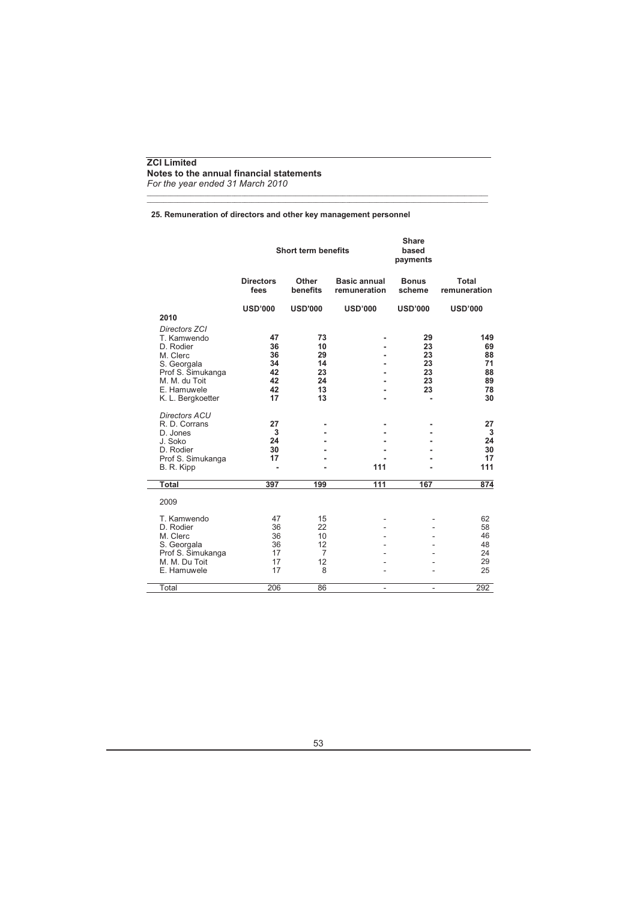**ZCI Limited**
**Notes to the annual financial statements**
*For the year ended 31 March 2010*

**25. Remuneration of directors and other key management personnel**

| | Short term benefits | | | Share based payments | |
|---|---|---|---|---|---|
| | Directors fees | Other benefits | Basic annual remuneration | Bonus scheme | Total remuneration |
| | USD'000 | USD'000 | USD'000 | USD'000 | USD'000 |
| **2010** | | | | | |
| *Directors ZCI* | | | | | |
| T. Kamwendo | **47** | **73** | **-** | **29** | **149** |
| D. Rodier | **36** | **10** | **-** | **23** | **69** |
| M. Clerc | **36** | **29** | **-** | **23** | **88** |
| S. Georgala | **34** | **14** | **-** | **23** | **71** |
| Prof S. Simukanga | **42** | **23** | **-** | **23** | **88** |
| M. M. du Toit | **42** | **24** | **-** | **23** | **89** |
| E. Hamuwele | **42** | **13** | **-** | **23** | **78** |
| K. L. Bergkoetter | **17** | **13** | **-** | **-** | **30** |
| *Directors ACU* | | | | | |
| R. D. Corrans | **27** | **-** | **-** | **-** | **27** |
| D. Jones | **3** | **-** | **-** | **-** | **3** |
| J. Soko | **24** | **-** | **-** | **-** | **24** |
| D. Rodier | **30** | **-** | **-** | **-** | **30** |
| Prof S. Simukanga | **17** | **-** | **-** | **-** | **17** |
| B. R. Kipp | **-** | **-** | **111** | **-** | **111** |
| **Total** | **397** | **199** | **111** | **167** | **874** |
| 2009 | | | | | |
| T. Kamwendo | 47 | 15 | - | - | 62 |
| D. Rodier | 36 | 22 | - | - | 58 |
| M. Clerc | 36 | 10 | - | - | 46 |
| S. Georgala | 36 | 12 | - | - | 48 |
| Prof S. Simukanga | 17 | 7 | - | - | 24 |
| M. M. Du Toit | 17 | 12 | - | - | 29 |
| E. Hamuwele | 17 | 8 | - | - | 25 |
| Total | 206 | 86 | - | - | 292 |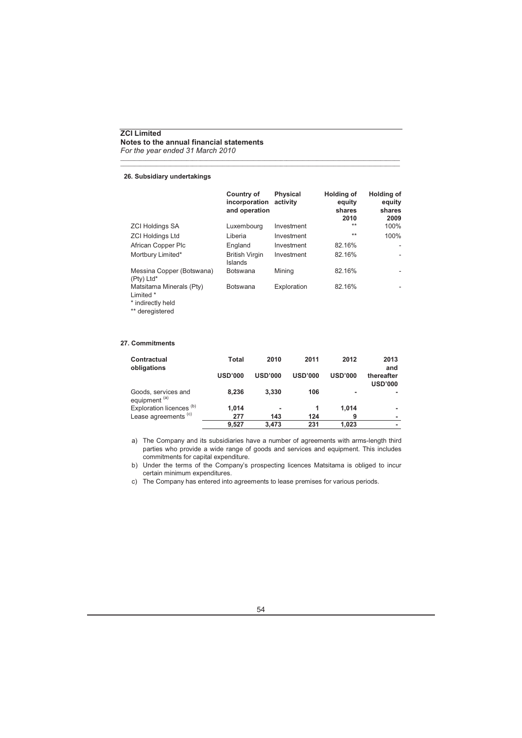**ZCI Limited**
**Notes to the annual financial statements**
*For the year ended 31 March 2010*

### 26. Subsidiary undertakings

| | Country of incorporation and operation | Physical activity | Holding of equity shares 2010 | Holding of equity shares 2009 |
|---|---|---|---|---|
| ZCI Holdings SA | Luxembourg | Investment | ** | 100% |
| ZCI Holdings Ltd | Liberia | Investment | ** | 100% |
| African Copper Plc | England | Investment | 82.16% | - |
| Mortbury Limited* | British Virgin Islands | Investment | 82.16% | - |
| Messina Copper (Botswana) (Pty) Ltd* | Botswana | Mining | 82.16% | - |
| Matsitama Minerals (Pty) Limited * | Botswana | Exploration | 82.16% | - |

\* indirectly held
** deregistered

### 27. Commitments

| Contractual obligations | Total USD'000 | 2010 USD'000 | 2011 USD'000 | 2012 USD'000 | 2013 and thereafter USD'000 |
|---|---|---|---|---|---|
| Goods, services and equipment [(a)] | **8,236** | **3,330** | **106** | **-** | **-** |
| Exploration licences [(b)] | **1,014** | **-** | **1** | **1,014** | **-** |
| Lease agreements [(c)] | **277** | **143** | **124** | **9** | **-** |
| | **9,527** | **3,473** | **231** | **1,023** | **-** |

a) The Company and its subsidiaries have a number of agreements with arms-length third parties who provide a wide range of goods and services and equipment. This includes commitments for capital expenditure.

b) Under the terms of the Company's prospecting licences Matsitama is obliged to incur certain minimum expenditures.

c) The Company has entered into agreements to lease premises for various periods.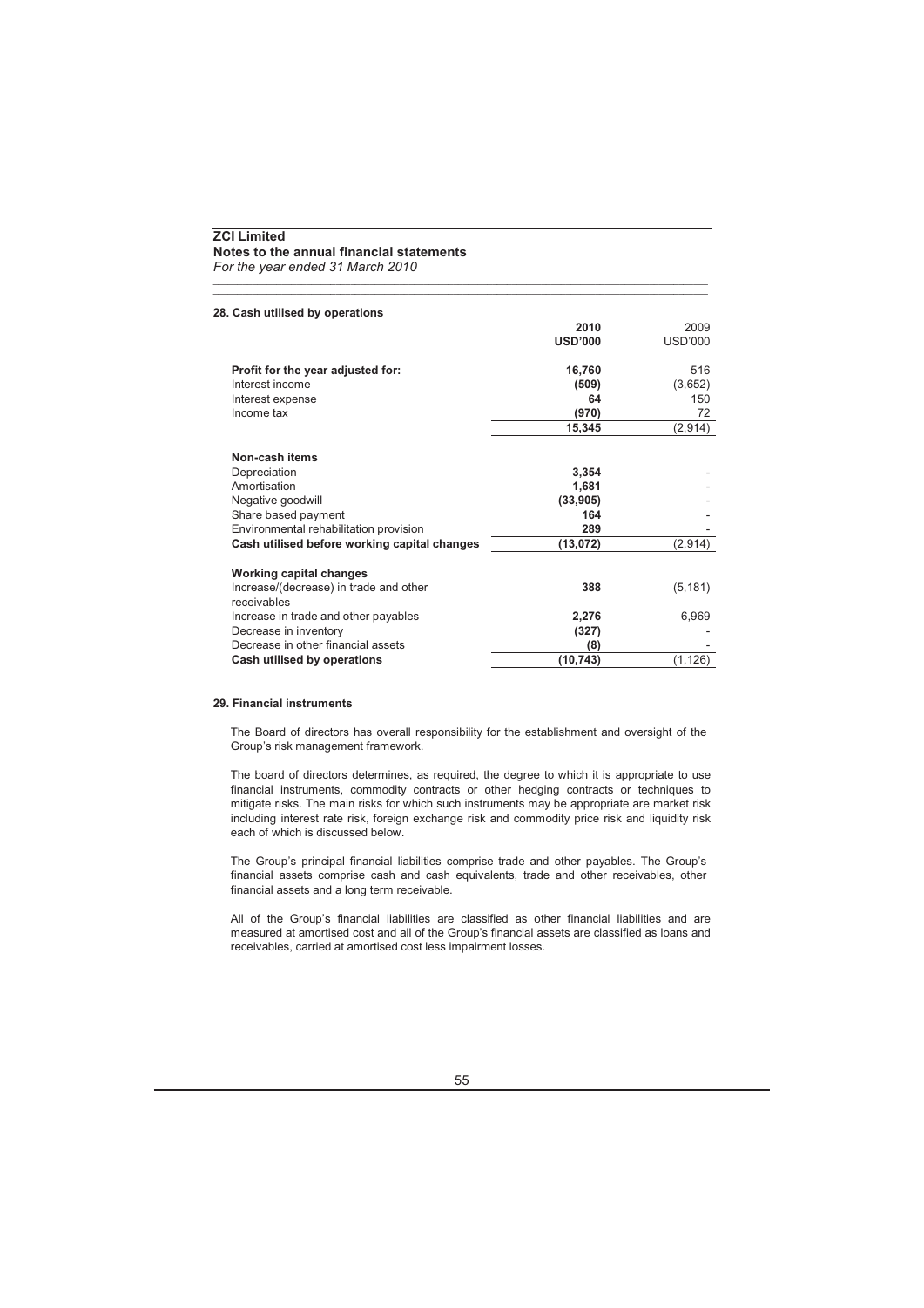**ZCI Limited**
**Notes to the annual financial statements**
*For the year ended 31 March 2010*

#### 28. Cash utilised by operations

| | 2010 USD'000 | 2009 USD'000 |
|---|---|---|
| **Profit for the year adjusted for:** | **16,760** | 516 |
| Interest income | **(509)** | (3,652) |
| Interest expense | **64** | 150 |
| Income tax | **(970)** | 72 |
| | **15,345** | (2,914) |
| | | |
| **Non-cash items** | | |
| Depreciation | **3,354** | - |
| Amortisation | **1,681** | - |
| Negative goodwill | **(33,905)** | - |
| Share based payment | **164** | - |
| Environmental rehabilitation provision | **289** | - |
| **Cash utilised before working capital changes** | **(13,072)** | (2,914) |
| | | |
| **Working capital changes** | | |
| Increase/(decrease) in trade and other receivables | **388** | (5,181) |
| Increase in trade and other payables | **2,276** | 6,969 |
| Decrease in inventory | **(327)** | - |
| Decrease in other financial assets | **(8)** | - |
| **Cash utilised by operations** | **(10,743)** | (1,126) |

#### 29. Financial instruments

The Board of directors has overall responsibility for the establishment and oversight of the Group's risk management framework.

The board of directors determines, as required, the degree to which it is appropriate to use financial instruments, commodity contracts or other hedging contracts or techniques to mitigate risks. The main risks for which such instruments may be appropriate are market risk including interest rate risk, foreign exchange risk and commodity price risk and liquidity risk each of which is discussed below.

The Group's principal financial liabilities comprise trade and other payables. The Group's financial assets comprise cash and cash equivalents, trade and other receivables, other financial assets and a long term receivable.

All of the Group's financial liabilities are classified as other financial liabilities and are measured at amortised cost and all of the Group's financial assets are classified as loans and receivables, carried at amortised cost less impairment losses.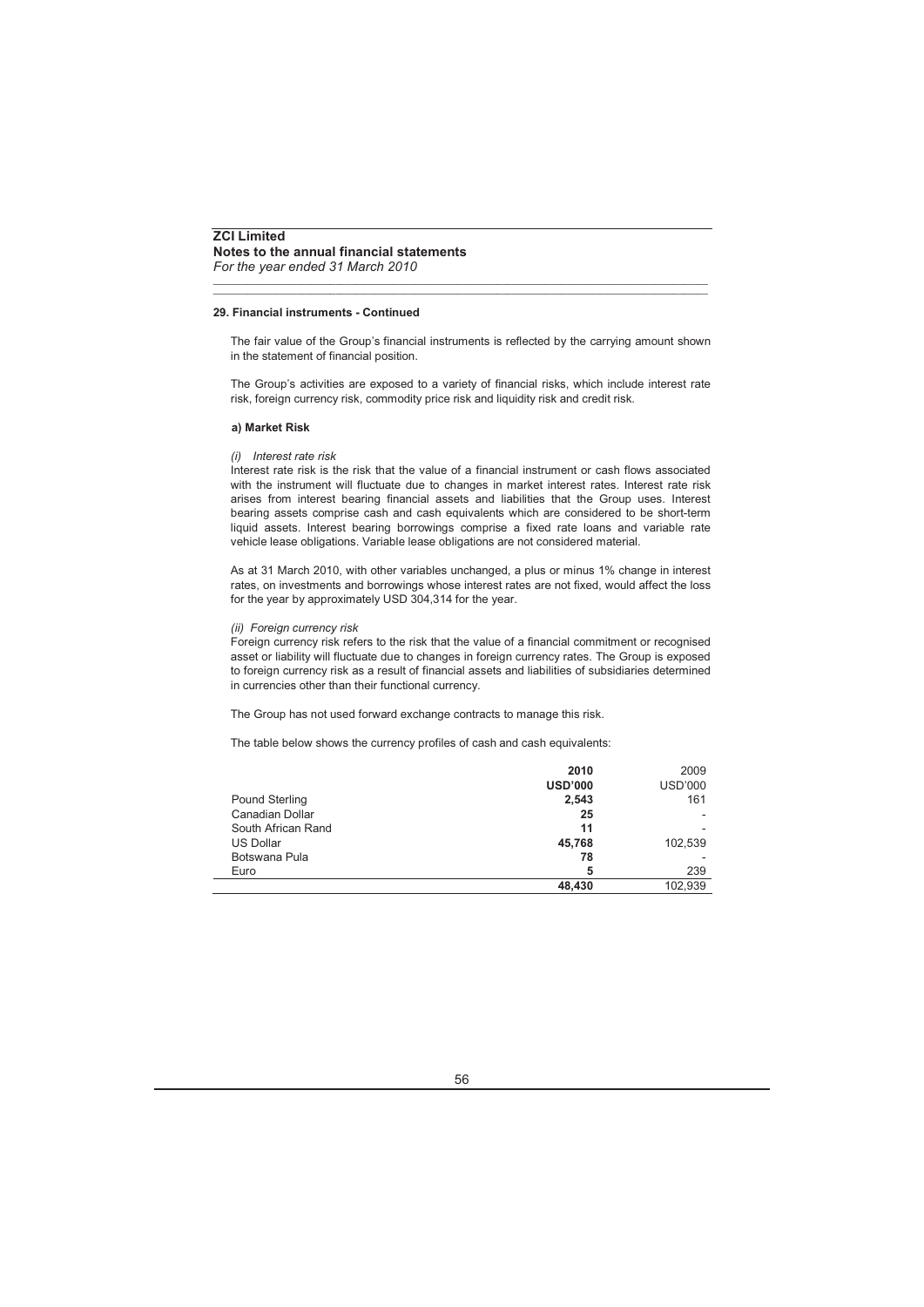**ZCI Limited**
**Notes to the annual financial statements**
*For the year ended 31 March 2010*

**29. Financial instruments - Continued**

The fair value of the Group's financial instruments is reflected by the carrying amount shown in the statement of financial position.

The Group's activities are exposed to a variety of financial risks, which include interest rate risk, foreign currency risk, commodity price risk and liquidity risk and credit risk.

**a) Market Risk**

*(i) Interest rate risk*

Interest rate risk is the risk that the value of a financial instrument or cash flows associated with the instrument will fluctuate due to changes in market interest rates. Interest rate risk arises from interest bearing financial assets and liabilities that the Group uses. Interest bearing assets comprise cash and cash equivalents which are considered to be short-term liquid assets. Interest bearing borrowings comprise a fixed rate loans and variable rate vehicle lease obligations. Variable lease obligations are not considered material.

As at 31 March 2010, with other variables unchanged, a plus or minus 1% change in interest rates, on investments and borrowings whose interest rates are not fixed, would affect the loss for the year by approximately USD 304,314 for the year.

*(ii) Foreign currency risk*

Foreign currency risk refers to the risk that the value of a financial commitment or recognised asset or liability will fluctuate due to changes in foreign currency rates. The Group is exposed to foreign currency risk as a result of financial assets and liabilities of subsidiaries determined in currencies other than their functional currency.

The Group has not used forward exchange contracts to manage this risk.

The table below shows the currency profiles of cash and cash equivalents:

| | **2010** | 2009 |
|---|---|---|
| | **USD'000** | USD'000 |
| Pound Sterling | **2,543** | 161 |
| Canadian Dollar | **25** | - |
| South African Rand | **11** | - |
| US Dollar | **45,768** | 102,539 |
| Botswana Pula | **78** | - |
| Euro | **5** | 239 |
| | **48,430** | 102,939 |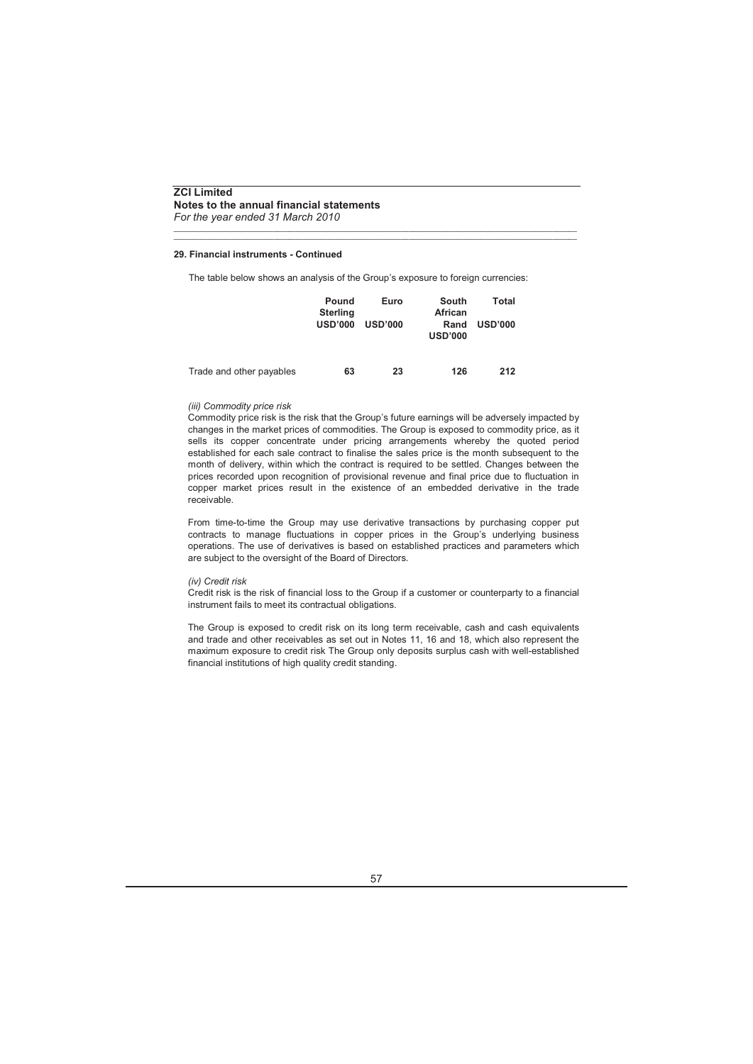## 29. Financial instruments - Continued

The table below shows an analysis of the Group's exposure to foreign currencies:

| | Pound Sterling USD'000 | Euro USD'000 | South African Rand USD'000 | Total USD'000 |
|---|---|---|---|---|
| Trade and other payables | **63** | **23** | **126** | **212** |

*(iii) Commodity price risk*

Commodity price risk is the risk that the Group's future earnings will be adversely impacted by changes in the market prices of commodities. The Group is exposed to commodity price, as it sells its copper concentrate under pricing arrangements whereby the quoted period established for each sale contract to finalise the sales price is the month subsequent to the month of delivery, within which the contract is required to be settled. Changes between the prices recorded upon recognition of provisional revenue and final price due to fluctuation in copper market prices result in the existence of an embedded derivative in the trade receivable.

From time-to-time the Group may use derivative transactions by purchasing copper put contracts to manage fluctuations in copper prices in the Group's underlying business operations. The use of derivatives is based on established practices and parameters which are subject to the oversight of the Board of Directors.

*(iv) Credit risk*

Credit risk is the risk of financial loss to the Group if a customer or counterparty to a financial instrument fails to meet its contractual obligations.

The Group is exposed to credit risk on its long term receivable, cash and cash equivalents and trade and other receivables as set out in Notes 11, 16 and 18, which also represent the maximum exposure to credit risk The Group only deposits surplus cash with well-established financial institutions of high quality credit standing.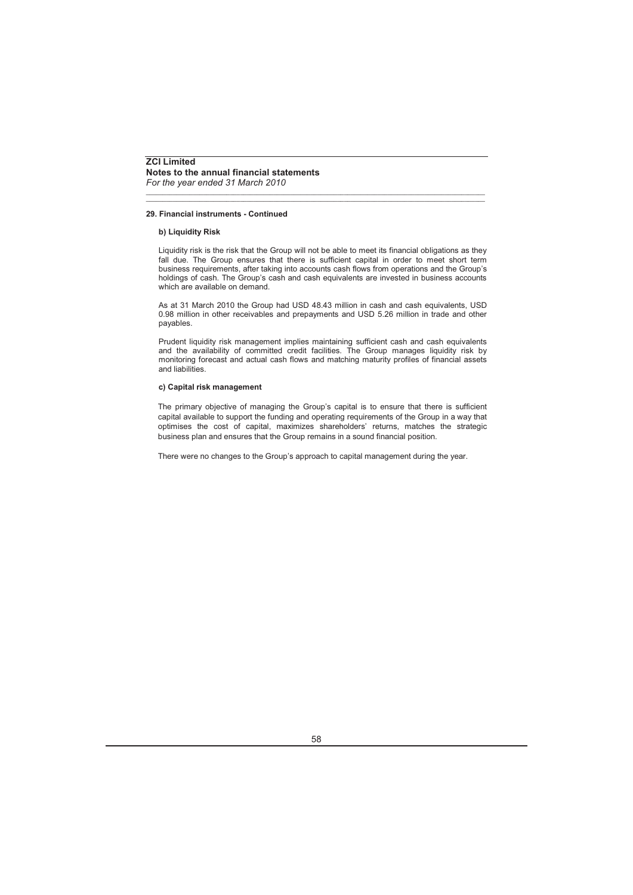## 29. Financial instruments - Continued

### b) Liquidity Risk

Liquidity risk is the risk that the Group will not be able to meet its financial obligations as they fall due. The Group ensures that there is sufficient capital in order to meet short term business requirements, after taking into accounts cash flows from operations and the Group's holdings of cash. The Group's cash and cash equivalents are invested in business accounts which are available on demand.

As at 31 March 2010 the Group had USD 48.43 million in cash and cash equivalents, USD 0.98 million in other receivables and prepayments and USD 5.26 million in trade and other payables.

Prudent liquidity risk management implies maintaining sufficient cash and cash equivalents and the availability of committed credit facilities. The Group manages liquidity risk by monitoring forecast and actual cash flows and matching maturity profiles of financial assets and liabilities.

### c) Capital risk management

The primary objective of managing the Group's capital is to ensure that there is sufficient capital available to support the funding and operating requirements of the Group in a way that optimises the cost of capital, maximizes shareholders' returns, matches the strategic business plan and ensures that the Group remains in a sound financial position.

There were no changes to the Group's approach to capital management during the year.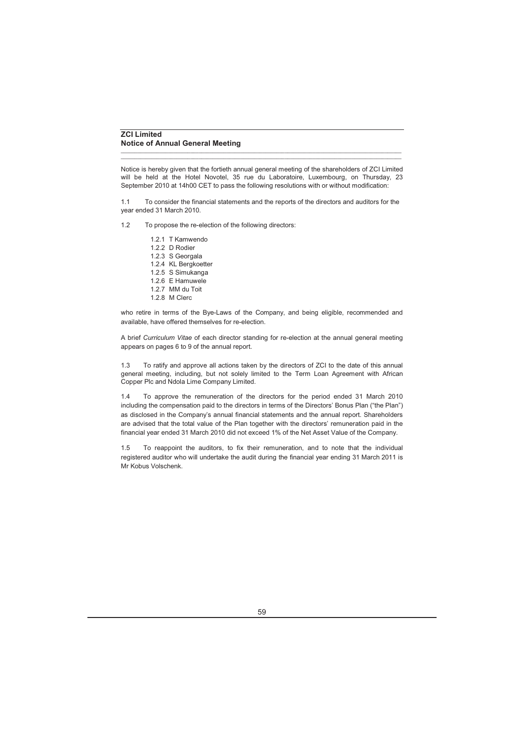## ZCI Limited

## Notice of Annual General Meeting

Notice is hereby given that the fortieth annual general meeting of the shareholders of ZCI Limited will be held at the Hotel Novotel, 35 rue du Laboratoire, Luxembourg, on Thursday, 23 September 2010 at 14h00 CET to pass the following resolutions with or without modification:

1.1 To consider the financial statements and the reports of the directors and auditors for the year ended 31 March 2010.

1.2 To propose the re-election of the following directors:

- 1.2.1 T Kamwendo
- 1.2.2 D Rodier
- 1.2.3 S Georgala
- 1.2.4 KL Bergkoetter
- 1.2.5 S Simukanga
- 1.2.6 E Hamuwele
- 1.2.7 MM du Toit
- 1.2.8 M Clerc

who retire in terms of the Bye-Laws of the Company, and being eligible, recommended and available, have offered themselves for re-election.

A brief *Curriculum Vitae* of each director standing for re-election at the annual general meeting appears on pages 6 to 9 of the annual report.

1.3 To ratify and approve all actions taken by the directors of ZCI to the date of this annual general meeting, including, but not solely limited to the Term Loan Agreement with African Copper Plc and Ndola Lime Company Limited.

1.4 To approve the remuneration of the directors for the period ended 31 March 2010 including the compensation paid to the directors in terms of the Directors' Bonus Plan ("the Plan") as disclosed in the Company's annual financial statements and the annual report. Shareholders are advised that the total value of the Plan together with the directors' remuneration paid in the financial year ended 31 March 2010 did not exceed 1% of the Net Asset Value of the Company.

1.5 To reappoint the auditors, to fix their remuneration, and to note that the individual registered auditor who will undertake the audit during the financial year ending 31 March 2011 is Mr Kobus Volschenk.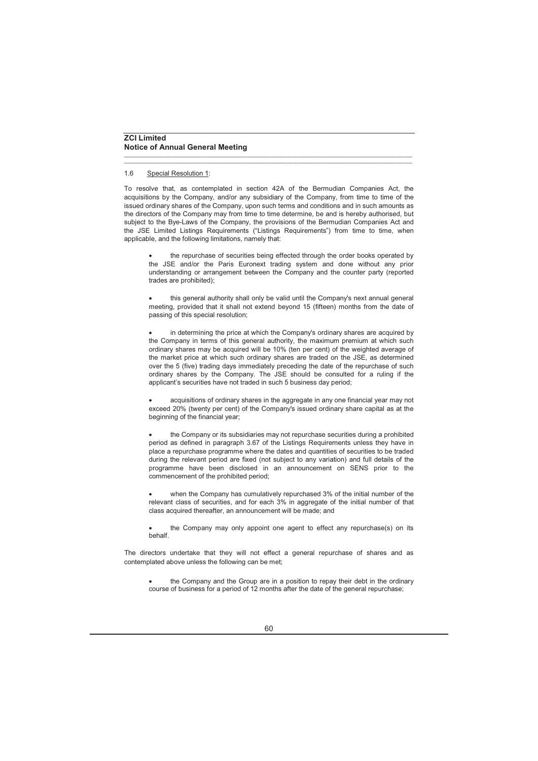1.6 Special Resolution 1:

To resolve that, as contemplated in section 42A of the Bermudian Companies Act, the acquisitions by the Company, and/or any subsidiary of the Company, from time to time of the issued ordinary shares of the Company, upon such terms and conditions and in such amounts as the directors of the Company may from time to time determine, be and is hereby authorised, but subject to the Bye-Laws of the Company, the provisions of the Bermudian Companies Act and the JSE Limited Listings Requirements ("Listings Requirements") from time to time, when applicable, and the following limitations, namely that:

- the repurchase of securities being effected through the order books operated by the JSE and/or the Paris Euronext trading system and done without any prior understanding or arrangement between the Company and the counter party (reported trades are prohibited);
- this general authority shall only be valid until the Company's next annual general meeting, provided that it shall not extend beyond 15 (fifteen) months from the date of passing of this special resolution;
- in determining the price at which the Company's ordinary shares are acquired by the Company in terms of this general authority, the maximum premium at which such ordinary shares may be acquired will be 10% (ten per cent) of the weighted average of the market price at which such ordinary shares are traded on the JSE, as determined over the 5 (five) trading days immediately preceding the date of the repurchase of such ordinary shares by the Company. The JSE should be consulted for a ruling if the applicant's securities have not traded in such 5 business day period;
- acquisitions of ordinary shares in the aggregate in any one financial year may not exceed 20% (twenty per cent) of the Company's issued ordinary share capital as at the beginning of the financial year;
- the Company or its subsidiaries may not repurchase securities during a prohibited period as defined in paragraph 3.67 of the Listings Requirements unless they have in place a repurchase programme where the dates and quantities of securities to be traded during the relevant period are fixed (not subject to any variation) and full details of the programme have been disclosed in an announcement on SENS prior to the commencement of the prohibited period;
- when the Company has cumulatively repurchased 3% of the initial number of the relevant class of securities, and for each 3% in aggregate of the initial number of that class acquired thereafter, an announcement will be made; and
- the Company may only appoint one agent to effect any repurchase(s) on its behalf.

The directors undertake that they will not effect a general repurchase of shares and as contemplated above unless the following can be met;

- the Company and the Group are in a position to repay their debt in the ordinary course of business for a period of 12 months after the date of the general repurchase;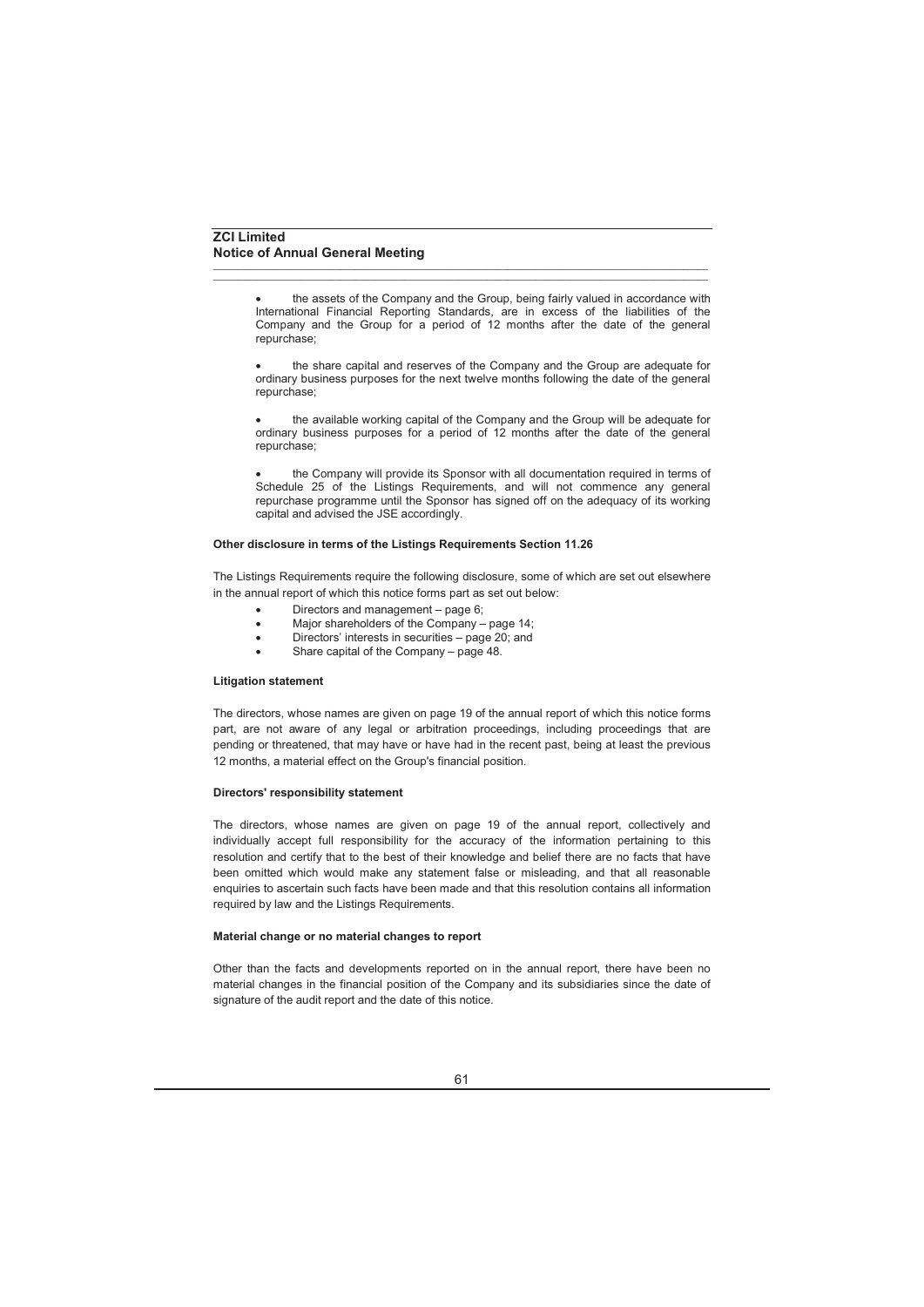- the assets of the Company and the Group, being fairly valued in accordance with International Financial Reporting Standards, are in excess of the liabilities of the Company and the Group for a period of 12 months after the date of the general repurchase;
- the share capital and reserves of the Company and the Group are adequate for ordinary business purposes for the next twelve months following the date of the general repurchase;
- the available working capital of the Company and the Group will be adequate for ordinary business purposes for a period of 12 months after the date of the general repurchase;
- the Company will provide its Sponsor with all documentation required in terms of Schedule 25 of the Listings Requirements, and will not commence any general repurchase programme until the Sponsor has signed off on the adequacy of its working capital and advised the JSE accordingly.

**Other disclosure in terms of the Listings Requirements Section 11.26**

The Listings Requirements require the following disclosure, some of which are set out elsewhere in the annual report of which this notice forms part as set out below:

- Directors and management – page 6;
- Major shareholders of the Company – page 14;
- Directors' interests in securities – page 20; and
- Share capital of the Company – page 48.

**Litigation statement**

The directors, whose names are given on page 19 of the annual report of which this notice forms part, are not aware of any legal or arbitration proceedings, including proceedings that are pending or threatened, that may have or have had in the recent past, being at least the previous 12 months, a material effect on the Group's financial position.

**Directors' responsibility statement**

The directors, whose names are given on page 19 of the annual report, collectively and individually accept full responsibility for the accuracy of the information pertaining to this resolution and certify that to the best of their knowledge and belief there are no facts that have been omitted which would make any statement false or misleading, and that all reasonable enquiries to ascertain such facts have been made and that this resolution contains all information required by law and the Listings Requirements.

**Material change or no material changes to report**

Other than the facts and developments reported on in the annual report, there have been no material changes in the financial position of the Company and its subsidiaries since the date of signature of the audit report and the date of this notice.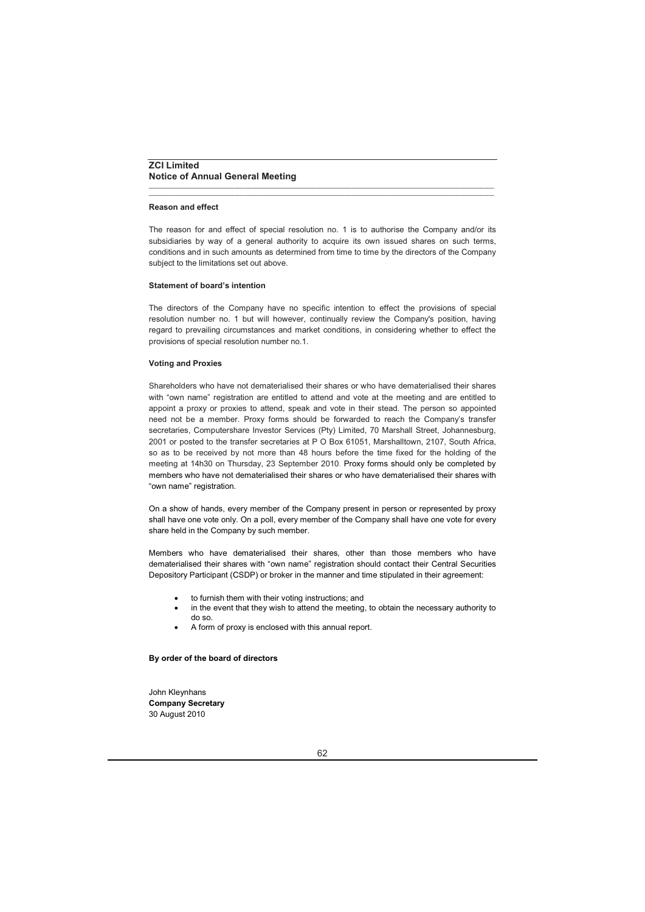**ZCI Limited**
**Notice of Annual General Meeting**

**Reason and effect**

The reason for and effect of special resolution no. 1 is to authorise the Company and/or its subsidiaries by way of a general authority to acquire its own issued shares on such terms, conditions and in such amounts as determined from time to time by the directors of the Company subject to the limitations set out above.

**Statement of board's intention**

The directors of the Company have no specific intention to effect the provisions of special resolution number no. 1 but will however, continually review the Company's position, having regard to prevailing circumstances and market conditions, in considering whether to effect the provisions of special resolution number no.1.

**Voting and Proxies**

Shareholders who have not dematerialised their shares or who have dematerialised their shares with "own name" registration are entitled to attend and vote at the meeting and are entitled to appoint a proxy or proxies to attend, speak and vote in their stead. The person so appointed need not be a member. Proxy forms should be forwarded to reach the Company's transfer secretaries, Computershare Investor Services (Pty) Limited, 70 Marshall Street, Johannesburg, 2001 or posted to the transfer secretaries at P O Box 61051, Marshalltown, 2107, South Africa, so as to be received by not more than 48 hours before the time fixed for the holding of the meeting at 14h30 on Thursday, 23 September 2010. Proxy forms should only be completed by members who have not dematerialised their shares or who have dematerialised their shares with "own name" registration.

On a show of hands, every member of the Company present in person or represented by proxy shall have one vote only. On a poll, every member of the Company shall have one vote for every share held in the Company by such member.

Members who have dematerialised their shares, other than those members who have dematerialised their shares with "own name" registration should contact their Central Securities Depository Participant (CSDP) or broker in the manner and time stipulated in their agreement:

- to furnish them with their voting instructions; and
- in the event that they wish to attend the meeting, to obtain the necessary authority to do so.
- A form of proxy is enclosed with this annual report.

**By order of the board of directors**

John Kleynhans
**Company Secretary**
30 August 2010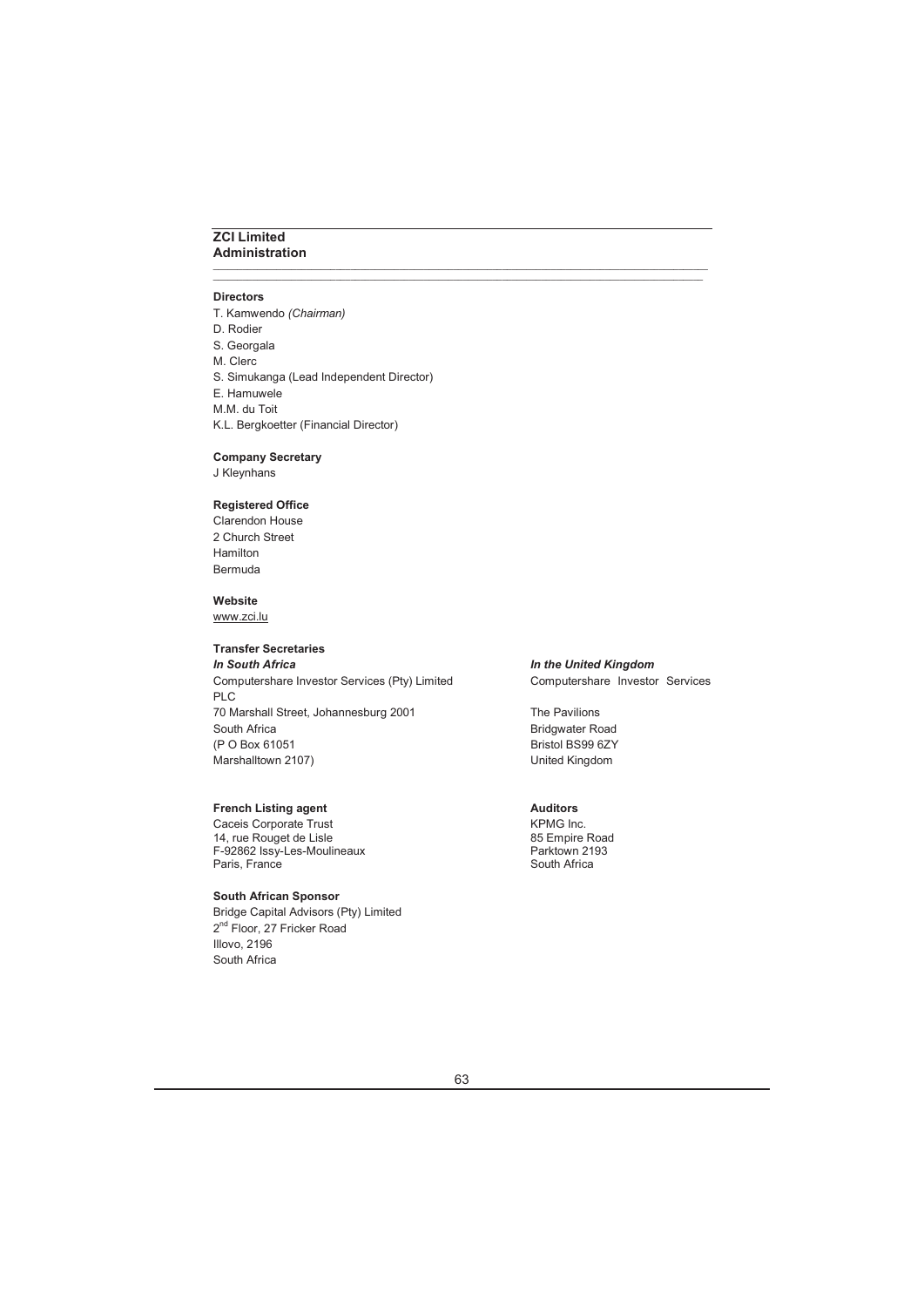# ZCI Limited
## Administration

**Directors**

T. Kamwendo *(Chairman)*
D. Rodier
S. Georgala
M. Clerc
S. Simukanga (Lead Independent Director)
E. Hamuwele
M.M. du Toit
K.L. Bergkoetter (Financial Director)

**Company Secretary**

J Kleynhans

**Registered Office**

Clarendon House
2 Church Street
Hamilton
Bermuda

**Website**

www.zci.lu

**Transfer Secretaries**

***In South Africa***

Computershare Investor Services (Pty) Limited
PLC
70 Marshall Street, Johannesburg 2001
South Africa
(P O Box 61051
Marshalltown 2107)

***In the United Kingdom***

Computershare Investor Services

The Pavilions
Bridgwater Road
Bristol BS99 6ZY
United Kingdom

**French Listing agent**

Caceis Corporate Trust
14, rue Rouget de Lisle
F-92862 Issy-Les-Moulineaux
Paris, France

**Auditors**

KPMG Inc.
85 Empire Road
Parktown 2193
South Africa

**South African Sponsor**

Bridge Capital Advisors (Pty) Limited
2nd Floor, 27 Fricker Road
Illovo, 2196
South Africa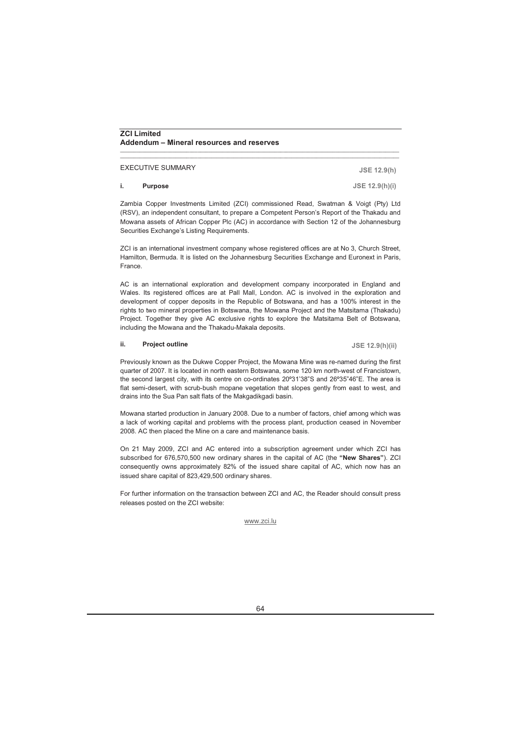**ZCI Limited**
**Addendum – Mineral resources and reserves**

## EXECUTIVE SUMMARY

JSE 12.9(h)

### i. Purpose

JSE 12.9(h)(i)

Zambia Copper Investments Limited (ZCI) commissioned Read, Swatman & Voigt (Pty) Ltd (RSV), an independent consultant, to prepare a Competent Person's Report of the Thakadu and Mowana assets of African Copper Plc (AC) in accordance with Section 12 of the Johannesburg Securities Exchange's Listing Requirements.

ZCI is an international investment company whose registered offices are at No 3, Church Street, Hamilton, Bermuda. It is listed on the Johannesburg Securities Exchange and Euronext in Paris, France.

AC is an international exploration and development company incorporated in England and Wales. Its registered offices are at Pall Mall, London. AC is involved in the exploration and development of copper deposits in the Republic of Botswana, and has a 100% interest in the rights to two mineral properties in Botswana, the Mowana Project and the Matsitama (Thakadu) Project. Together they give AC exclusive rights to explore the Matsitama Belt of Botswana, including the Mowana and the Thakadu-Makala deposits.

### ii. Project outline

JSE 12.9(h)(ii)

Previously known as the Dukwe Copper Project, the Mowana Mine was re-named during the first quarter of 2007. It is located in north eastern Botswana, some 120 km north-west of Francistown, the second largest city, with its centre on co-ordinates 20º31'38"S and 26º35"46"E. The area is flat semi-desert, with scrub-bush mopane vegetation that slopes gently from east to west, and drains into the Sua Pan salt flats of the Makgadikgadi basin.

Mowana started production in January 2008. Due to a number of factors, chief among which was a lack of working capital and problems with the process plant, production ceased in November 2008. AC then placed the Mine on a care and maintenance basis.

On 21 May 2009, ZCI and AC entered into a subscription agreement under which ZCI has subscribed for 676,570,500 new ordinary shares in the capital of AC (the **"New Shares"**). ZCI consequently owns approximately 82% of the issued share capital of AC, which now has an issued share capital of 823,429,500 ordinary shares.

For further information on the transaction between ZCI and AC, the Reader should consult press releases posted on the ZCI website:

www.zci.lu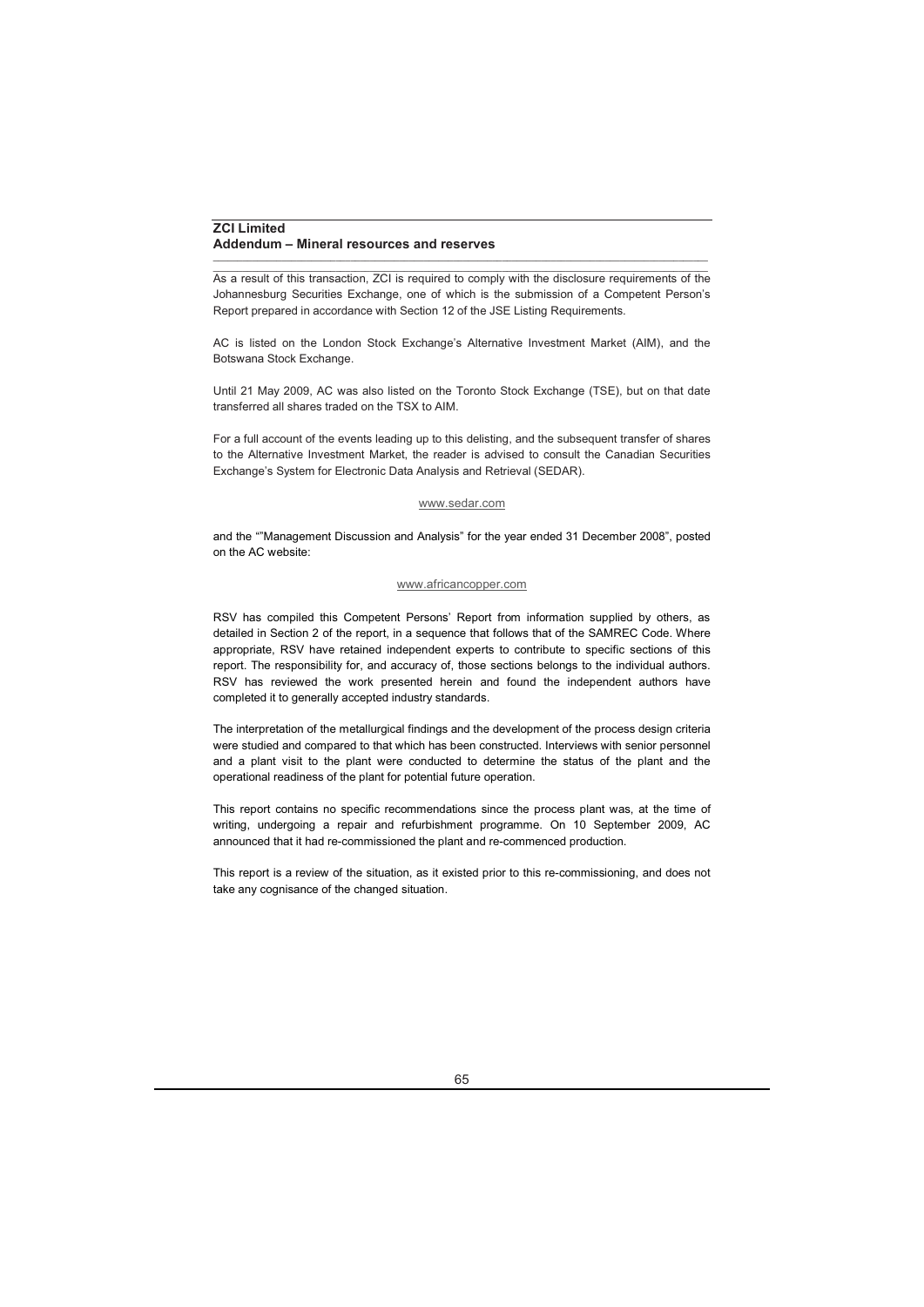As a result of this transaction, ZCI is required to comply with the disclosure requirements of the Johannesburg Securities Exchange, one of which is the submission of a Competent Person's Report prepared in accordance with Section 12 of the JSE Listing Requirements.

AC is listed on the London Stock Exchange's Alternative Investment Market (AIM), and the Botswana Stock Exchange.

Until 21 May 2009, AC was also listed on the Toronto Stock Exchange (TSE), but on that date transferred all shares traded on the TSX to AIM.

For a full account of the events leading up to this delisting, and the subsequent transfer of shares to the Alternative Investment Market, the reader is advised to consult the Canadian Securities Exchange's System for Electronic Data Analysis and Retrieval (SEDAR).

www.sedar.com

and the ""Management Discussion and Analysis" for the year ended 31 December 2008", posted on the AC website:

www.africancopper.com

RSV has compiled this Competent Persons' Report from information supplied by others, as detailed in Section 2 of the report, in a sequence that follows that of the SAMREC Code. Where appropriate, RSV have retained independent experts to contribute to specific sections of this report. The responsibility for, and accuracy of, those sections belongs to the individual authors. RSV has reviewed the work presented herein and found the independent authors have completed it to generally accepted industry standards.

The interpretation of the metallurgical findings and the development of the process design criteria were studied and compared to that which has been constructed. Interviews with senior personnel and a plant visit to the plant were conducted to determine the status of the plant and the operational readiness of the plant for potential future operation.

This report contains no specific recommendations since the process plant was, at the time of writing, undergoing a repair and refurbishment programme. On 10 September 2009, AC announced that it had re-commissioned the plant and re-commenced production.

This report is a review of the situation, as it existed prior to this re-commissioning, and does not take any cognisance of the changed situation.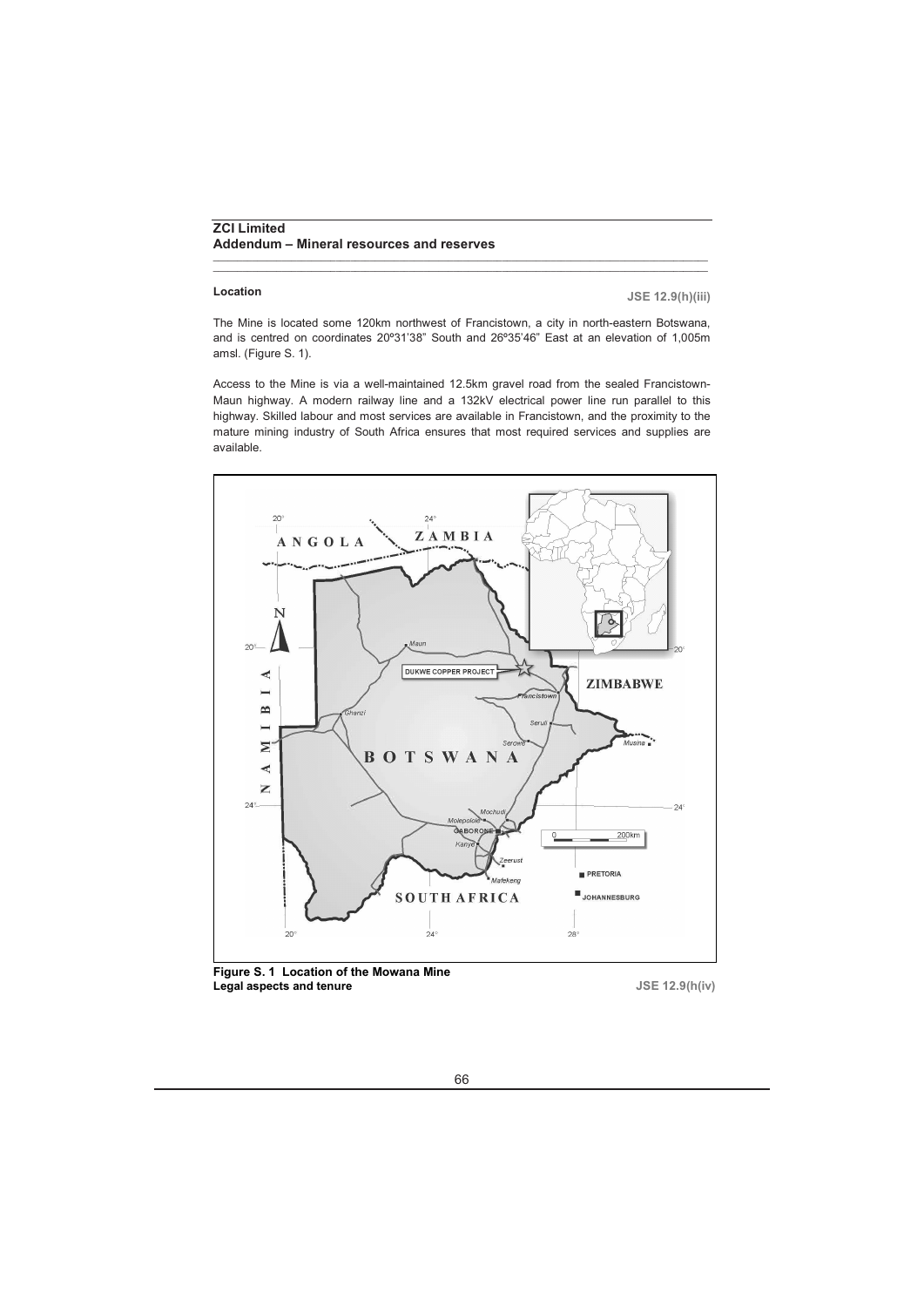## Location

JSE 12.9(h)(iii)

The Mine is located some 120km northwest of Francistown, a city in north-eastern Botswana, and is centred on coordinates 20º31'38" South and 26º35'46" East at an elevation of 1,005m amsl. (Figure S. 1).

Access to the Mine is via a well-maintained 12.5km gravel road from the sealed Francistown-Maun highway. A modern railway line and a 132kV electrical power line run parallel to this highway. Skilled labour and most services are available in Francistown, and the proximity to the mature mining industry of South Africa ensures that most required services and supplies are available.

**Figure S. 1 Location of the Mowana Mine**

## Legal aspects and tenure

JSE 12.9(h(iv)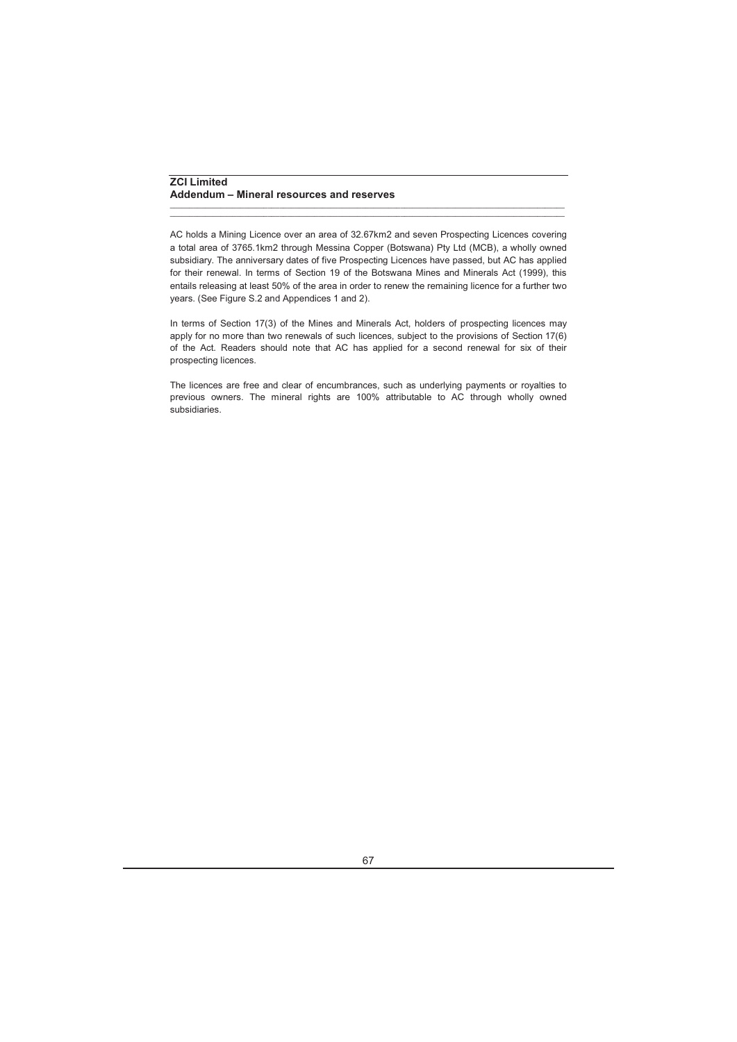AC holds a Mining Licence over an area of 32.67km2 and seven Prospecting Licences covering a total area of 3765.1km2 through Messina Copper (Botswana) Pty Ltd (MCB), a wholly owned subsidiary. The anniversary dates of five Prospecting Licences have passed, but AC has applied for their renewal. In terms of Section 19 of the Botswana Mines and Minerals Act (1999), this entails releasing at least 50% of the area in order to renew the remaining licence for a further two years. (See Figure S.2 and Appendices 1 and 2).

In terms of Section 17(3) of the Mines and Minerals Act, holders of prospecting licences may apply for no more than two renewals of such licences, subject to the provisions of Section 17(6) of the Act. Readers should note that AC has applied for a second renewal for six of their prospecting licences.

The licences are free and clear of encumbrances, such as underlying payments or royalties to previous owners. The mineral rights are 100% attributable to AC through wholly owned subsidiaries.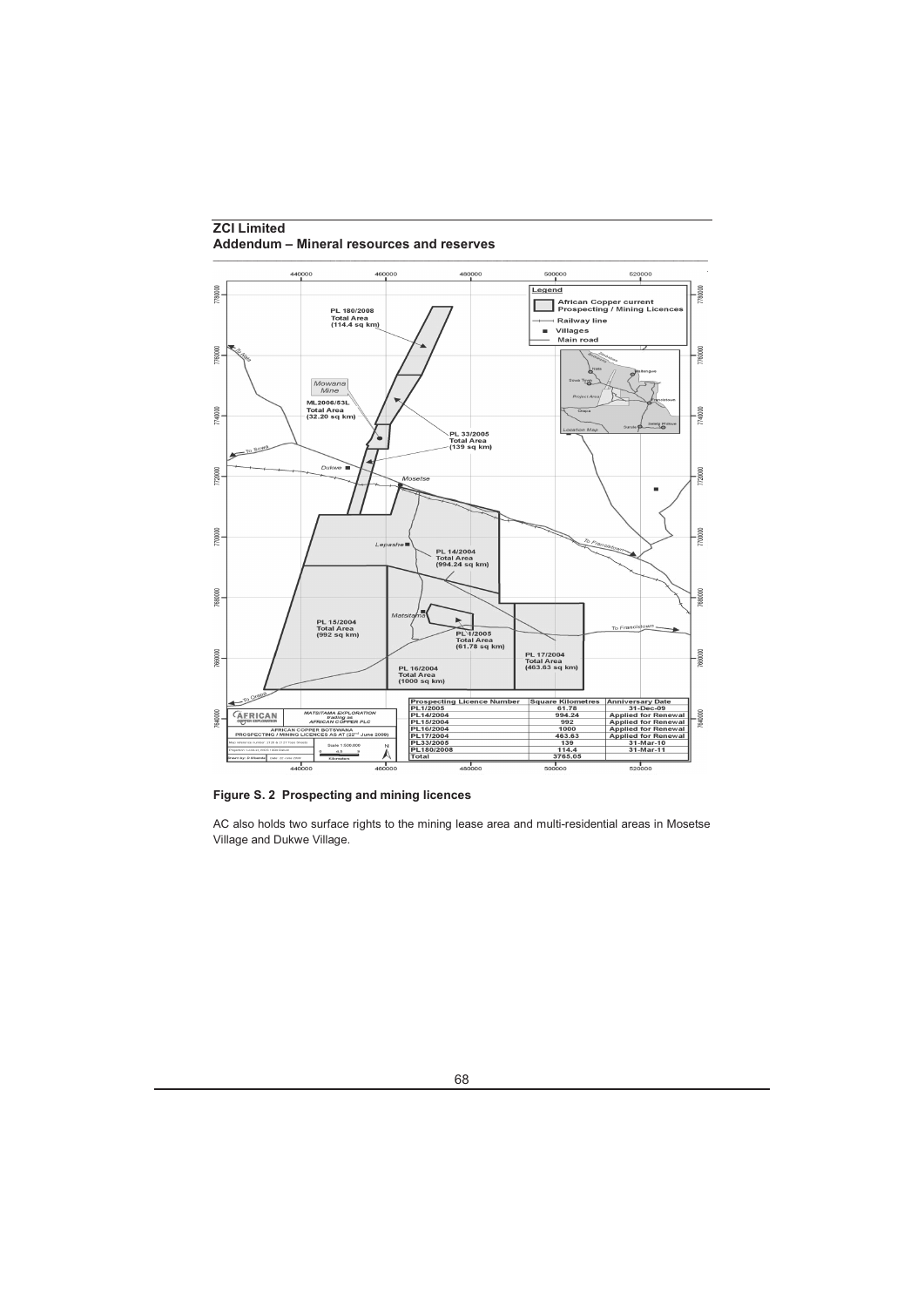## ZCI Limited
## Addendum – Mineral resources and reserves

| Prospecting Licence Number | Square Kilometres | Anniversary Date |
|---|---|---|
| PL1/2005 | 61.78 | 31-Dec-09 |
| PL14/2004 | 994.24 | Applied for Renewal |
| PL15/2004 | 992 | Applied for Renewal |
| PL16/2004 | 1000 | Applied for Renewal |
| PL17/2004 | 463.63 | Applied for Renewal |
| PL33/2005 | 139 | 31-Mar-10 |
| PL180/2008 | 114.4 | 31-Mar-11 |
| Total | 3765.05 | |

**Figure S. 2 Prospecting and mining licences**

AC also holds two surface rights to the mining lease area and multi-residential areas in Mosetse Village and Dukwe Village.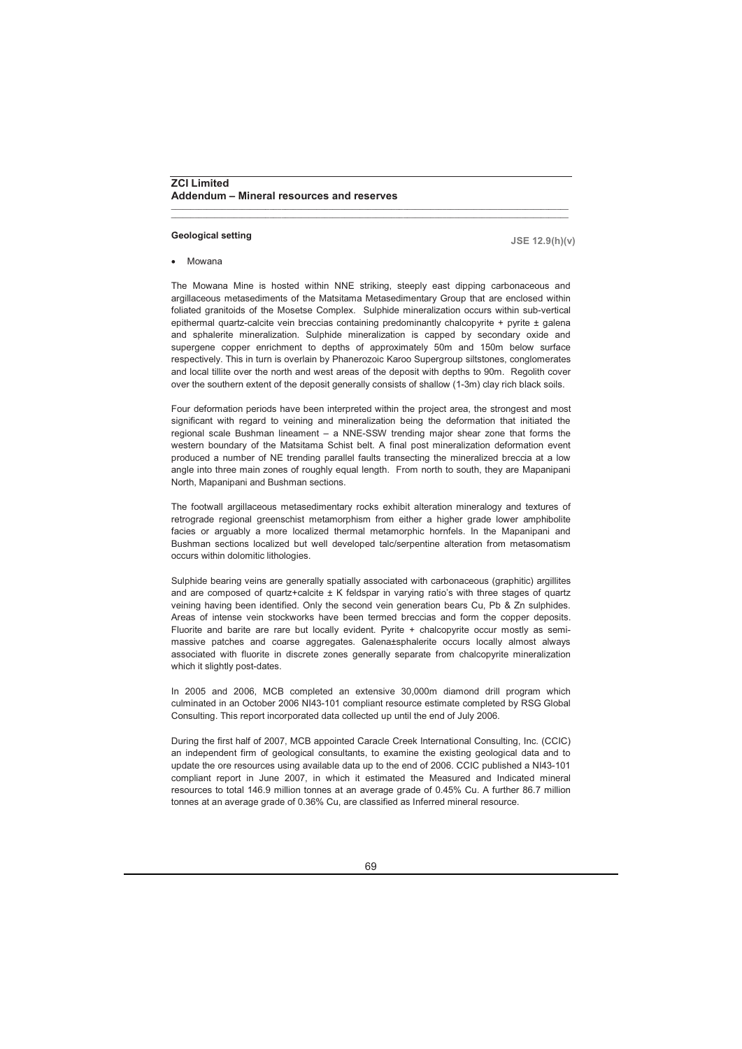## Geological setting

JSE 12.9(h)(v)

- Mowana

The Mowana Mine is hosted within NNE striking, steeply east dipping carbonaceous and argillaceous metasediments of the Matsitama Metasedimentary Group that are enclosed within foliated granitoids of the Mosetse Complex. Sulphide mineralization occurs within sub-vertical epithermal quartz-calcite vein breccias containing predominantly chalcopyrite + pyrite ± galena and sphalerite mineralization. Sulphide mineralization is capped by secondary oxide and supergene copper enrichment to depths of approximately 50m and 150m below surface respectively. This in turn is overlain by Phanerozoic Karoo Supergroup siltstones, conglomerates and local tillite over the north and west areas of the deposit with depths to 90m. Regolith cover over the southern extent of the deposit generally consists of shallow (1-3m) clay rich black soils.

Four deformation periods have been interpreted within the project area, the strongest and most significant with regard to veining and mineralization being the deformation that initiated the regional scale Bushman lineament – a NNE-SSW trending major shear zone that forms the western boundary of the Matsitama Schist belt. A final post mineralization deformation event produced a number of NE trending parallel faults transecting the mineralized breccia at a low angle into three main zones of roughly equal length. From north to south, they are Mapanipani North, Mapanipani and Bushman sections.

The footwall argillaceous metasedimentary rocks exhibit alteration mineralogy and textures of retrograde regional greenschist metamorphism from either a higher grade lower amphibolite facies or arguably a more localized thermal metamorphic hornfels. In the Mapanipani and Bushman sections localized but well developed talc/serpentine alteration from metasomatism occurs within dolomitic lithologies.

Sulphide bearing veins are generally spatially associated with carbonaceous (graphitic) argillites and are composed of quartz+calcite ± K feldspar in varying ratio's with three stages of quartz veining having been identified. Only the second vein generation bears Cu, Pb & Zn sulphides. Areas of intense vein stockworks have been termed breccias and form the copper deposits. Fluorite and barite are rare but locally evident. Pyrite + chalcopyrite occur mostly as semi-massive patches and coarse aggregates. Galena±sphalerite occurs locally almost always associated with fluorite in discrete zones generally separate from chalcopyrite mineralization which it slightly post-dates.

In 2005 and 2006, MCB completed an extensive 30,000m diamond drill program which culminated in an October 2006 NI43-101 compliant resource estimate completed by RSG Global Consulting. This report incorporated data collected up until the end of July 2006.

During the first half of 2007, MCB appointed Caracle Creek International Consulting, Inc. (CCIC) an independent firm of geological consultants, to examine the existing geological data and to update the ore resources using available data up to the end of 2006. CCIC published a NI43-101 compliant report in June 2007, in which it estimated the Measured and Indicated mineral resources to total 146.9 million tonnes at an average grade of 0.45% Cu. A further 86.7 million tonnes at an average grade of 0.36% Cu, are classified as Inferred mineral resource.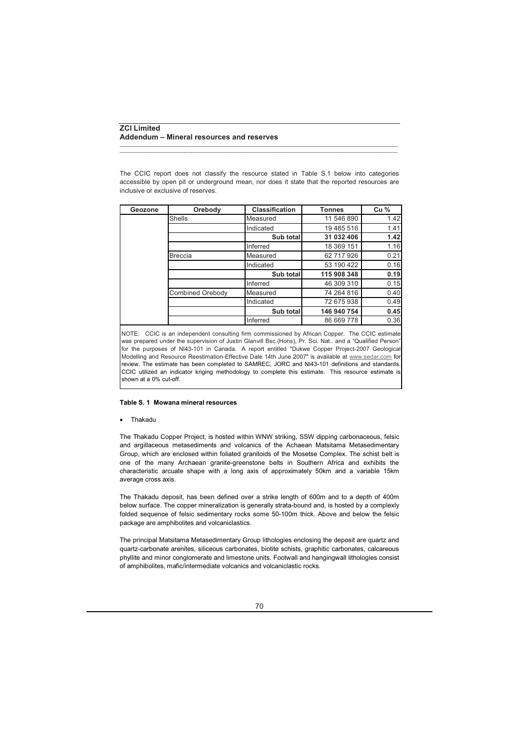The CCIC report does not classify the resource stated in Table S.1 below into categories accessible by open pit or underground mean, nor does it state that the reported resources are inclusive or exclusive of reserves.

| Geozone | Orebody | Classification | Tonnes | Cu % |
|---|---|---|---|---|
| | Shells | Measured | 11 546 890 | 1.42 |
| | | Indicated | 19 485 516 | 1.41 |
| | | **Sub total** | **31 032 406** | **1.42** |
| | | Inferred | 18 369 151 | 1.16 |
| | Breccia | Measured | 62 717 926 | 0.21 |
| | | Indicated | 53 190 422 | 0.16 |
| | | **Sub total** | **115 908 348** | **0.19** |
| | | Inferred | 46 309 310 | 0.15 |
| | Combined Orebody | Measured | 74 264 816 | 0.40 |
| | | Indicated | 72 675 938 | 0.49 |
| | | **Sub total** | **146 940 754** | **0.45** |
| | | Inferred | 86 669 778 | 0.36 |

NOTE: CCIC is an independent consulting firm commissioned by African Copper. The CCIC estimate was prepared under the supervision of Justin Glanvill Bsc.(Hons), Pr. Sci. Nat.. and a "Qualified Person" for the purposes of NI43-101 in Canada. A report entitled "Dukwe Copper Project-2007 Geological Modelling and Resource Reestimation-Effective Date 14th June 2007" is available at www.sedar.com for review. The estimate has been completed to SAMREC, JORC and NI43-101 definitions and standards. CCIC utilized an indicator kriging methodology to complete this estimate. This resource estimate is shown at a 0% cut-off.

**Table S. 1 Mowana mineral resources**

- Thakadu

The Thakadu Copper Project, is hosted within WNW striking, SSW dipping carbonaceous, felsic and argillaceous metasediments and volcanics of the Achaean Matsitama Metasedimentary Group, which are enclosed within foliated granitoids of the Mosetse Complex. The schist belt is one of the many Archaean granite-greenstone belts in Southern Africa and exhibits the characteristic arcuate shape with a long axis of approximately 50km and a variable 15km average cross axis.

The Thakadu deposit, has been defined over a strike length of 600m and to a depth of 400m below surface. The copper mineralization is generally strata-bound and, is hosted by a complexly folded sequence of felsic sedimentary rocks some 50-100m thick. Above and below the felsic package are amphibolites and volcaniclastics.

The principal Matsitama Metasedimentary Group lithologies enclosing the deposit are quartz and quartz-carbonate arenites, siliceous carbonates, biotite schists, graphitic carbonates, calcareous phyllite and minor conglomerate and limestone units. Footwall and hangingwall lithologies consist of amphibolites, mafic/intermediate volcanics and volcaniclastic rocks.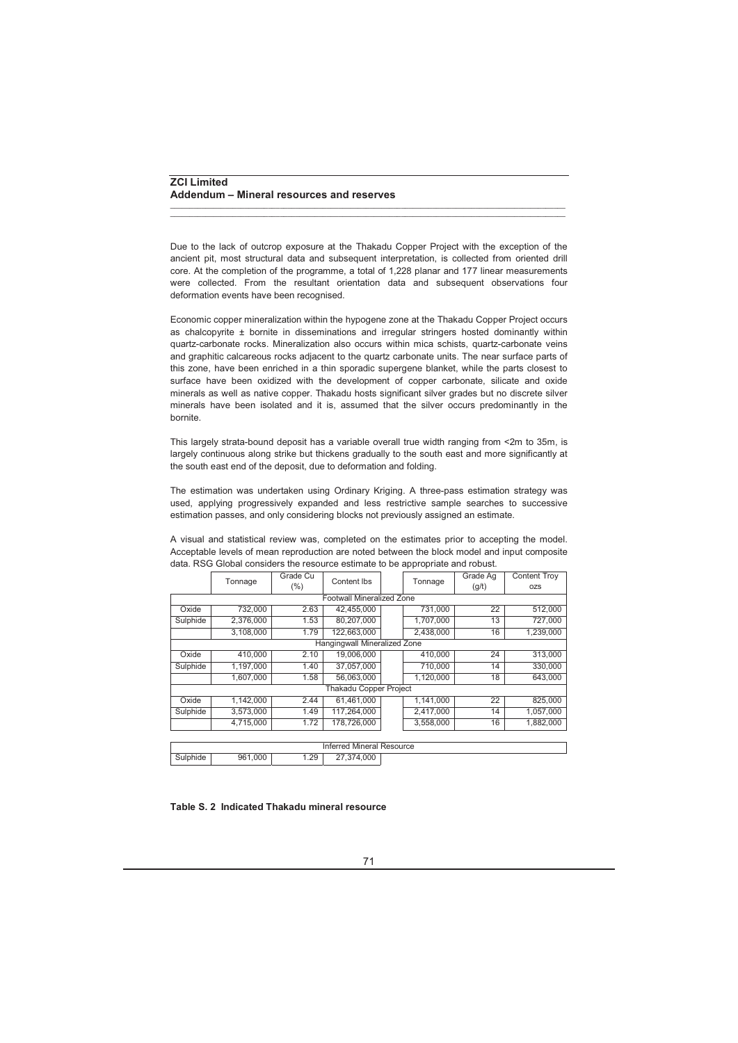**ZCI Limited**
**Addendum – Mineral resources and reserves**

Due to the lack of outcrop exposure at the Thakadu Copper Project with the exception of the ancient pit, most structural data and subsequent interpretation, is collected from oriented drill core. At the completion of the programme, a total of 1,228 planar and 177 linear measurements were collected. From the resultant orientation data and subsequent observations four deformation events have been recognised.

Economic copper mineralization within the hypogene zone at the Thakadu Copper Project occurs as chalcopyrite ± bornite in disseminations and irregular stringers hosted dominantly within quartz-carbonate rocks. Mineralization also occurs within mica schists, quartz-carbonate veins and graphitic calcareous rocks adjacent to the quartz carbonate units. The near surface parts of this zone, have been enriched in a thin sporadic supergene blanket, while the parts closest to surface have been oxidized with the development of copper carbonate, silicate and oxide minerals as well as native copper. Thakadu hosts significant silver grades but no discrete silver minerals have been isolated and it is, assumed that the silver occurs predominantly in the bornite.

This largely strata-bound deposit has a variable overall true width ranging from <2m to 35m, is largely continuous along strike but thickens gradually to the south east and more significantly at the south east end of the deposit, due to deformation and folding.

The estimation was undertaken using Ordinary Kriging. A three-pass estimation strategy was used, applying progressively expanded and less restrictive sample searches to successive estimation passes, and only considering blocks not previously assigned an estimate.

A visual and statistical review was, completed on the estimates prior to accepting the model. Acceptable levels of mean reproduction are noted between the block model and input composite data. RSG Global considers the resource estimate to be appropriate and robust.

| | Tonnage | Grade Cu (%) | Content lbs | | Tonnage | Grade Ag (g/t) | Content Troy ozs |
|---|---|---|---|---|---|---|---|
| Footwall Mineralized Zone | | | | | | | |
| Oxide | 732,000 | 2.63 | 42,455,000 | | 731,000 | 22 | 512,000 |
| Sulphide | 2,376,000 | 1.53 | 80,207,000 | | 1,707,000 | 13 | 727,000 |
| | 3,108,000 | 1.79 | 122,663,000 | | 2,438,000 | 16 | 1,239,000 |
| Hangingwall Mineralized Zone | | | | | | | |
| Oxide | 410,000 | 2.10 | 19,006,000 | | 410,000 | 24 | 313,000 |
| Sulphide | 1,197,000 | 1.40 | 37,057,000 | | 710,000 | 14 | 330,000 |
| | 1,607,000 | 1.58 | 56,063,000 | | 1,120,000 | 18 | 643,000 |
| Thakadu Copper Project | | | | | | | |
| Oxide | 1,142,000 | 2.44 | 61,461,000 | | 1,141,000 | 22 | 825,000 |
| Sulphide | 3,573,000 | 1.49 | 117,264,000 | | 2,417,000 | 14 | 1,057,000 |
| | 4,715,000 | 1.72 | 178,726,000 | | 3,558,000 | 16 | 1,882,000 |

| Inferred Mineral Resource | | | |
|---|---|---|---|
| Sulphide | 961,000 | 1.29 | 27,374,000 |

**Table S. 2 Indicated Thakadu mineral resource**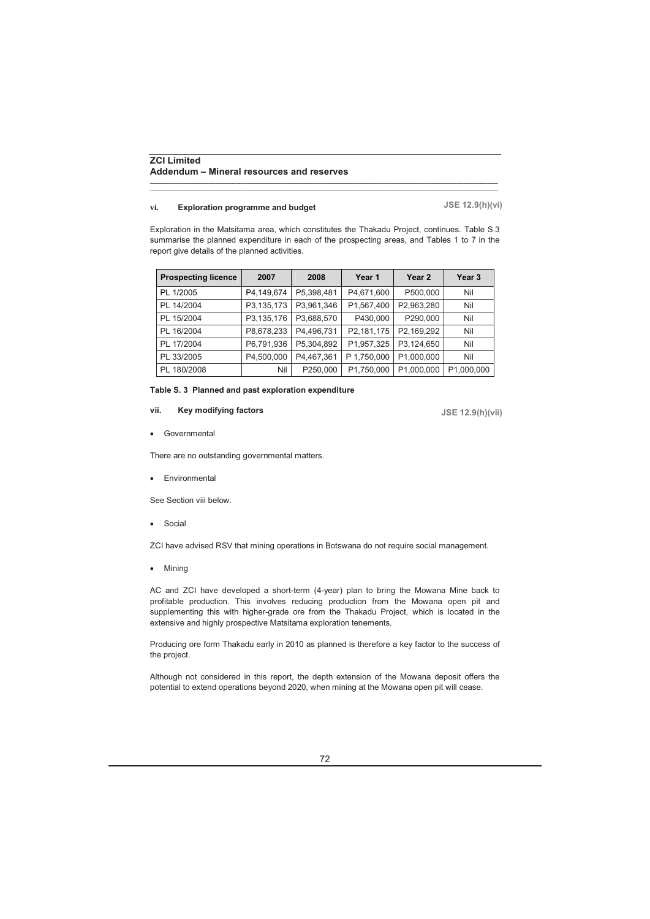### vi. Exploration programme and budget

JSE 12.9(h)(vi)

Exploration in the Matsitama area, which constitutes the Thakadu Project, continues. Table S.3 summarise the planned expenditure in each of the prospecting areas, and Tables 1 to 7 in the report give details of the planned activities.

| Prospecting licence | 2007 | 2008 | Year 1 | Year 2 | Year 3 |
|---|---|---|---|---|---|
| PL 1/2005 | P4,149,674 | P5,398,481 | P4,671,600 | P500,000 | Nil |
| PL 14/2004 | P3,135,173 | P3,961,346 | P1,567,400 | P2,963,280 | Nil |
| PL 15/2004 | P3,135,176 | P3,688,570 | P430,000 | P290,000 | Nil |
| PL 16/2004 | P8,678,233 | P4,496,731 | P2,181,175 | P2,169,292 | Nil |
| PL 17/2004 | P6,791,936 | P5,304,892 | P1,957,325 | P3,124,650 | Nil |
| PL 33/2005 | P4,500,000 | P4,467,361 | P 1,750,000 | P1,000,000 | Nil |
| PL 180/2008 | Nil | P250,000 | P1,750,000 | P1,000,000 | P1,000,000 |

**Table S. 3 Planned and past exploration expenditure**

### vii. Key modifying factors

JSE 12.9(h)(vii)

- Governmental

There are no outstanding governmental matters.

- Environmental

See Section viii below.

- Social

ZCI have advised RSV that mining operations in Botswana do not require social management.

- Mining

AC and ZCI have developed a short-term (4-year) plan to bring the Mowana Mine back to profitable production. This involves reducing production from the Mowana open pit and supplementing this with higher-grade ore from the Thakadu Project, which is located in the extensive and highly prospective Matsitama exploration tenements.

Producing ore form Thakadu early in 2010 as planned is therefore a key factor to the success of the project.

Although not considered in this report, the depth extension of the Mowana deposit offers the potential to extend operations beyond 2020, when mining at the Mowana open pit will cease.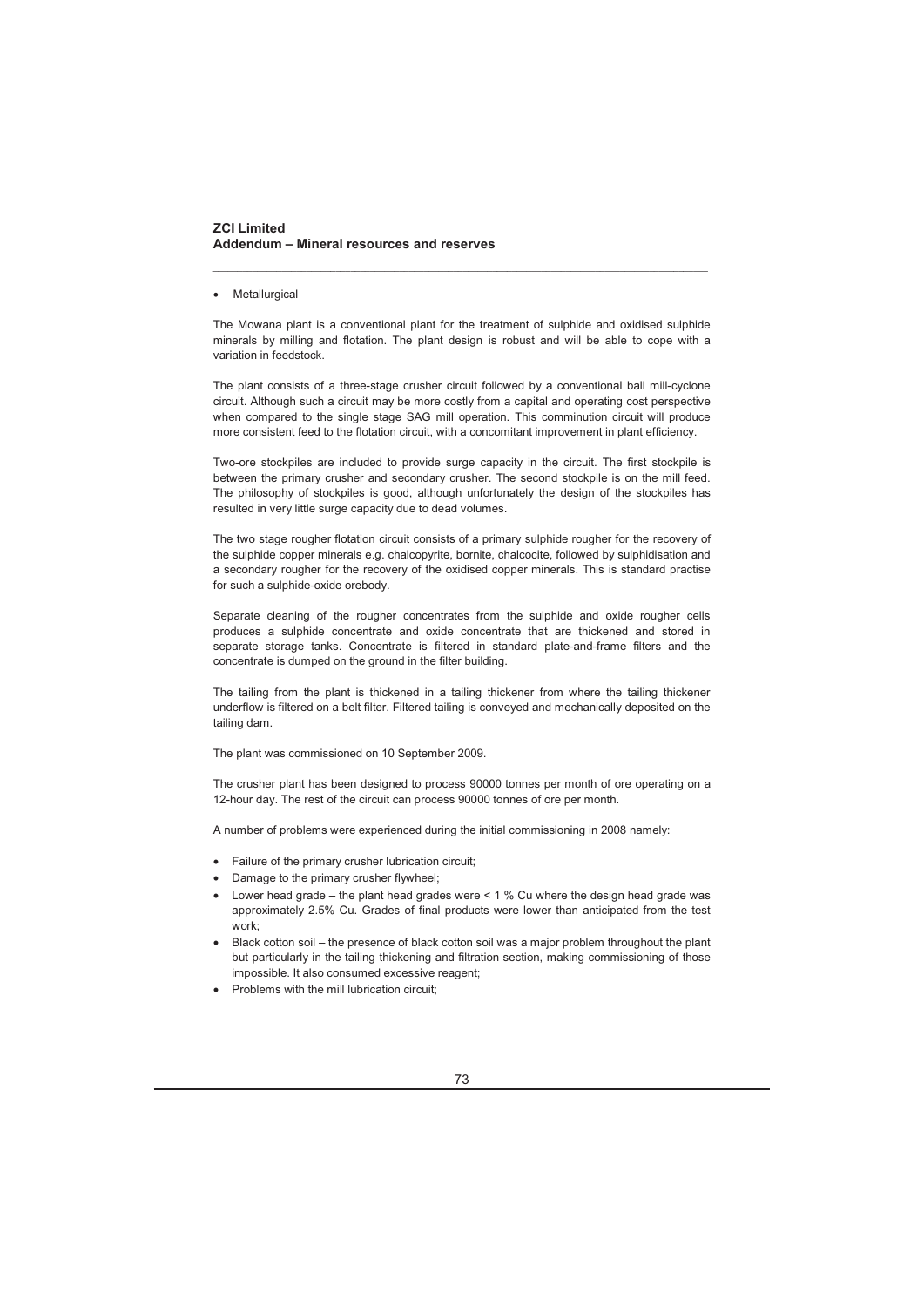- Metallurgical

The Mowana plant is a conventional plant for the treatment of sulphide and oxidised sulphide minerals by milling and flotation. The plant design is robust and will be able to cope with a variation in feedstock.

The plant consists of a three-stage crusher circuit followed by a conventional ball mill-cyclone circuit. Although such a circuit may be more costly from a capital and operating cost perspective when compared to the single stage SAG mill operation. This comminution circuit will produce more consistent feed to the flotation circuit, with a concomitant improvement in plant efficiency.

Two-ore stockpiles are included to provide surge capacity in the circuit. The first stockpile is between the primary crusher and secondary crusher. The second stockpile is on the mill feed. The philosophy of stockpiles is good, although unfortunately the design of the stockpiles has resulted in very little surge capacity due to dead volumes.

The two stage rougher flotation circuit consists of a primary sulphide rougher for the recovery of the sulphide copper minerals e.g. chalcopyrite, bornite, chalcocite, followed by sulphidisation and a secondary rougher for the recovery of the oxidised copper minerals. This is standard practise for such a sulphide-oxide orebody.

Separate cleaning of the rougher concentrates from the sulphide and oxide rougher cells produces a sulphide concentrate and oxide concentrate that are thickened and stored in separate storage tanks. Concentrate is filtered in standard plate-and-frame filters and the concentrate is dumped on the ground in the filter building.

The tailing from the plant is thickened in a tailing thickener from where the tailing thickener underflow is filtered on a belt filter. Filtered tailing is conveyed and mechanically deposited on the tailing dam.

The plant was commissioned on 10 September 2009.

The crusher plant has been designed to process 90000 tonnes per month of ore operating on a 12-hour day. The rest of the circuit can process 90000 tonnes of ore per month.

A number of problems were experienced during the initial commissioning in 2008 namely:

- Failure of the primary crusher lubrication circuit;
- Damage to the primary crusher flywheel;
- Lower head grade – the plant head grades were < 1 % Cu where the design head grade was approximately 2.5% Cu. Grades of final products were lower than anticipated from the test work;
- Black cotton soil – the presence of black cotton soil was a major problem throughout the plant but particularly in the tailing thickening and filtration section, making commissioning of those impossible. It also consumed excessive reagent;
- Problems with the mill lubrication circuit;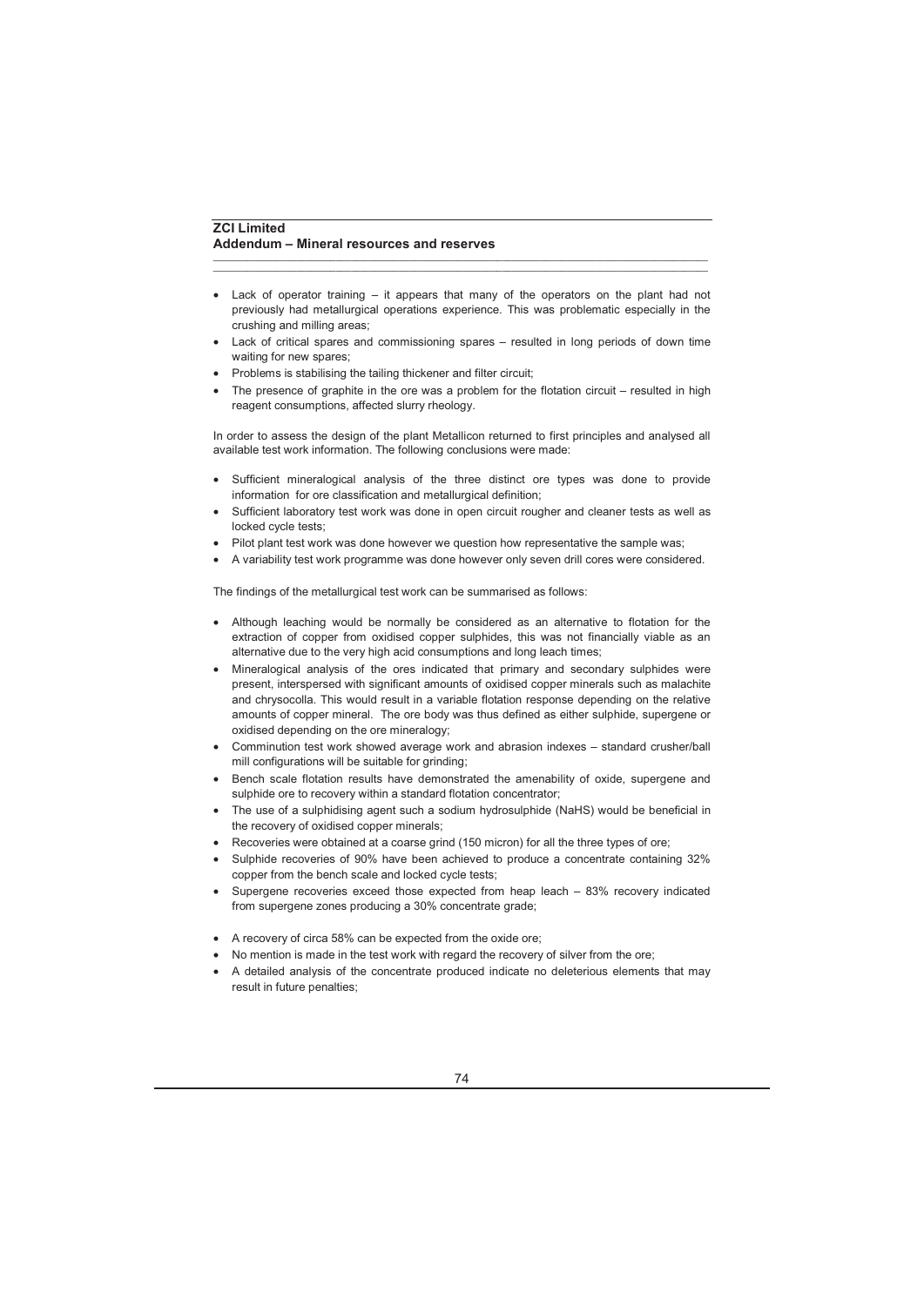- Lack of operator training – it appears that many of the operators on the plant had not previously had metallurgical operations experience. This was problematic especially in the crushing and milling areas;
- Lack of critical spares and commissioning spares – resulted in long periods of down time waiting for new spares;
- Problems is stabilising the tailing thickener and filter circuit;
- The presence of graphite in the ore was a problem for the flotation circuit – resulted in high reagent consumptions, affected slurry rheology.

In order to assess the design of the plant Metallicon returned to first principles and analysed all available test work information. The following conclusions were made:

- Sufficient mineralogical analysis of the three distinct ore types was done to provide information for ore classification and metallurgical definition;
- Sufficient laboratory test work was done in open circuit rougher and cleaner tests as well as locked cycle tests;
- Pilot plant test work was done however we question how representative the sample was;
- A variability test work programme was done however only seven drill cores were considered.

The findings of the metallurgical test work can be summarised as follows:

- Although leaching would be normally be considered as an alternative to flotation for the extraction of copper from oxidised copper sulphides, this was not financially viable as an alternative due to the very high acid consumptions and long leach times;
- Mineralogical analysis of the ores indicated that primary and secondary sulphides were present, interspersed with significant amounts of oxidised copper minerals such as malachite and chrysocolla. This would result in a variable flotation response depending on the relative amounts of copper mineral. The ore body was thus defined as either sulphide, supergene or oxidised depending on the ore mineralogy;
- Comminution test work showed average work and abrasion indexes – standard crusher/ball mill configurations will be suitable for grinding;
- Bench scale flotation results have demonstrated the amenability of oxide, supergene and sulphide ore to recovery within a standard flotation concentrator;
- The use of a sulphidising agent such a sodium hydrosulphide (NaHS) would be beneficial in the recovery of oxidised copper minerals;
- Recoveries were obtained at a coarse grind (150 micron) for all the three types of ore;
- Sulphide recoveries of 90% have been achieved to produce a concentrate containing 32% copper from the bench scale and locked cycle tests;
- Supergene recoveries exceed those expected from heap leach – 83% recovery indicated from supergene zones producing a 30% concentrate grade;
- A recovery of circa 58% can be expected from the oxide ore;
- No mention is made in the test work with regard the recovery of silver from the ore;
- A detailed analysis of the concentrate produced indicate no deleterious elements that may result in future penalties;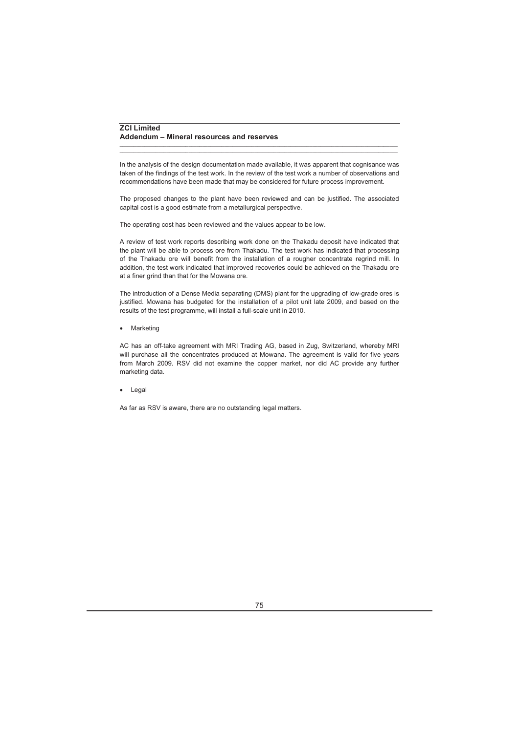In the analysis of the design documentation made available, it was apparent that cognisance was taken of the findings of the test work. In the review of the test work a number of observations and recommendations have been made that may be considered for future process improvement.

The proposed changes to the plant have been reviewed and can be justified. The associated capital cost is a good estimate from a metallurgical perspective.

The operating cost has been reviewed and the values appear to be low.

A review of test work reports describing work done on the Thakadu deposit have indicated that the plant will be able to process ore from Thakadu. The test work has indicated that processing of the Thakadu ore will benefit from the installation of a rougher concentrate regrind mill. In addition, the test work indicated that improved recoveries could be achieved on the Thakadu ore at a finer grind than that for the Mowana ore.

The introduction of a Dense Media separating (DMS) plant for the upgrading of low-grade ores is justified. Mowana has budgeted for the installation of a pilot unit late 2009, and based on the results of the test programme, will install a full-scale unit in 2010.

- Marketing

AC has an off-take agreement with MRI Trading AG, based in Zug, Switzerland, whereby MRI will purchase all the concentrates produced at Mowana. The agreement is valid for five years from March 2009. RSV did not examine the copper market, nor did AC provide any further marketing data.

- Legal

As far as RSV is aware, there are no outstanding legal matters.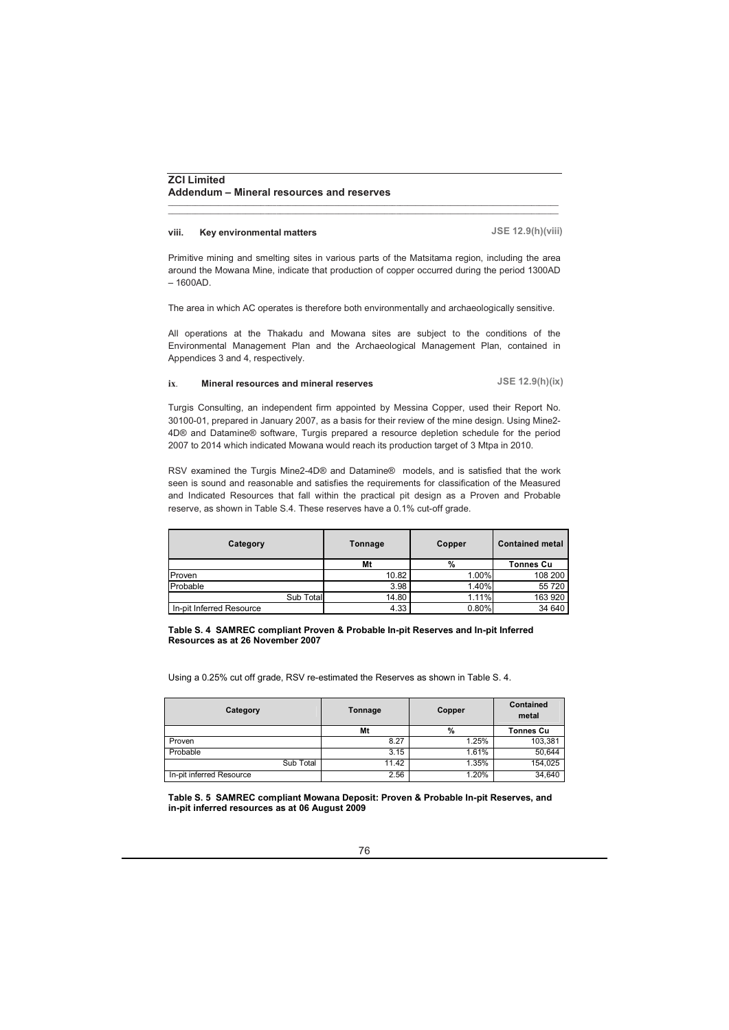### viii. Key environmental matters

**JSE 12.9(h)(viii)**

Primitive mining and smelting sites in various parts of the Matsitama region, including the area around the Mowana Mine, indicate that production of copper occurred during the period 1300AD – 1600AD.

The area in which AC operates is therefore both environmentally and archaeologically sensitive.

All operations at the Thakadu and Mowana sites are subject to the conditions of the Environmental Management Plan and the Archaeological Management Plan, contained in Appendices 3 and 4, respectively.

### ix. Mineral resources and mineral reserves

**JSE 12.9(h)(ix)**

Turgis Consulting, an independent firm appointed by Messina Copper, used their Report No. 30100-01, prepared in January 2007, as a basis for their review of the mine design. Using Mine2-4D® and Datamine® software, Turgis prepared a resource depletion schedule for the period 2007 to 2014 which indicated Mowana would reach its production target of 3 Mtpa in 2010.

RSV examined the Turgis Mine2-4D® and Datamine® models, and is satisfied that the work seen is sound and reasonable and satisfies the requirements for classification of the Measured and Indicated Resources that fall within the practical pit design as a Proven and Probable reserve, as shown in Table S.4. These reserves have a 0.1% cut-off grade.

| Category | Tonnage | Copper | Contained metal |
|---|---|---|---|
| | Mt | % | Tonnes Cu |
| Proven | 10.82 | 1.00% | 108 200 |
| Probable | 3.98 | 1.40% | 55 720 |
| Sub Total | 14.80 | 1.11% | 163 920 |
| In-pit Inferred Resource | 4.33 | 0.80% | 34 640 |

**Table S. 4 SAMREC compliant Proven & Probable In-pit Reserves and In-pit Inferred Resources as at 26 November 2007**

Using a 0.25% cut off grade, RSV re-estimated the Reserves as shown in Table S. 4.

| Category | Tonnage | Copper | Contained metal |
|---|---|---|---|
| | Mt | % | Tonnes Cu |
| Proven | 8.27 | 1.25% | 103,381 |
| Probable | 3.15 | 1.61% | 50,644 |
| Sub Total | 11.42 | 1.35% | 154,025 |
| In-pit inferred Resource | 2.56 | 1.20% | 34,640 |

**Table S. 5 SAMREC compliant Mowana Deposit: Proven & Probable In-pit Reserves, and in-pit inferred resources as at 06 August 2009**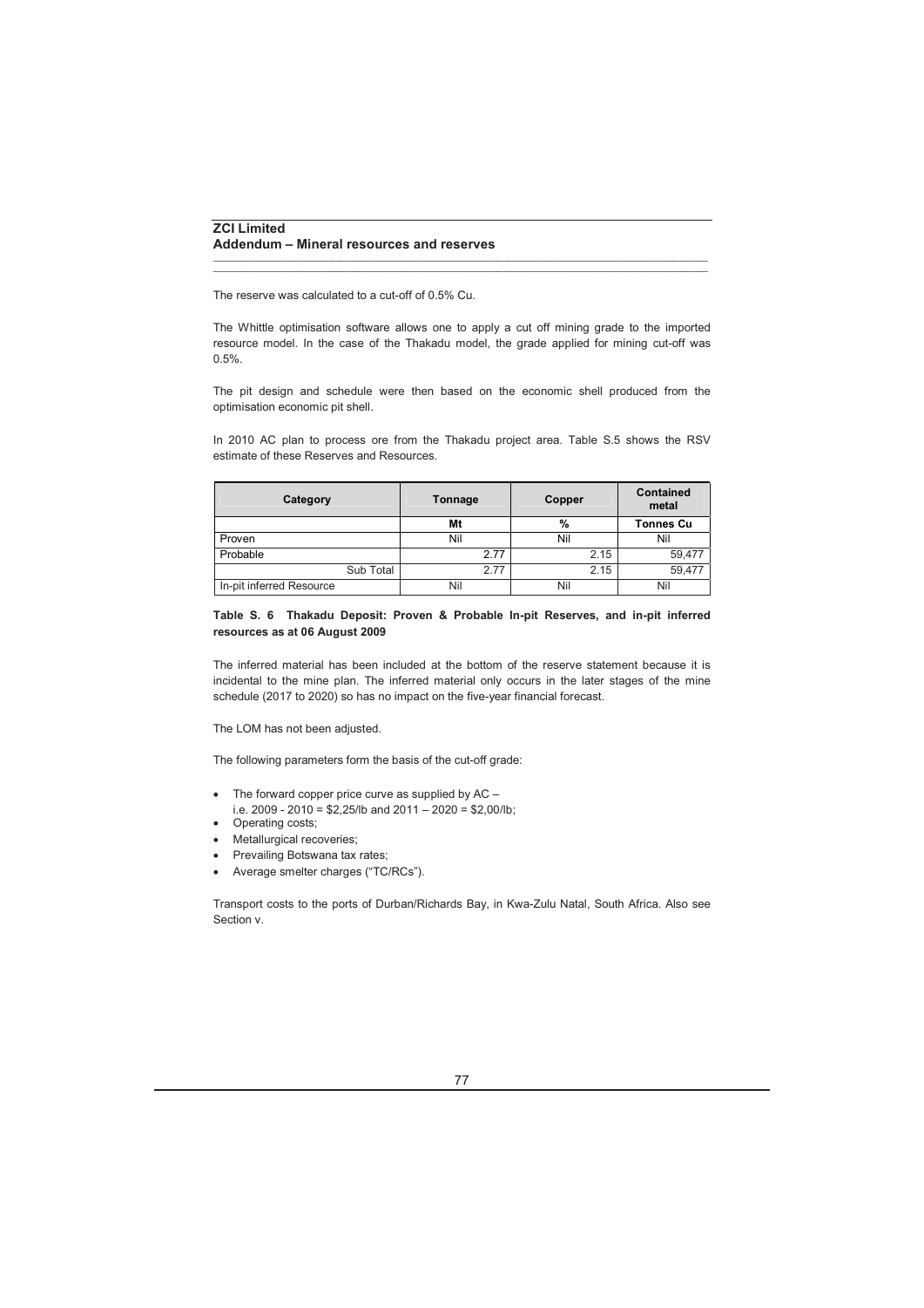The reserve was calculated to a cut-off of 0.5% Cu.

The Whittle optimisation software allows one to apply a cut off mining grade to the imported resource model. In the case of the Thakadu model, the grade applied for mining cut-off was 0.5%.

The pit design and schedule were then based on the economic shell produced from the optimisation economic pit shell.

In 2010 AC plan to process ore from the Thakadu project area. Table S.5 shows the RSV estimate of these Reserves and Resources.

| Category | Tonnage | Copper | Contained metal |
|---|---|---|---|
| | Mt | % | Tonnes Cu |
| Proven | Nil | Nil | Nil |
| Probable | 2.77 | 2.15 | 59,477 |
| Sub Total | 2.77 | 2.15 | 59,477 |
| In-pit inferred Resource | Nil | Nil | Nil |

**Table S. 6 Thakadu Deposit: Proven & Probable In-pit Reserves, and in-pit inferred resources as at 06 August 2009**

The inferred material has been included at the bottom of the reserve statement because it is incidental to the mine plan. The inferred material only occurs in the later stages of the mine schedule (2017 to 2020) so has no impact on the five-year financial forecast.

The LOM has not been adjusted.

The following parameters form the basis of the cut-off grade:

- The forward copper price curve as supplied by AC – i.e. 2009 - 2010 = $2,25/lb and 2011 – 2020 = $2,00/lb;
- Operating costs;
- Metallurgical recoveries;
- Prevailing Botswana tax rates;
- Average smelter charges ("TC/RCs").

Transport costs to the ports of Durban/Richards Bay, in Kwa-Zulu Natal, South Africa. Also see Section v.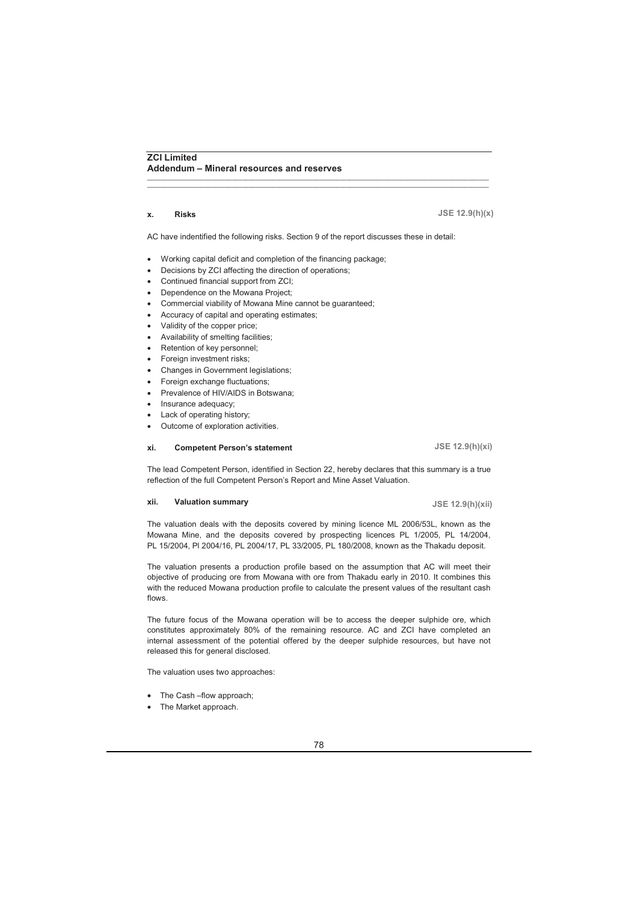### x. Risks

**JSE 12.9(h)(x)**

AC have indentified the following risks. Section 9 of the report discusses these in detail:

- Working capital deficit and completion of the financing package;
- Decisions by ZCI affecting the direction of operations;
- Continued financial support from ZCI;
- Dependence on the Mowana Project;
- Commercial viability of Mowana Mine cannot be guaranteed;
- Accuracy of capital and operating estimates;
- Validity of the copper price;
- Availability of smelting facilities;
- Retention of key personnel;
- Foreign investment risks;
- Changes in Government legislations;
- Foreign exchange fluctuations;
- Prevalence of HIV/AIDS in Botswana;
- Insurance adequacy;
- Lack of operating history;
- Outcome of exploration activities.

### xi. Competent Person's statement

**JSE 12.9(h)(xi)**

The lead Competent Person, identified in Section 22, hereby declares that this summary is a true reflection of the full Competent Person's Report and Mine Asset Valuation.

### xii. Valuation summary

**JSE 12.9(h)(xii)**

The valuation deals with the deposits covered by mining licence ML 2006/53L, known as the Mowana Mine, and the deposits covered by prospecting licences PL 1/2005, PL 14/2004, PL 15/2004, Pl 2004/16, PL 2004/17, PL 33/2005, PL 180/2008, known as the Thakadu deposit.

The valuation presents a production profile based on the assumption that AC will meet their objective of producing ore from Mowana with ore from Thakadu early in 2010. It combines this with the reduced Mowana production profile to calculate the present values of the resultant cash flows.

The future focus of the Mowana operation will be to access the deeper sulphide ore, which constitutes approximately 80% of the remaining resource. AC and ZCI have completed an internal assessment of the potential offered by the deeper sulphide resources, but have not released this for general disclosed.

The valuation uses two approaches:

- The Cash –flow approach;
- The Market approach.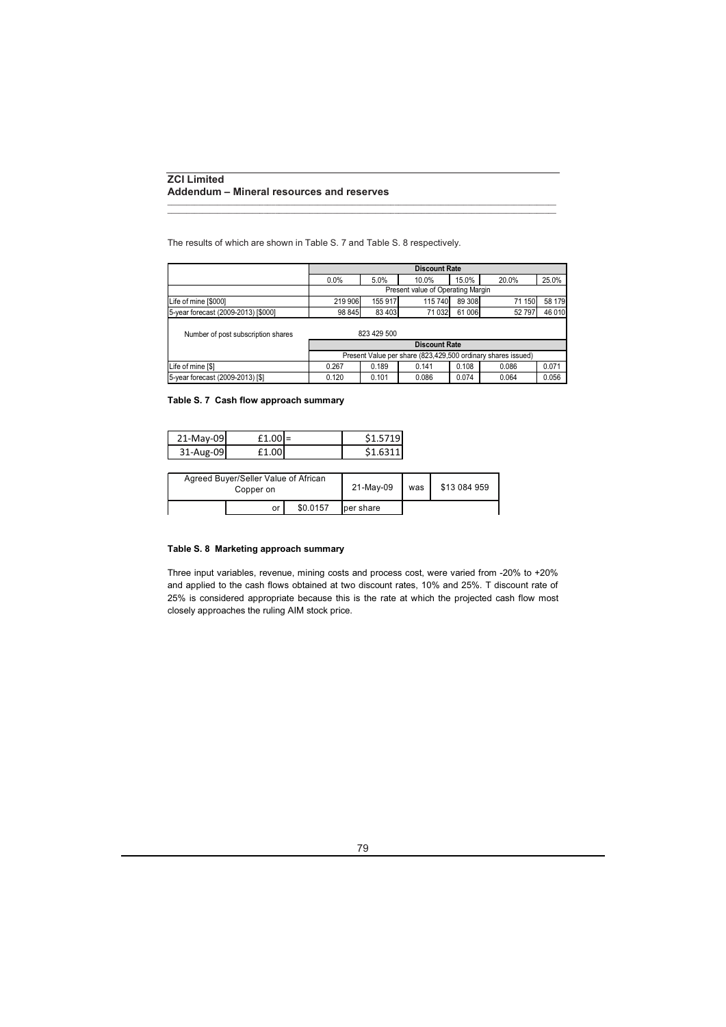The results of which are shown in Table S. 7 and Table S. 8 respectively.

| | Discount Rate | | | | | |
|---|---|---|---|---|---|---|
| | 0.0% | 5.0% | 10.0% | 15.0% | 20.0% | 25.0% |
| | Present value of Operating Margin | | | | | |
| Life of mine [$000] | 219 906 | 155 917 | 115 740 | 89 308 | 71 150 | 58 179 |
| 5-year forecast (2009-2013) [$000] | 98 845 | 83 403 | 71 032 | 61 006 | 52 797 | 46 010 |
| Number of post subscription shares | 823 429 500 | | | | | |
| | Discount Rate | | | | | |
| | Present Value per share (823,429,500 ordinary shares issued) | | | | | |
| Life of mine [$] | 0.267 | 0.189 | 0.141 | 0.108 | 0.086 | 0.071 |
| 5-year forecast (2009-2013) [$] | 0.120 | 0.101 | 0.086 | 0.074 | 0.064 | 0.056 |

**Table S. 7 Cash flow approach summary**

| | | | |
|---|---|---|---|
| 21-May-09 | £1.00 | = | $1.5719 |
| 31-Aug-09 | £1.00 | | $1.6311 |

| Agreed Buyer/Seller Value of African Copper on | | 21-May-09 | was | $13 084 959 |
|---|---|---|---|---|
| or | $0.0157 | per share | | |

**Table S. 8 Marketing approach summary**

Three input variables, revenue, mining costs and process cost, were varied from -20% to +20% and applied to the cash flows obtained at two discount rates, 10% and 25%. T discount rate of 25% is considered appropriate because this is the rate at which the projected cash flow most closely approaches the ruling AIM stock price.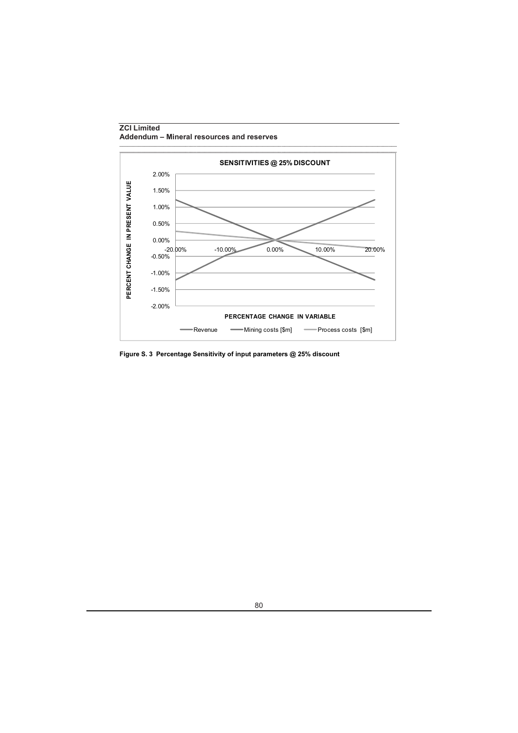**SENSITIVITIES @ 25% DISCOUNT**

PERCENT CHANGE IN PRESENT VALUE

2.00%
1.50%
1.00%
0.50%
0.00%
-0.50%
-1.00%
-1.50%
-2.00%

-20.00% -10.00% 0.00% 10.00% 20.00%

**PERCENTAGE CHANGE IN VARIABLE**

Revenue — Mining costs [$m] — Process costs [$m]

**Figure S. 3 Percentage Sensitivity of input parameters @ 25% discount**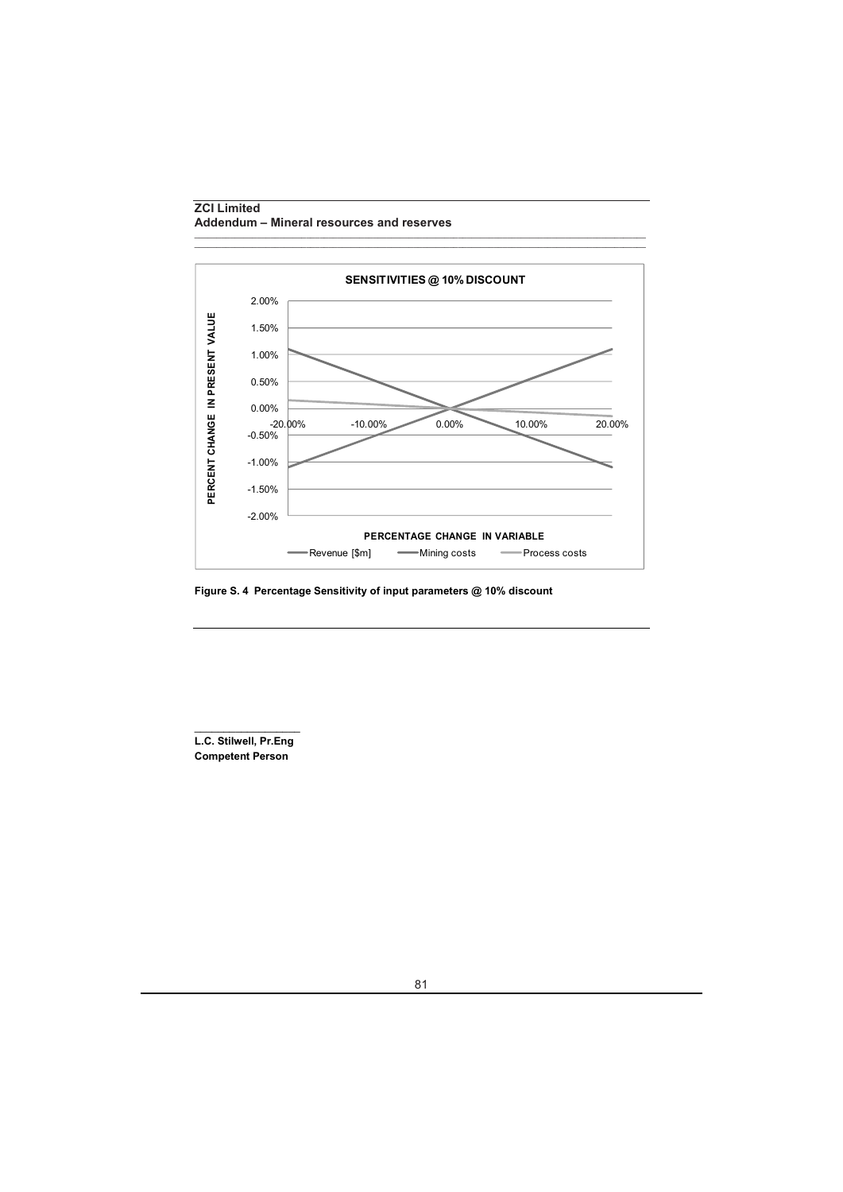SENSITIVITIES @ 10% DISCOUNT

Figure S. 4 Percentage Sensitivity of input parameters @ 10% discount

\_\_\_\_\_\_\_\_\_\_\_\_\_\_\_\_\_\_

**L.C. Stilwell, Pr.Eng**
**Competent Person**